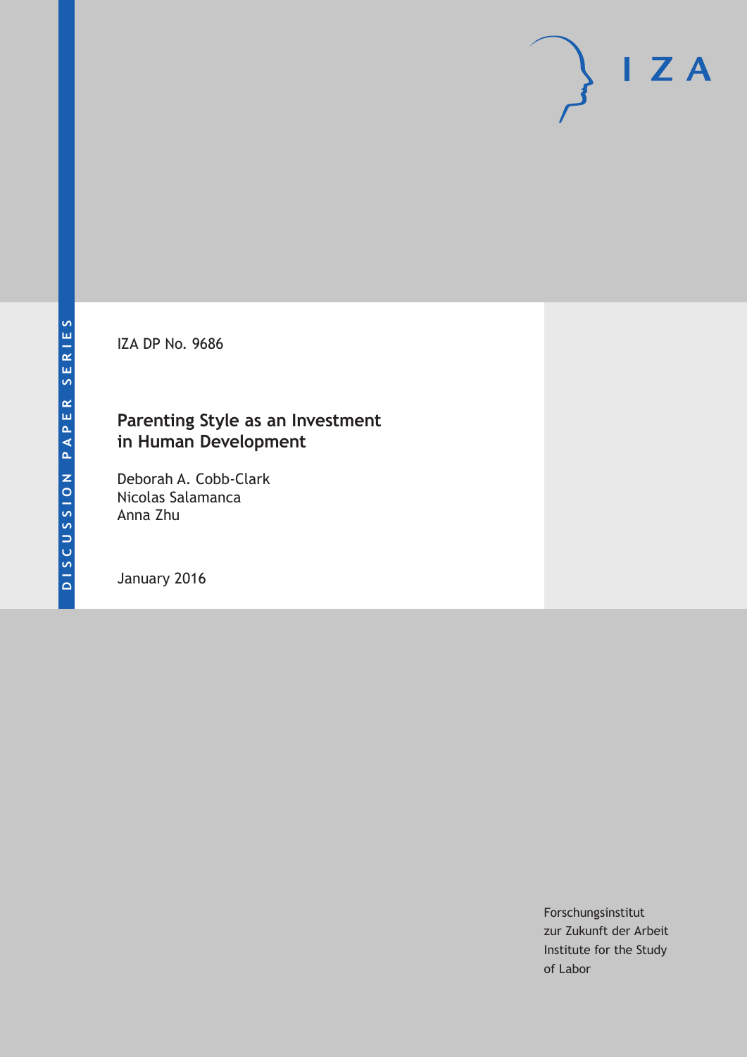DISCUSSION PAPER SERIES

IZA

IZA DP No. 9686

# Parenting Style as an Investment in Human Development

Deborah A. Cobb-Clark
Nicolas Salamanca
Anna Zhu

January 2016

Forschungsinstitut
zur Zukunft der Arbeit
Institute for the Study
of Labor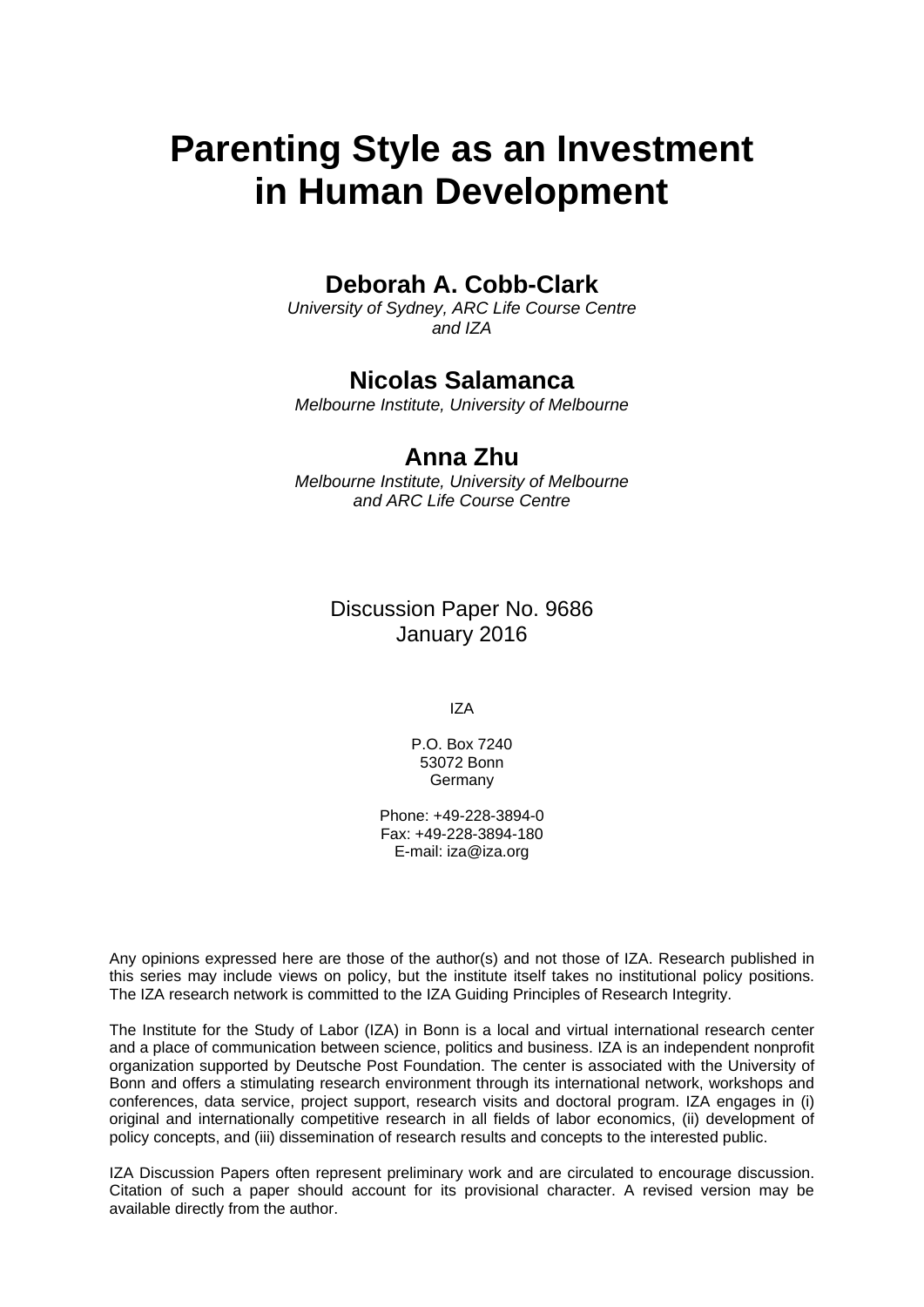# Parenting Style as an Investment in Human Development

**Deborah A. Cobb-Clark**

*University of Sydney, ARC Life Course Centre and IZA*

**Nicolas Salamanca**

*Melbourne Institute, University of Melbourne*

**Anna Zhu**

*Melbourne Institute, University of Melbourne and ARC Life Course Centre*

Discussion Paper No. 9686
January 2016

IZA

P.O. Box 7240
53072 Bonn
Germany

Phone: +49-228-3894-0
Fax: +49-228-3894-180
E-mail: iza@iza.org

Any opinions expressed here are those of the author(s) and not those of IZA. Research published in this series may include views on policy, but the institute itself takes no institutional policy positions. The IZA research network is committed to the IZA Guiding Principles of Research Integrity.

The Institute for the Study of Labor (IZA) in Bonn is a local and virtual international research center and a place of communication between science, politics and business. IZA is an independent nonprofit organization supported by Deutsche Post Foundation. The center is associated with the University of Bonn and offers a stimulating research environment through its international network, workshops and conferences, data service, project support, research visits and doctoral program. IZA engages in (i) original and internationally competitive research in all fields of labor economics, (ii) development of policy concepts, and (iii) dissemination of research results and concepts to the interested public.

IZA Discussion Papers often represent preliminary work and are circulated to encourage discussion. Citation of such a paper should account for its provisional character. A revised version may be available directly from the author.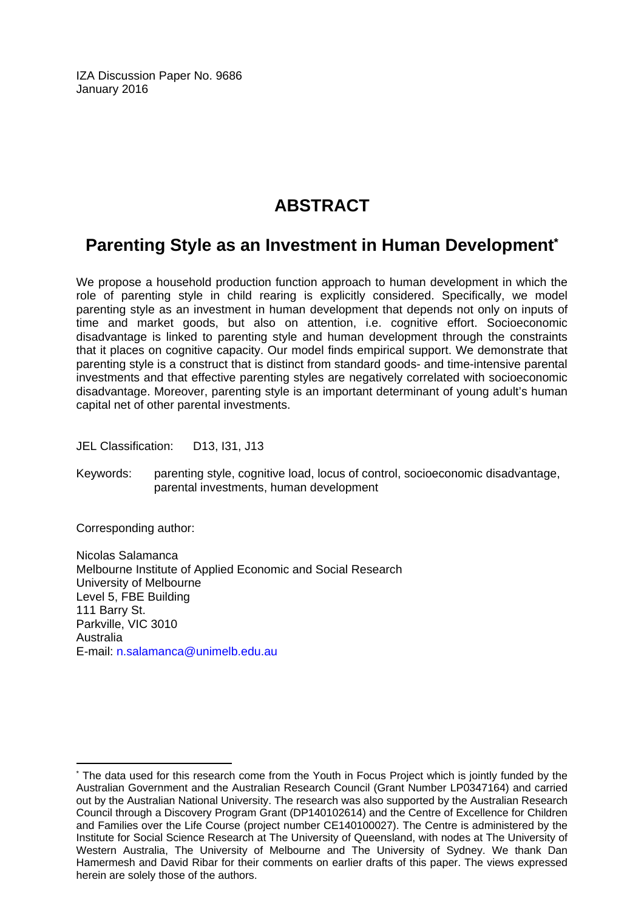IZA Discussion Paper No. 9686
January 2016

# ABSTRACT

## Parenting Style as an Investment in Human Development*

We propose a household production function approach to human development in which the role of parenting style in child rearing is explicitly considered. Specifically, we model parenting style as an investment in human development that depends not only on inputs of time and market goods, but also on attention, i.e. cognitive effort. Socioeconomic disadvantage is linked to parenting style and human development through the constraints that it places on cognitive capacity. Our model finds empirical support. We demonstrate that parenting style is a construct that is distinct from standard goods- and time-intensive parental investments and that effective parenting styles are negatively correlated with socioeconomic disadvantage. Moreover, parenting style is an important determinant of young adult's human capital net of other parental investments.

JEL Classification: D13, I31, J13

Keywords: parenting style, cognitive load, locus of control, socioeconomic disadvantage, parental investments, human development

Corresponding author:

Nicolas Salamanca
Melbourne Institute of Applied Economic and Social Research
University of Melbourne
Level 5, FBE Building
111 Barry St.
Parkville, VIC 3010
Australia
E-mail: n.salamanca@unimelb.edu.au

---

* The data used for this research come from the Youth in Focus Project which is jointly funded by the Australian Government and the Australian Research Council (Grant Number LP0347164) and carried out by the Australian National University. The research was also supported by the Australian Research Council through a Discovery Program Grant (DP140102614) and the Centre of Excellence for Children and Families over the Life Course (project number CE140100027). The Centre is administered by the Institute for Social Science Research at The University of Queensland, with nodes at The University of Western Australia, The University of Melbourne and The University of Sydney. We thank Dan Hamermesh and David Ribar for their comments on earlier drafts of this paper. The views expressed herein are solely those of the authors.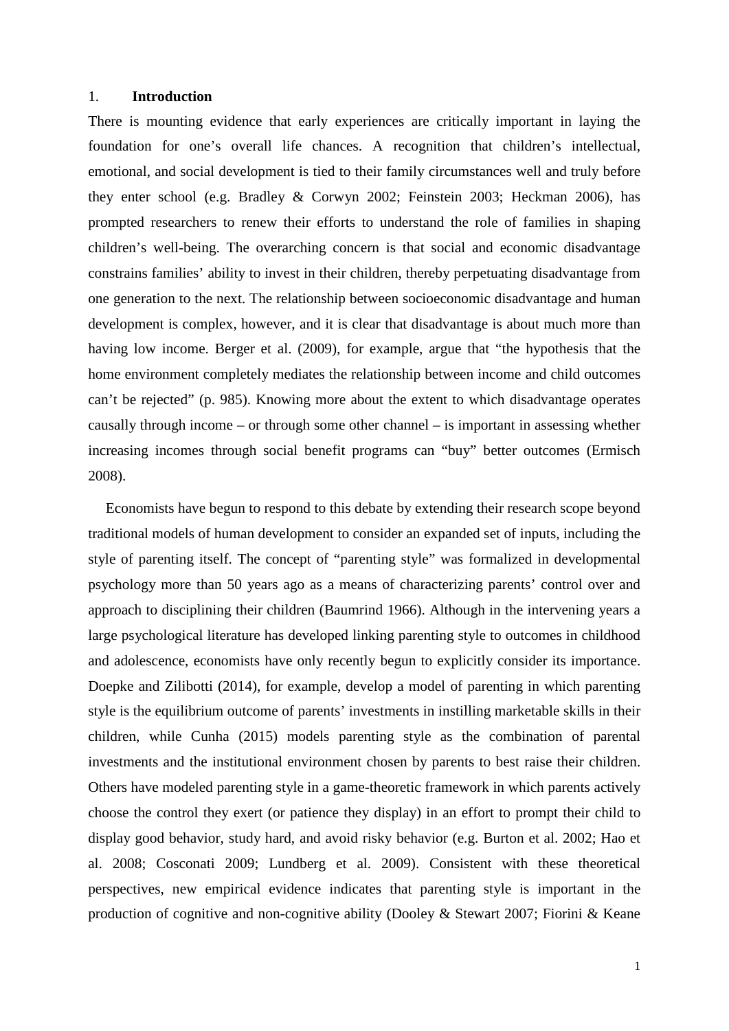## 1. Introduction

There is mounting evidence that early experiences are critically important in laying the foundation for one's overall life chances. A recognition that children's intellectual, emotional, and social development is tied to their family circumstances well and truly before they enter school (e.g. Bradley & Corwyn 2002; Feinstein 2003; Heckman 2006), has prompted researchers to renew their efforts to understand the role of families in shaping children's well-being. The overarching concern is that social and economic disadvantage constrains families' ability to invest in their children, thereby perpetuating disadvantage from one generation to the next. The relationship between socioeconomic disadvantage and human development is complex, however, and it is clear that disadvantage is about much more than having low income. Berger et al. (2009), for example, argue that "the hypothesis that the home environment completely mediates the relationship between income and child outcomes can't be rejected" (p. 985). Knowing more about the extent to which disadvantage operates causally through income – or through some other channel – is important in assessing whether increasing incomes through social benefit programs can "buy" better outcomes (Ermisch 2008).

Economists have begun to respond to this debate by extending their research scope beyond traditional models of human development to consider an expanded set of inputs, including the style of parenting itself. The concept of "parenting style" was formalized in developmental psychology more than 50 years ago as a means of characterizing parents' control over and approach to disciplining their children (Baumrind 1966). Although in the intervening years a large psychological literature has developed linking parenting style to outcomes in childhood and adolescence, economists have only recently begun to explicitly consider its importance. Doepke and Zilibotti (2014), for example, develop a model of parenting in which parenting style is the equilibrium outcome of parents' investments in instilling marketable skills in their children, while Cunha (2015) models parenting style as the combination of parental investments and the institutional environment chosen by parents to best raise their children. Others have modeled parenting style in a game-theoretic framework in which parents actively choose the control they exert (or patience they display) in an effort to prompt their child to display good behavior, study hard, and avoid risky behavior (e.g. Burton et al. 2002; Hao et al. 2008; Cosconati 2009; Lundberg et al. 2009). Consistent with these theoretical perspectives, new empirical evidence indicates that parenting style is important in the production of cognitive and non-cognitive ability (Dooley & Stewart 2007; Fiorini & Keane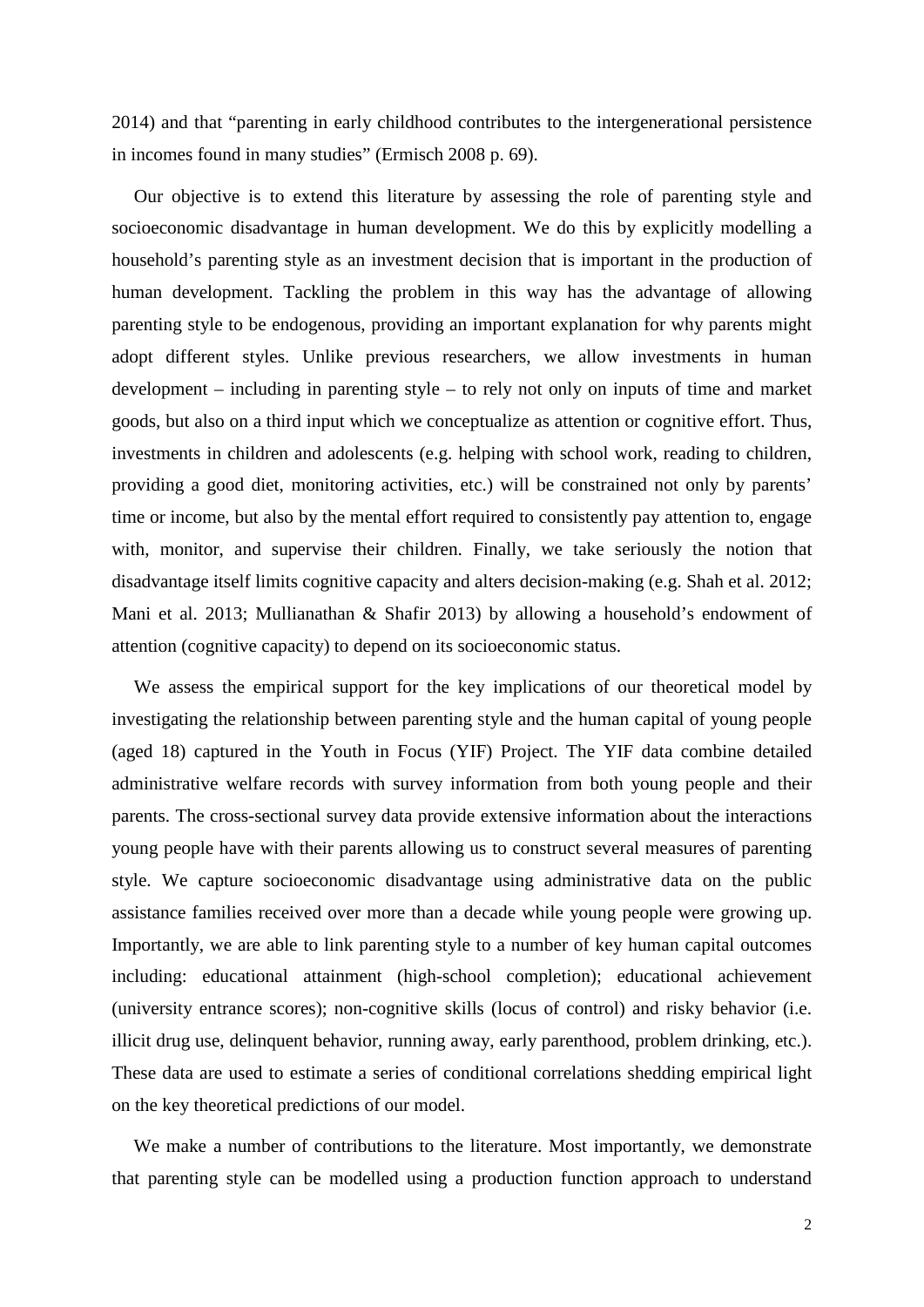2014) and that "parenting in early childhood contributes to the intergenerational persistence in incomes found in many studies" (Ermisch 2008 p. 69).

Our objective is to extend this literature by assessing the role of parenting style and socioeconomic disadvantage in human development. We do this by explicitly modelling a household's parenting style as an investment decision that is important in the production of human development. Tackling the problem in this way has the advantage of allowing parenting style to be endogenous, providing an important explanation for why parents might adopt different styles. Unlike previous researchers, we allow investments in human development – including in parenting style – to rely not only on inputs of time and market goods, but also on a third input which we conceptualize as attention or cognitive effort. Thus, investments in children and adolescents (e.g. helping with school work, reading to children, providing a good diet, monitoring activities, etc.) will be constrained not only by parents' time or income, but also by the mental effort required to consistently pay attention to, engage with, monitor, and supervise their children. Finally, we take seriously the notion that disadvantage itself limits cognitive capacity and alters decision-making (e.g. Shah et al. 2012; Mani et al. 2013; Mullianathan & Shafir 2013) by allowing a household's endowment of attention (cognitive capacity) to depend on its socioeconomic status.

We assess the empirical support for the key implications of our theoretical model by investigating the relationship between parenting style and the human capital of young people (aged 18) captured in the Youth in Focus (YIF) Project. The YIF data combine detailed administrative welfare records with survey information from both young people and their parents. The cross-sectional survey data provide extensive information about the interactions young people have with their parents allowing us to construct several measures of parenting style. We capture socioeconomic disadvantage using administrative data on the public assistance families received over more than a decade while young people were growing up. Importantly, we are able to link parenting style to a number of key human capital outcomes including: educational attainment (high-school completion); educational achievement (university entrance scores); non-cognitive skills (locus of control) and risky behavior (i.e. illicit drug use, delinquent behavior, running away, early parenthood, problem drinking, etc.). These data are used to estimate a series of conditional correlations shedding empirical light on the key theoretical predictions of our model.

We make a number of contributions to the literature. Most importantly, we demonstrate that parenting style can be modelled using a production function approach to understand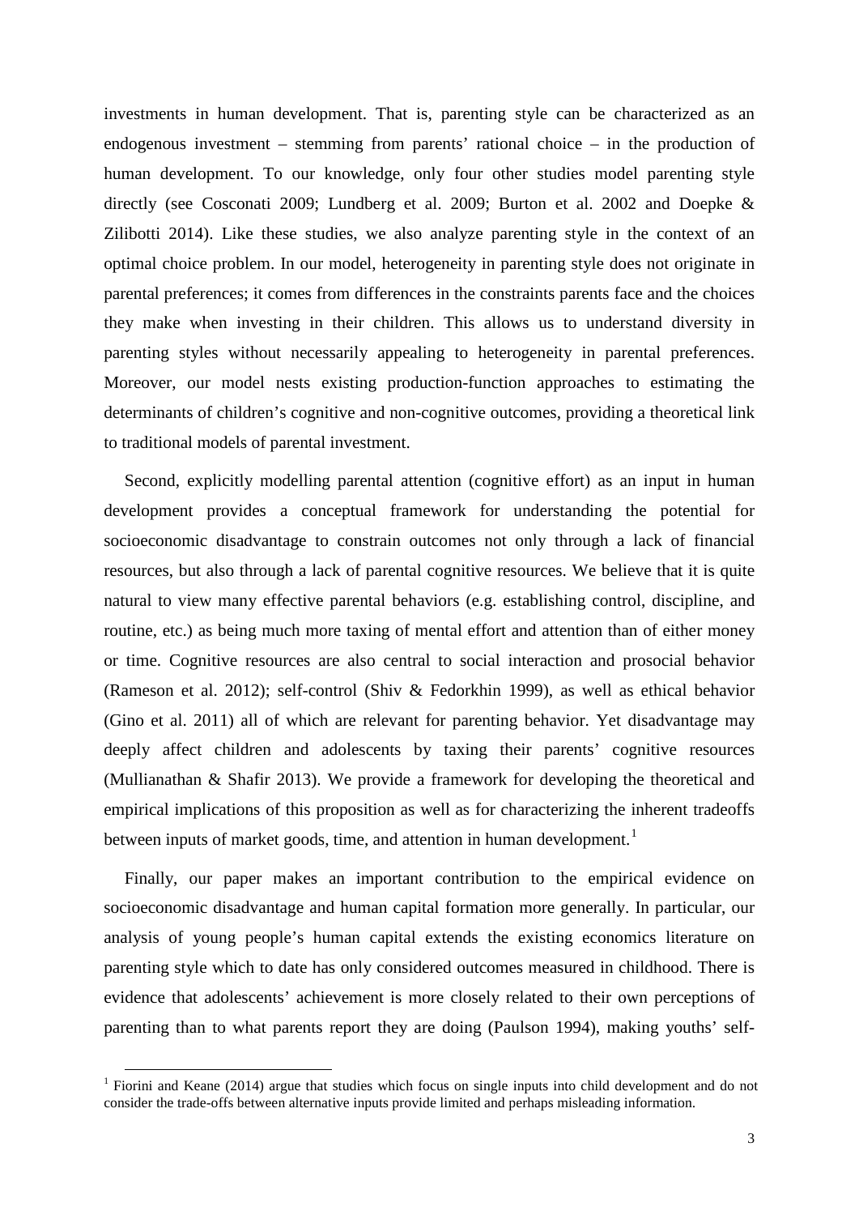investments in human development. That is, parenting style can be characterized as an endogenous investment – stemming from parents' rational choice – in the production of human development. To our knowledge, only four other studies model parenting style directly (see Cosconati 2009; Lundberg et al. 2009; Burton et al. 2002 and Doepke & Zilibotti 2014). Like these studies, we also analyze parenting style in the context of an optimal choice problem. In our model, heterogeneity in parenting style does not originate in parental preferences; it comes from differences in the constraints parents face and the choices they make when investing in their children. This allows us to understand diversity in parenting styles without necessarily appealing to heterogeneity in parental preferences. Moreover, our model nests existing production-function approaches to estimating the determinants of children's cognitive and non-cognitive outcomes, providing a theoretical link to traditional models of parental investment.

Second, explicitly modelling parental attention (cognitive effort) as an input in human development provides a conceptual framework for understanding the potential for socioeconomic disadvantage to constrain outcomes not only through a lack of financial resources, but also through a lack of parental cognitive resources. We believe that it is quite natural to view many effective parental behaviors (e.g. establishing control, discipline, and routine, etc.) as being much more taxing of mental effort and attention than of either money or time. Cognitive resources are also central to social interaction and prosocial behavior (Rameson et al. 2012); self-control (Shiv & Fedorkhin 1999), as well as ethical behavior (Gino et al. 2011) all of which are relevant for parenting behavior. Yet disadvantage may deeply affect children and adolescents by taxing their parents' cognitive resources (Mullianathan & Shafir 2013). We provide a framework for developing the theoretical and empirical implications of this proposition as well as for characterizing the inherent tradeoffs between inputs of market goods, time, and attention in human development.[1]

Finally, our paper makes an important contribution to the empirical evidence on socioeconomic disadvantage and human capital formation more generally. In particular, our analysis of young people's human capital extends the existing economics literature on parenting style which to date has only considered outcomes measured in childhood. There is evidence that adolescents' achievement is more closely related to their own perceptions of parenting than to what parents report they are doing (Paulson 1994), making youths' self-

[1] Fiorini and Keane (2014) argue that studies which focus on single inputs into child development and do not consider the trade-offs between alternative inputs provide limited and perhaps misleading information.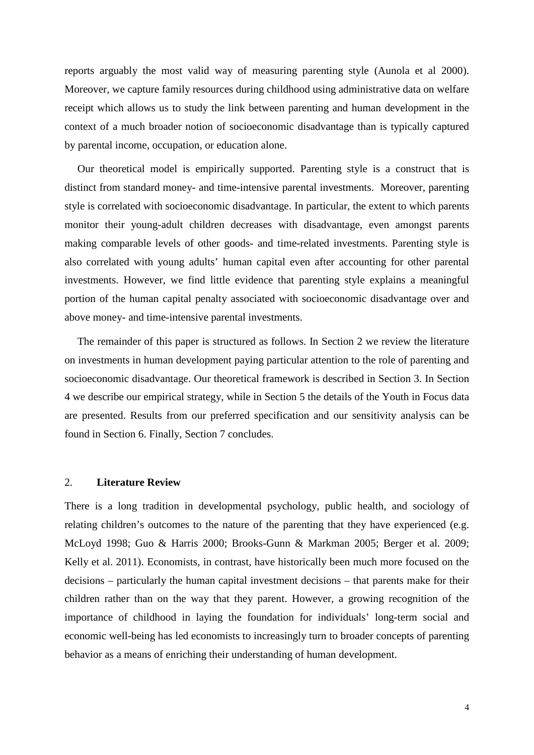reports arguably the most valid way of measuring parenting style (Aunola et al 2000). Moreover, we capture family resources during childhood using administrative data on welfare receipt which allows us to study the link between parenting and human development in the context of a much broader notion of socioeconomic disadvantage than is typically captured by parental income, occupation, or education alone.

Our theoretical model is empirically supported. Parenting style is a construct that is distinct from standard money- and time-intensive parental investments. Moreover, parenting style is correlated with socioeconomic disadvantage. In particular, the extent to which parents monitor their young-adult children decreases with disadvantage, even amongst parents making comparable levels of other goods- and time-related investments. Parenting style is also correlated with young adults' human capital even after accounting for other parental investments. However, we find little evidence that parenting style explains a meaningful portion of the human capital penalty associated with socioeconomic disadvantage over and above money- and time-intensive parental investments.

The remainder of this paper is structured as follows. In Section 2 we review the literature on investments in human development paying particular attention to the role of parenting and socioeconomic disadvantage. Our theoretical framework is described in Section 3. In Section 4 we describe our empirical strategy, while in Section 5 the details of the Youth in Focus data are presented. Results from our preferred specification and our sensitivity analysis can be found in Section 6. Finally, Section 7 concludes.

## 2. **Literature Review**

There is a long tradition in developmental psychology, public health, and sociology of relating children's outcomes to the nature of the parenting that they have experienced (e.g. McLoyd 1998; Guo & Harris 2000; Brooks-Gunn & Markman 2005; Berger et al. 2009; Kelly et al. 2011). Economists, in contrast, have historically been much more focused on the decisions – particularly the human capital investment decisions – that parents make for their children rather than on the way that they parent. However, a growing recognition of the importance of childhood in laying the foundation for individuals' long-term social and economic well-being has led economists to increasingly turn to broader concepts of parenting behavior as a means of enriching their understanding of human development.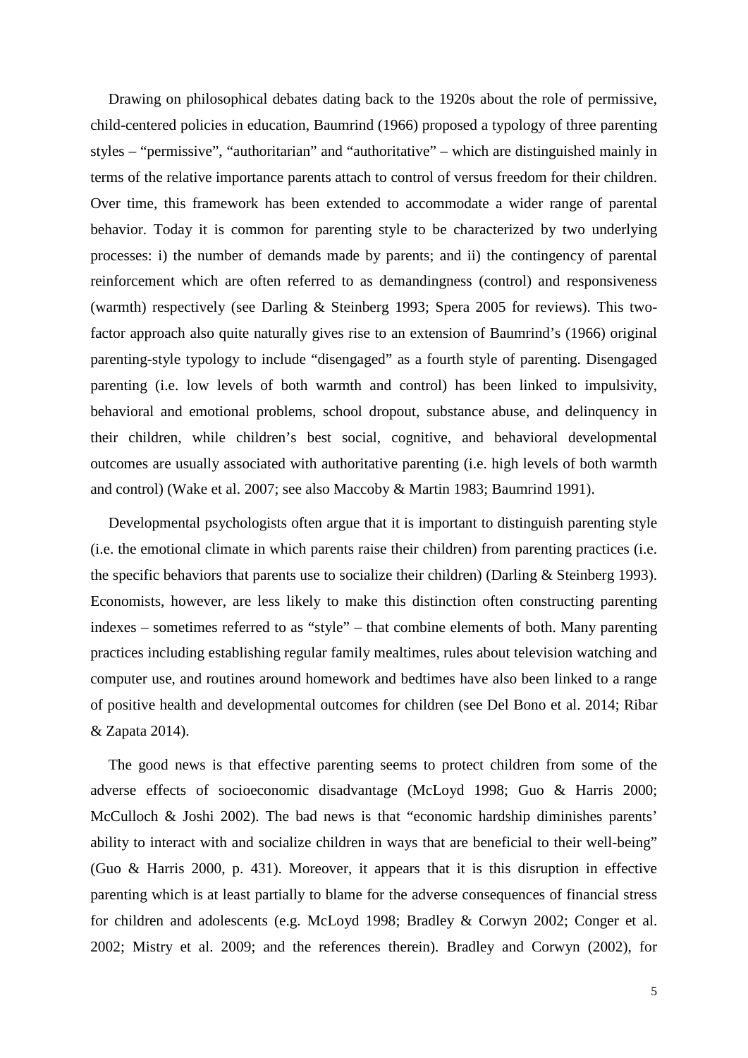Drawing on philosophical debates dating back to the 1920s about the role of permissive, child-centered policies in education, Baumrind (1966) proposed a typology of three parenting styles – "permissive", "authoritarian" and "authoritative" – which are distinguished mainly in terms of the relative importance parents attach to control of versus freedom for their children. Over time, this framework has been extended to accommodate a wider range of parental behavior. Today it is common for parenting style to be characterized by two underlying processes: i) the number of demands made by parents; and ii) the contingency of parental reinforcement which are often referred to as demandingness (control) and responsiveness (warmth) respectively (see Darling & Steinberg 1993; Spera 2005 for reviews). This two-factor approach also quite naturally gives rise to an extension of Baumrind's (1966) original parenting-style typology to include "disengaged" as a fourth style of parenting. Disengaged parenting (i.e. low levels of both warmth and control) has been linked to impulsivity, behavioral and emotional problems, school dropout, substance abuse, and delinquency in their children, while children's best social, cognitive, and behavioral developmental outcomes are usually associated with authoritative parenting (i.e. high levels of both warmth and control) (Wake et al. 2007; see also Maccoby & Martin 1983; Baumrind 1991).

Developmental psychologists often argue that it is important to distinguish parenting style (i.e. the emotional climate in which parents raise their children) from parenting practices (i.e. the specific behaviors that parents use to socialize their children) (Darling & Steinberg 1993). Economists, however, are less likely to make this distinction often constructing parenting indexes – sometimes referred to as "style" – that combine elements of both. Many parenting practices including establishing regular family mealtimes, rules about television watching and computer use, and routines around homework and bedtimes have also been linked to a range of positive health and developmental outcomes for children (see Del Bono et al. 2014; Ribar & Zapata 2014).

The good news is that effective parenting seems to protect children from some of the adverse effects of socioeconomic disadvantage (McLoyd 1998; Guo & Harris 2000; McCulloch & Joshi 2002). The bad news is that "economic hardship diminishes parents' ability to interact with and socialize children in ways that are beneficial to their well-being" (Guo & Harris 2000, p. 431). Moreover, it appears that it is this disruption in effective parenting which is at least partially to blame for the adverse consequences of financial stress for children and adolescents (e.g. McLoyd 1998; Bradley & Corwyn 2002; Conger et al. 2002; Mistry et al. 2009; and the references therein). Bradley and Corwyn (2002), for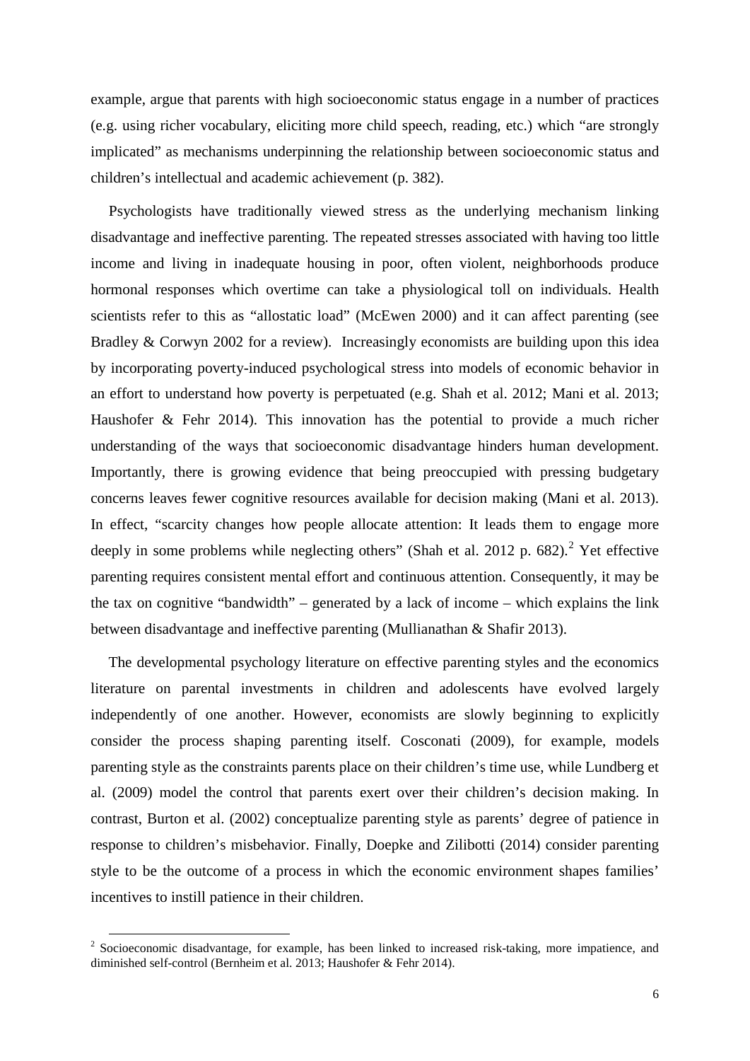example, argue that parents with high socioeconomic status engage in a number of practices (e.g. using richer vocabulary, eliciting more child speech, reading, etc.) which "are strongly implicated" as mechanisms underpinning the relationship between socioeconomic status and children's intellectual and academic achievement (p. 382).

Psychologists have traditionally viewed stress as the underlying mechanism linking disadvantage and ineffective parenting. The repeated stresses associated with having too little income and living in inadequate housing in poor, often violent, neighborhoods produce hormonal responses which overtime can take a physiological toll on individuals. Health scientists refer to this as "allostatic load" (McEwen 2000) and it can affect parenting (see Bradley & Corwyn 2002 for a review). Increasingly economists are building upon this idea by incorporating poverty-induced psychological stress into models of economic behavior in an effort to understand how poverty is perpetuated (e.g. Shah et al. 2012; Mani et al. 2013; Haushofer & Fehr 2014). This innovation has the potential to provide a much richer understanding of the ways that socioeconomic disadvantage hinders human development. Importantly, there is growing evidence that being preoccupied with pressing budgetary concerns leaves fewer cognitive resources available for decision making (Mani et al. 2013). In effect, "scarcity changes how people allocate attention: It leads them to engage more deeply in some problems while neglecting others" (Shah et al. 2012 p. 682).[2] Yet effective parenting requires consistent mental effort and continuous attention. Consequently, it may be the tax on cognitive "bandwidth" – generated by a lack of income – which explains the link between disadvantage and ineffective parenting (Mullianathan & Shafir 2013).

The developmental psychology literature on effective parenting styles and the economics literature on parental investments in children and adolescents have evolved largely independently of one another. However, economists are slowly beginning to explicitly consider the process shaping parenting itself. Cosconati (2009), for example, models parenting style as the constraints parents place on their children's time use, while Lundberg et al. (2009) model the control that parents exert over their children's decision making. In contrast, Burton et al. (2002) conceptualize parenting style as parents' degree of patience in response to children's misbehavior. Finally, Doepke and Zilibotti (2014) consider parenting style to be the outcome of a process in which the economic environment shapes families' incentives to instill patience in their children.

[2] Socioeconomic disadvantage, for example, has been linked to increased risk-taking, more impatience, and diminished self-control (Bernheim et al. 2013; Haushofer & Fehr 2014).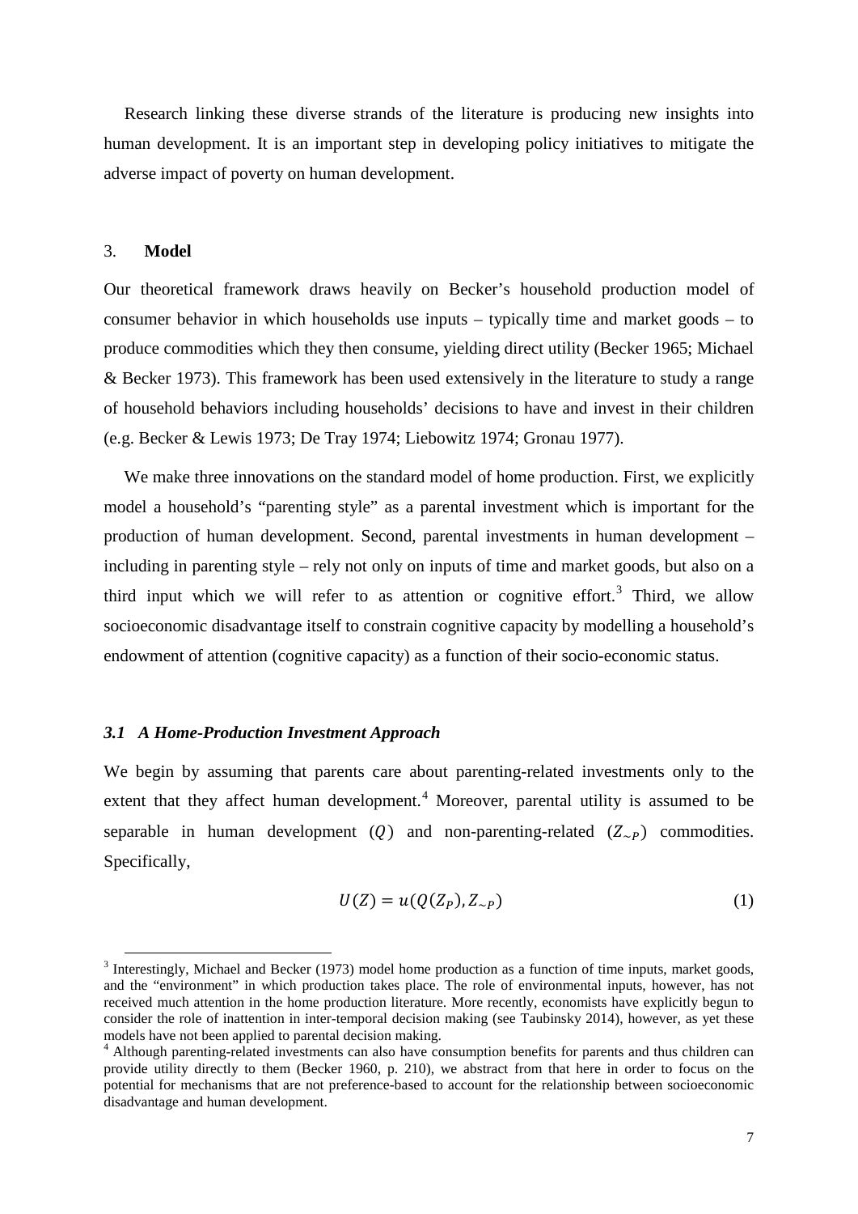Research linking these diverse strands of the literature is producing new insights into human development. It is an important step in developing policy initiatives to mitigate the adverse impact of poverty on human development.

## 3. **Model**

Our theoretical framework draws heavily on Becker's household production model of consumer behavior in which households use inputs – typically time and market goods – to produce commodities which they then consume, yielding direct utility (Becker 1965; Michael & Becker 1973). This framework has been used extensively in the literature to study a range of household behaviors including households' decisions to have and invest in their children (e.g. Becker & Lewis 1973; De Tray 1974; Liebowitz 1974; Gronau 1977).

We make three innovations on the standard model of home production. First, we explicitly model a household's "parenting style" as a parental investment which is important for the production of human development. Second, parental investments in human development – including in parenting style – rely not only on inputs of time and market goods, but also on a third input which we will refer to as attention or cognitive effort.[3] Third, we allow socioeconomic disadvantage itself to constrain cognitive capacity by modelling a household's endowment of attention (cognitive capacity) as a function of their socio-economic status.

### *3.1 A Home-Production Investment Approach*

We begin by assuming that parents care about parenting-related investments only to the extent that they affect human development.[4] Moreover, parental utility is assumed to be separable in human development ($Q$) and non-parenting-related ($Z_{\sim P}$) commodities. Specifically,

$$U(Z) = u(Q(Z_P), Z_{\sim P}) \tag{1}$$

[3] Interestingly, Michael and Becker (1973) model home production as a function of time inputs, market goods, and the "environment" in which production takes place. The role of environmental inputs, however, has not received much attention in the home production literature. More recently, economists have explicitly begun to consider the role of inattention in inter-temporal decision making (see Taubinsky 2014), however, as yet these models have not been applied to parental decision making.

[4] Although parenting-related investments can also have consumption benefits for parents and thus children can provide utility directly to them (Becker 1960, p. 210), we abstract from that here in order to focus on the potential for mechanisms that are not preference-based to account for the relationship between socioeconomic disadvantage and human development.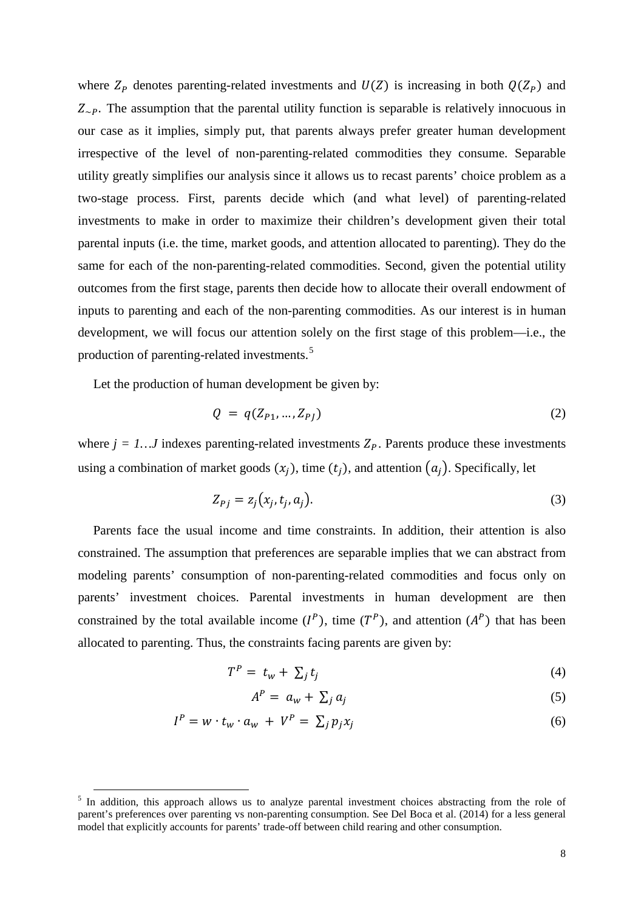where $Z_P$ denotes parenting-related investments and $U(Z)$ is increasing in both $Q(Z_P)$ and $Z_{\sim P}$. The assumption that the parental utility function is separable is relatively innocuous in our case as it implies, simply put, that parents always prefer greater human development irrespective of the level of non-parenting-related commodities they consume. Separable utility greatly simplifies our analysis since it allows us to recast parents' choice problem as a two-stage process. First, parents decide which (and what level) of parenting-related investments to make in order to maximize their children's development given their total parental inputs (i.e. the time, market goods, and attention allocated to parenting). They do the same for each of the non-parenting-related commodities. Second, given the potential utility outcomes from the first stage, parents then decide how to allocate their overall endowment of inputs to parenting and each of the non-parenting commodities. As our interest is in human development, we will focus our attention solely on the first stage of this problem—i.e., the production of parenting-related investments.[5]

Let the production of human development be given by:

$$Q = q(Z_{P1}, \ldots, Z_{PJ}) \tag{2}$$

where *j = 1…J* indexes parenting-related investments $Z_P$. Parents produce these investments using a combination of market goods $(x_j)$, time $(t_j)$, and attention $(a_j)$. Specifically, let

$$Z_{Pj} = z_j(x_j, t_j, a_j). \tag{3}$$

Parents face the usual income and time constraints. In addition, their attention is also constrained. The assumption that preferences are separable implies that we can abstract from modeling parents' consumption of non-parenting-related commodities and focus only on parents' investment choices. Parental investments in human development are then constrained by the total available income $(I^P)$, time $(T^P)$, and attention $(A^P)$ that has been allocated to parenting. Thus, the constraints facing parents are given by:

$$T^P = t_w + \textstyle\sum_j t_j \tag{4}$$

$$A^P = a_w + \textstyle\sum_j a_j \tag{5}$$

$$I^P = w \cdot t_w \cdot a_w + V^P = \textstyle\sum_j p_j x_j \tag{6}$$

[5] In addition, this approach allows us to analyze parental investment choices abstracting from the role of parent's preferences over parenting vs non-parenting consumption. See Del Boca et al. (2014) for a less general model that explicitly accounts for parents' trade-off between child rearing and other consumption.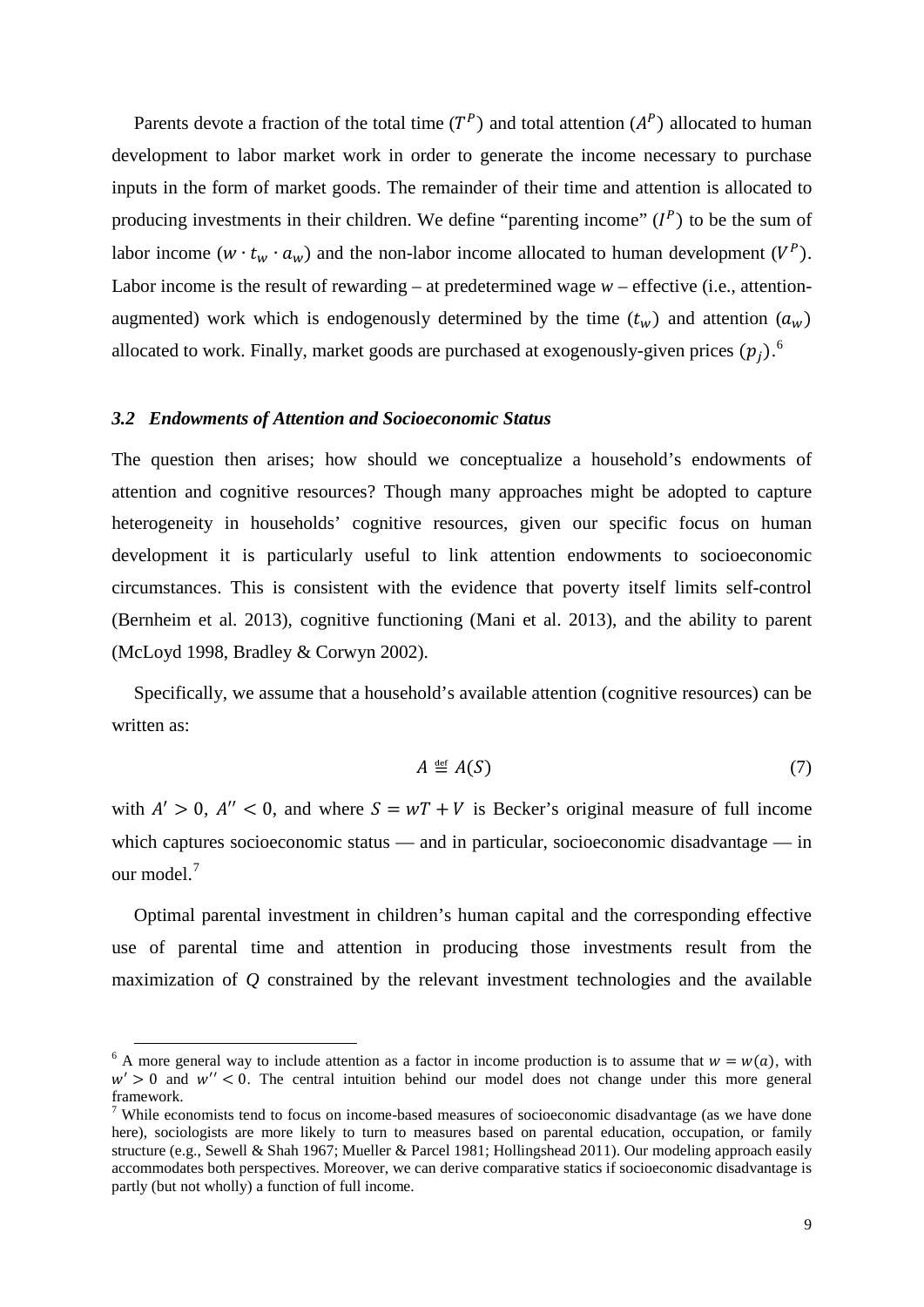Parents devote a fraction of the total time ($T^P$) and total attention ($A^P$) allocated to human development to labor market work in order to generate the income necessary to purchase inputs in the form of market goods. The remainder of their time and attention is allocated to producing investments in their children. We define "parenting income" ($I^P$) to be the sum of labor income ($w \cdot t_w \cdot a_w$) and the non-labor income allocated to human development ($V^P$). Labor income is the result of rewarding – at predetermined wage $w$ – effective (i.e., attention-augmented) work which is endogenously determined by the time ($t_w$) and attention ($a_w$) allocated to work. Finally, market goods are purchased at exogenously-given prices ($p_j$).[6]

### *3.2 Endowments of Attention and Socioeconomic Status*

The question then arises; how should we conceptualize a household's endowments of attention and cognitive resources? Though many approaches might be adopted to capture heterogeneity in households' cognitive resources, given our specific focus on human development it is particularly useful to link attention endowments to socioeconomic circumstances. This is consistent with the evidence that poverty itself limits self-control (Bernheim et al. 2013), cognitive functioning (Mani et al. 2013), and the ability to parent (McLoyd 1998, Bradley & Corwyn 2002).

Specifically, we assume that a household's available attention (cognitive resources) can be written as:

$$A \stackrel{\text{def}}{=} A(S) \tag{7}$$

with $A' > 0$, $A'' < 0$, and where $S = wT + V$ is Becker's original measure of full income which captures socioeconomic status — and in particular, socioeconomic disadvantage — in our model.[7]

Optimal parental investment in children's human capital and the corresponding effective use of parental time and attention in producing those investments result from the maximization of $Q$ constrained by the relevant investment technologies and the available

---

[6] A more general way to include attention as a factor in income production is to assume that $w = w(a)$, with $w' > 0$ and $w'' < 0$. The central intuition behind our model does not change under this more general framework.

[7] While economists tend to focus on income-based measures of socioeconomic disadvantage (as we have done here), sociologists are more likely to turn to measures based on parental education, occupation, or family structure (e.g., Sewell & Shah 1967; Mueller & Parcel 1981; Hollingshead 2011). Our modeling approach easily accommodates both perspectives. Moreover, we can derive comparative statics if socioeconomic disadvantage is partly (but not wholly) a function of full income.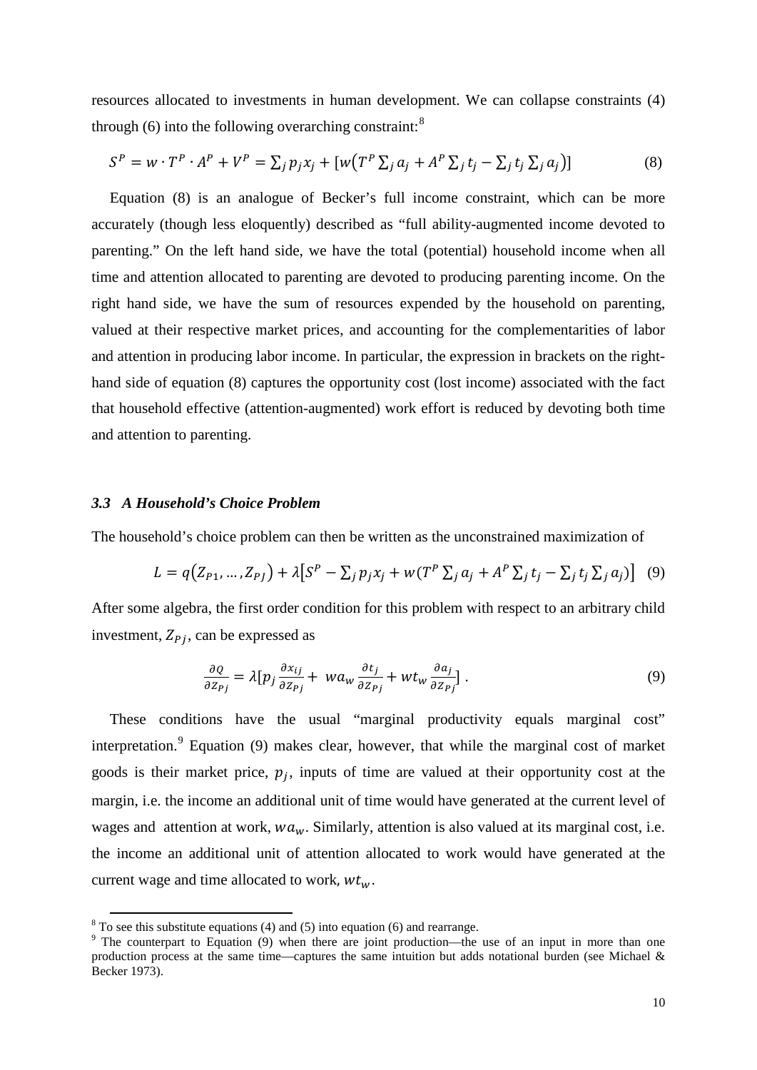resources allocated to investments in human development. We can collapse constraints (4) through (6) into the following overarching constraint:[8]

$$S^P = w \cdot T^P \cdot A^P + V^P = \sum_j p_j x_j + [w\left(T^P \sum_j a_j + A^P \sum_j t_j - \sum_j t_j \sum_j a_j\right)] \tag{8}$$

Equation (8) is an analogue of Becker's full income constraint, which can be more accurately (though less eloquently) described as "full ability-augmented income devoted to parenting." On the left hand side, we have the total (potential) household income when all time and attention allocated to parenting are devoted to producing parenting income. On the right hand side, we have the sum of resources expended by the household on parenting, valued at their respective market prices, and accounting for the complementarities of labor and attention in producing labor income. In particular, the expression in brackets on the right-hand side of equation (8) captures the opportunity cost (lost income) associated with the fact that household effective (attention-augmented) work effort is reduced by devoting both time and attention to parenting.

### *3.3 A Household's Choice Problem*

The household's choice problem can then be written as the unconstrained maximization of

$$L = q\left(Z_{P1}, \dots, Z_{PJ}\right) + \lambda\left[S^P - \sum_j p_j x_j + w(T^P \sum_j a_j + A^P \sum_j t_j - \sum_j t_j \sum_j a_j)\right] \tag{9}$$

After some algebra, the first order condition for this problem with respect to an arbitrary child investment, $Z_{Pj}$, can be expressed as

$$\frac{\partial Q}{\partial Z_{Pj}} = \lambda[p_j \frac{\partial x_{ij}}{\partial Z_{Pj}} + \; wa_w \frac{\partial t_j}{\partial Z_{Pj}} + wt_w \frac{\partial a_j}{\partial Z_{Pj}}] \; . \tag{9}$$

These conditions have the usual "marginal productivity equals marginal cost" interpretation.[9] Equation (9) makes clear, however, that while the marginal cost of market goods is their market price, $p_j$, inputs of time are valued at their opportunity cost at the margin, i.e. the income an additional unit of time would have generated at the current level of wages and attention at work, $wa_w$. Similarly, attention is also valued at its marginal cost, i.e. the income an additional unit of attention allocated to work would have generated at the current wage and time allocated to work, $wt_w$.

[8] To see this substitute equations (4) and (5) into equation (6) and rearrange.

[9] The counterpart to Equation (9) when there are joint production—the use of an input in more than one production process at the same time—captures the same intuition but adds notational burden (see Michael & Becker 1973).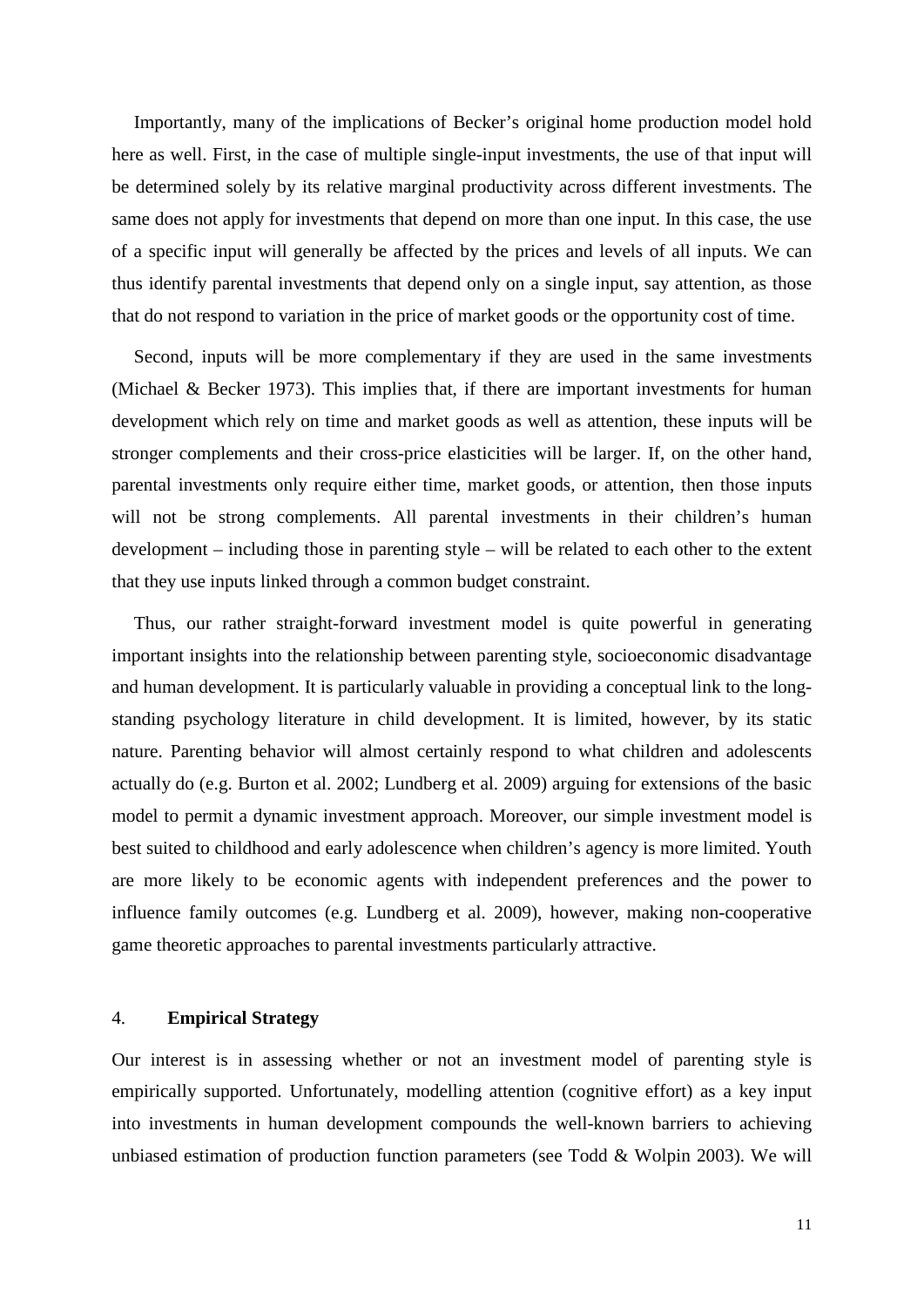Importantly, many of the implications of Becker's original home production model hold here as well. First, in the case of multiple single-input investments, the use of that input will be determined solely by its relative marginal productivity across different investments. The same does not apply for investments that depend on more than one input. In this case, the use of a specific input will generally be affected by the prices and levels of all inputs. We can thus identify parental investments that depend only on a single input, say attention, as those that do not respond to variation in the price of market goods or the opportunity cost of time.

Second, inputs will be more complementary if they are used in the same investments (Michael & Becker 1973). This implies that, if there are important investments for human development which rely on time and market goods as well as attention, these inputs will be stronger complements and their cross-price elasticities will be larger. If, on the other hand, parental investments only require either time, market goods, or attention, then those inputs will not be strong complements. All parental investments in their children's human development – including those in parenting style – will be related to each other to the extent that they use inputs linked through a common budget constraint.

Thus, our rather straight-forward investment model is quite powerful in generating important insights into the relationship between parenting style, socioeconomic disadvantage and human development. It is particularly valuable in providing a conceptual link to the long-standing psychology literature in child development. It is limited, however, by its static nature. Parenting behavior will almost certainly respond to what children and adolescents actually do (e.g. Burton et al. 2002; Lundberg et al. 2009) arguing for extensions of the basic model to permit a dynamic investment approach. Moreover, our simple investment model is best suited to childhood and early adolescence when children's agency is more limited. Youth are more likely to be economic agents with independent preferences and the power to influence family outcomes (e.g. Lundberg et al. 2009), however, making non-cooperative game theoretic approaches to parental investments particularly attractive.

## 4. **Empirical Strategy**

Our interest is in assessing whether or not an investment model of parenting style is empirically supported. Unfortunately, modelling attention (cognitive effort) as a key input into investments in human development compounds the well-known barriers to achieving unbiased estimation of production function parameters (see Todd & Wolpin 2003). We will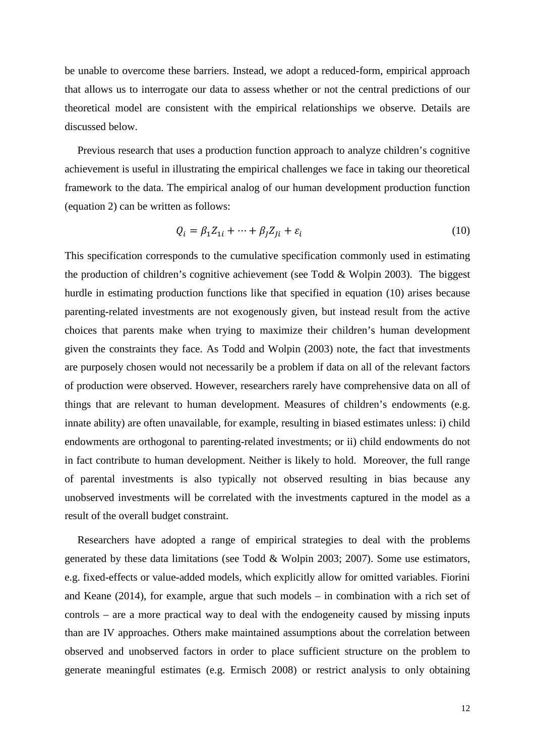be unable to overcome these barriers. Instead, we adopt a reduced-form, empirical approach that allows us to interrogate our data to assess whether or not the central predictions of our theoretical model are consistent with the empirical relationships we observe. Details are discussed below.

Previous research that uses a production function approach to analyze children's cognitive achievement is useful in illustrating the empirical challenges we face in taking our theoretical framework to the data. The empirical analog of our human development production function (equation 2) can be written as follows:

$$Q_i = \beta_1 Z_{1i} + \cdots + \beta_J Z_{Ji} + \varepsilon_i \tag{10}$$

This specification corresponds to the cumulative specification commonly used in estimating the production of children's cognitive achievement (see Todd & Wolpin 2003). The biggest hurdle in estimating production functions like that specified in equation (10) arises because parenting-related investments are not exogenously given, but instead result from the active choices that parents make when trying to maximize their children's human development given the constraints they face. As Todd and Wolpin (2003) note, the fact that investments are purposely chosen would not necessarily be a problem if data on all of the relevant factors of production were observed. However, researchers rarely have comprehensive data on all of things that are relevant to human development. Measures of children's endowments (e.g. innate ability) are often unavailable, for example, resulting in biased estimates unless: i) child endowments are orthogonal to parenting-related investments; or ii) child endowments do not in fact contribute to human development. Neither is likely to hold. Moreover, the full range of parental investments is also typically not observed resulting in bias because any unobserved investments will be correlated with the investments captured in the model as a result of the overall budget constraint.

Researchers have adopted a range of empirical strategies to deal with the problems generated by these data limitations (see Todd & Wolpin 2003; 2007). Some use estimators, e.g. fixed-effects or value-added models, which explicitly allow for omitted variables. Fiorini and Keane (2014), for example, argue that such models – in combination with a rich set of controls – are a more practical way to deal with the endogeneity caused by missing inputs than are IV approaches. Others make maintained assumptions about the correlation between observed and unobserved factors in order to place sufficient structure on the problem to generate meaningful estimates (e.g. Ermisch 2008) or restrict analysis to only obtaining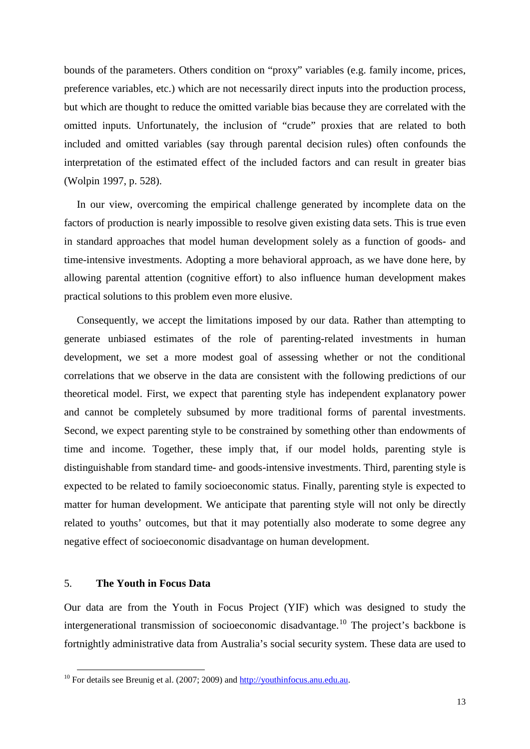bounds of the parameters. Others condition on "proxy" variables (e.g. family income, prices, preference variables, etc.) which are not necessarily direct inputs into the production process, but which are thought to reduce the omitted variable bias because they are correlated with the omitted inputs. Unfortunately, the inclusion of "crude" proxies that are related to both included and omitted variables (say through parental decision rules) often confounds the interpretation of the estimated effect of the included factors and can result in greater bias (Wolpin 1997, p. 528).

In our view, overcoming the empirical challenge generated by incomplete data on the factors of production is nearly impossible to resolve given existing data sets. This is true even in standard approaches that model human development solely as a function of goods- and time-intensive investments. Adopting a more behavioral approach, as we have done here, by allowing parental attention (cognitive effort) to also influence human development makes practical solutions to this problem even more elusive.

Consequently, we accept the limitations imposed by our data. Rather than attempting to generate unbiased estimates of the role of parenting-related investments in human development, we set a more modest goal of assessing whether or not the conditional correlations that we observe in the data are consistent with the following predictions of our theoretical model. First, we expect that parenting style has independent explanatory power and cannot be completely subsumed by more traditional forms of parental investments. Second, we expect parenting style to be constrained by something other than endowments of time and income. Together, these imply that, if our model holds, parenting style is distinguishable from standard time- and goods-intensive investments. Third, parenting style is expected to be related to family socioeconomic status. Finally, parenting style is expected to matter for human development. We anticipate that parenting style will not only be directly related to youths' outcomes, but that it may potentially also moderate to some degree any negative effect of socioeconomic disadvantage on human development.

## 5. The Youth in Focus Data

Our data are from the Youth in Focus Project (YIF) which was designed to study the intergenerational transmission of socioeconomic disadvantage.[10] The project's backbone is fortnightly administrative data from Australia's social security system. These data are used to

[10] For details see Breunig et al. (2007; 2009) and http://youthinfocus.anu.edu.au.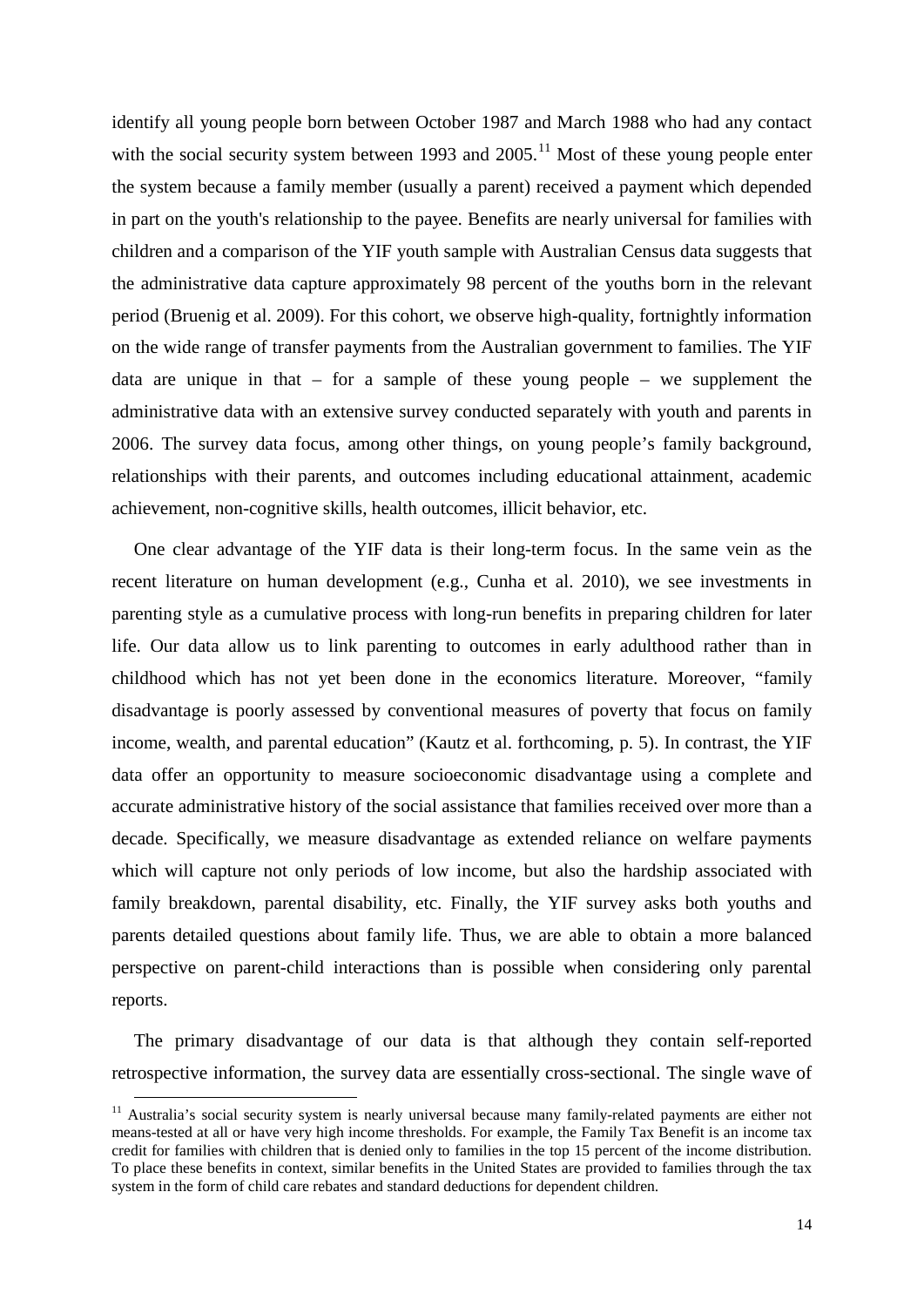identify all young people born between October 1987 and March 1988 who had any contact with the social security system between 1993 and 2005.[11] Most of these young people enter the system because a family member (usually a parent) received a payment which depended in part on the youth's relationship to the payee. Benefits are nearly universal for families with children and a comparison of the YIF youth sample with Australian Census data suggests that the administrative data capture approximately 98 percent of the youths born in the relevant period (Bruenig et al. 2009). For this cohort, we observe high-quality, fortnightly information on the wide range of transfer payments from the Australian government to families. The YIF data are unique in that – for a sample of these young people – we supplement the administrative data with an extensive survey conducted separately with youth and parents in 2006. The survey data focus, among other things, on young people's family background, relationships with their parents, and outcomes including educational attainment, academic achievement, non-cognitive skills, health outcomes, illicit behavior, etc.

One clear advantage of the YIF data is their long-term focus. In the same vein as the recent literature on human development (e.g., Cunha et al. 2010), we see investments in parenting style as a cumulative process with long-run benefits in preparing children for later life. Our data allow us to link parenting to outcomes in early adulthood rather than in childhood which has not yet been done in the economics literature. Moreover, "family disadvantage is poorly assessed by conventional measures of poverty that focus on family income, wealth, and parental education" (Kautz et al. forthcoming, p. 5). In contrast, the YIF data offer an opportunity to measure socioeconomic disadvantage using a complete and accurate administrative history of the social assistance that families received over more than a decade. Specifically, we measure disadvantage as extended reliance on welfare payments which will capture not only periods of low income, but also the hardship associated with family breakdown, parental disability, etc. Finally, the YIF survey asks both youths and parents detailed questions about family life. Thus, we are able to obtain a more balanced perspective on parent-child interactions than is possible when considering only parental reports.

The primary disadvantage of our data is that although they contain self-reported retrospective information, the survey data are essentially cross-sectional. The single wave of

[11] Australia's social security system is nearly universal because many family-related payments are either not means-tested at all or have very high income thresholds. For example, the Family Tax Benefit is an income tax credit for families with children that is denied only to families in the top 15 percent of the income distribution. To place these benefits in context, similar benefits in the United States are provided to families through the tax system in the form of child care rebates and standard deductions for dependent children.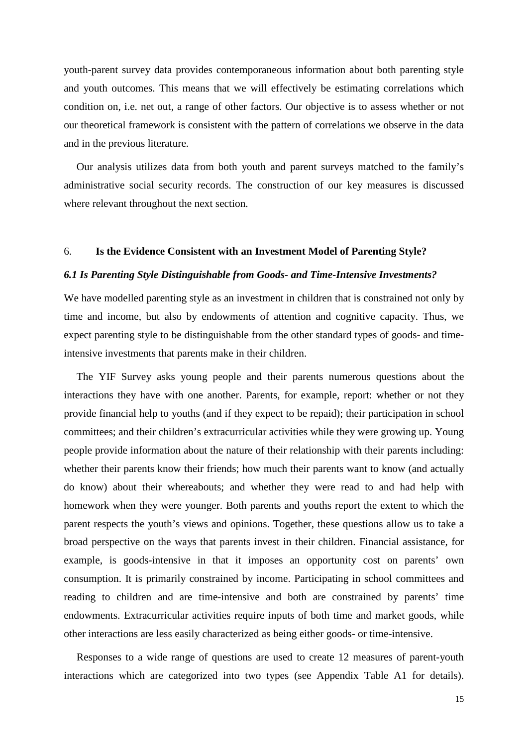youth-parent survey data provides contemporaneous information about both parenting style and youth outcomes. This means that we will effectively be estimating correlations which condition on, i.e. net out, a range of other factors. Our objective is to assess whether or not our theoretical framework is consistent with the pattern of correlations we observe in the data and in the previous literature.

Our analysis utilizes data from both youth and parent surveys matched to the family's administrative social security records. The construction of our key measures is discussed where relevant throughout the next section.

## 6. Is the Evidence Consistent with an Investment Model of Parenting Style?

### *6.1 Is Parenting Style Distinguishable from Goods- and Time-Intensive Investments?*

We have modelled parenting style as an investment in children that is constrained not only by time and income, but also by endowments of attention and cognitive capacity. Thus, we expect parenting style to be distinguishable from the other standard types of goods- and time-intensive investments that parents make in their children.

The YIF Survey asks young people and their parents numerous questions about the interactions they have with one another. Parents, for example, report: whether or not they provide financial help to youths (and if they expect to be repaid); their participation in school committees; and their children's extracurricular activities while they were growing up. Young people provide information about the nature of their relationship with their parents including: whether their parents know their friends; how much their parents want to know (and actually do know) about their whereabouts; and whether they were read to and had help with homework when they were younger. Both parents and youths report the extent to which the parent respects the youth's views and opinions. Together, these questions allow us to take a broad perspective on the ways that parents invest in their children. Financial assistance, for example, is goods-intensive in that it imposes an opportunity cost on parents' own consumption. It is primarily constrained by income. Participating in school committees and reading to children and are time-intensive and both are constrained by parents' time endowments. Extracurricular activities require inputs of both time and market goods, while other interactions are less easily characterized as being either goods- or time-intensive.

Responses to a wide range of questions are used to create 12 measures of parent-youth interactions which are categorized into two types (see Appendix Table A1 for details).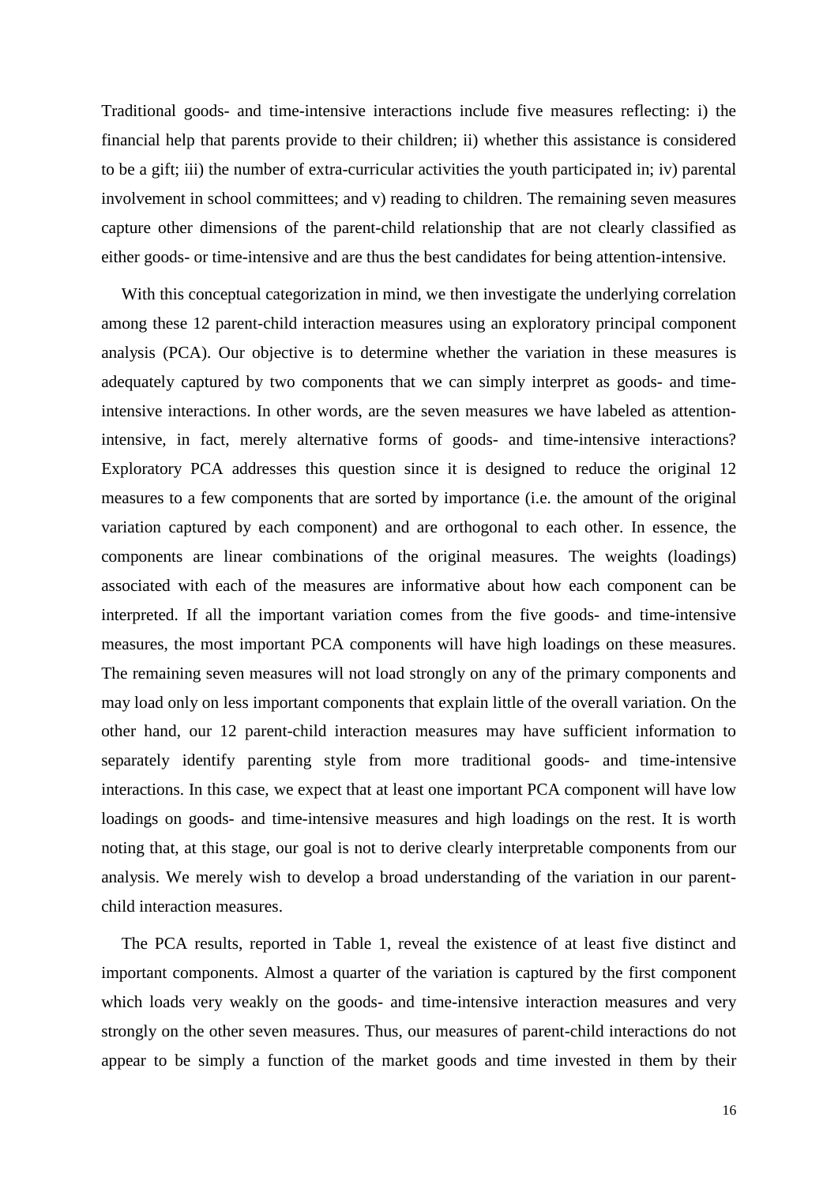Traditional goods- and time-intensive interactions include five measures reflecting: i) the financial help that parents provide to their children; ii) whether this assistance is considered to be a gift; iii) the number of extra-curricular activities the youth participated in; iv) parental involvement in school committees; and v) reading to children. The remaining seven measures capture other dimensions of the parent-child relationship that are not clearly classified as either goods- or time-intensive and are thus the best candidates for being attention-intensive.

With this conceptual categorization in mind, we then investigate the underlying correlation among these 12 parent-child interaction measures using an exploratory principal component analysis (PCA). Our objective is to determine whether the variation in these measures is adequately captured by two components that we can simply interpret as goods- and time-intensive interactions. In other words, are the seven measures we have labeled as attention-intensive, in fact, merely alternative forms of goods- and time-intensive interactions? Exploratory PCA addresses this question since it is designed to reduce the original 12 measures to a few components that are sorted by importance (i.e. the amount of the original variation captured by each component) and are orthogonal to each other. In essence, the components are linear combinations of the original measures. The weights (loadings) associated with each of the measures are informative about how each component can be interpreted. If all the important variation comes from the five goods- and time-intensive measures, the most important PCA components will have high loadings on these measures. The remaining seven measures will not load strongly on any of the primary components and may load only on less important components that explain little of the overall variation. On the other hand, our 12 parent-child interaction measures may have sufficient information to separately identify parenting style from more traditional goods- and time-intensive interactions. In this case, we expect that at least one important PCA component will have low loadings on goods- and time-intensive measures and high loadings on the rest. It is worth noting that, at this stage, our goal is not to derive clearly interpretable components from our analysis. We merely wish to develop a broad understanding of the variation in our parent-child interaction measures.

The PCA results, reported in Table 1, reveal the existence of at least five distinct and important components. Almost a quarter of the variation is captured by the first component which loads very weakly on the goods- and time-intensive interaction measures and very strongly on the other seven measures. Thus, our measures of parent-child interactions do not appear to be simply a function of the market goods and time invested in them by their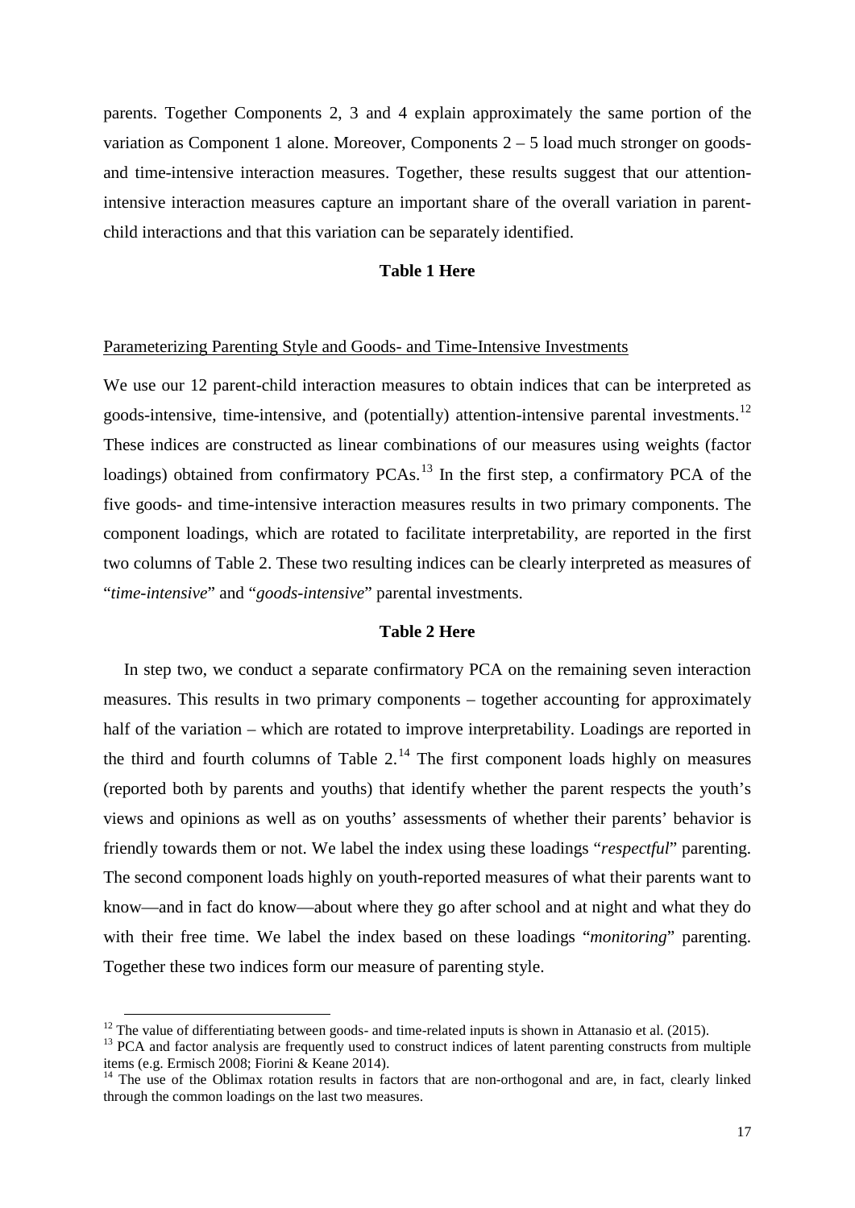parents. Together Components 2, 3 and 4 explain approximately the same portion of the variation as Component 1 alone. Moreover, Components 2 – 5 load much stronger on goods- and time-intensive interaction measures. Together, these results suggest that our attention-intensive interaction measures capture an important share of the overall variation in parent-child interactions and that this variation can be separately identified.

**Table 1 Here**

Parameterizing Parenting Style and Goods- and Time-Intensive Investments

We use our 12 parent-child interaction measures to obtain indices that can be interpreted as goods-intensive, time-intensive, and (potentially) attention-intensive parental investments.[12] These indices are constructed as linear combinations of our measures using weights (factor loadings) obtained from confirmatory PCAs.[13] In the first step, a confirmatory PCA of the five goods- and time-intensive interaction measures results in two primary components. The component loadings, which are rotated to facilitate interpretability, are reported in the first two columns of Table 2. These two resulting indices can be clearly interpreted as measures of "*time-intensive*" and "*goods-intensive*" parental investments.

**Table 2 Here**

In step two, we conduct a separate confirmatory PCA on the remaining seven interaction measures. This results in two primary components – together accounting for approximately half of the variation – which are rotated to improve interpretability. Loadings are reported in the third and fourth columns of Table 2.[14] The first component loads highly on measures (reported both by parents and youths) that identify whether the parent respects the youth's views and opinions as well as on youths' assessments of whether their parents' behavior is friendly towards them or not. We label the index using these loadings "*respectful*" parenting. The second component loads highly on youth-reported measures of what their parents want to know—and in fact do know—about where they go after school and at night and what they do with their free time. We label the index based on these loadings "*monitoring*" parenting. Together these two indices form our measure of parenting style.

[12] The value of differentiating between goods- and time-related inputs is shown in Attanasio et al. (2015).

[13] PCA and factor analysis are frequently used to construct indices of latent parenting constructs from multiple items (e.g. Ermisch 2008; Fiorini & Keane 2014).

[14] The use of the Oblimax rotation results in factors that are non-orthogonal and are, in fact, clearly linked through the common loadings on the last two measures.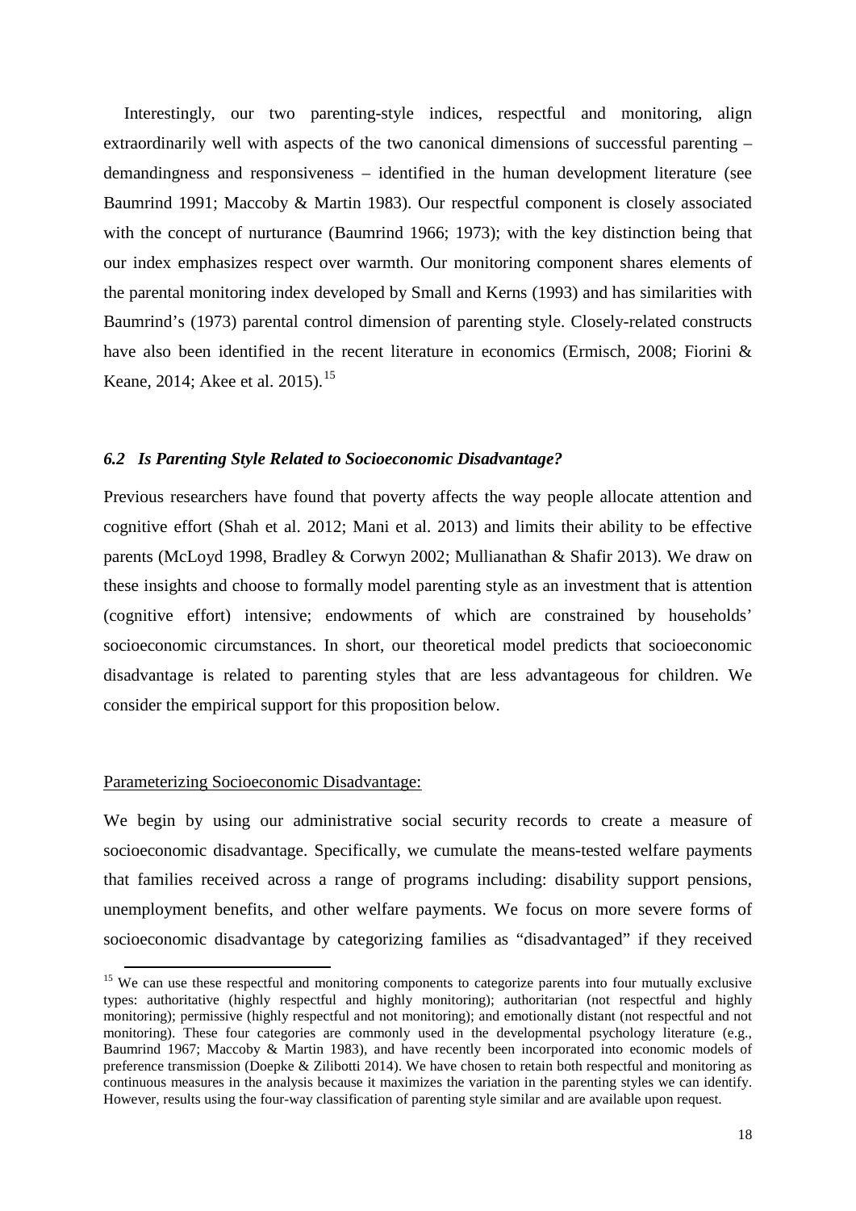Interestingly, our two parenting-style indices, respectful and monitoring, align extraordinarily well with aspects of the two canonical dimensions of successful parenting – demandingness and responsiveness – identified in the human development literature (see Baumrind 1991; Maccoby & Martin 1983). Our respectful component is closely associated with the concept of nurturance (Baumrind 1966; 1973); with the key distinction being that our index emphasizes respect over warmth. Our monitoring component shares elements of the parental monitoring index developed by Small and Kerns (1993) and has similarities with Baumrind's (1973) parental control dimension of parenting style. Closely-related constructs have also been identified in the recent literature in economics (Ermisch, 2008; Fiorini & Keane, 2014; Akee et al. 2015).[15]

### *6.2 Is Parenting Style Related to Socioeconomic Disadvantage?*

Previous researchers have found that poverty affects the way people allocate attention and cognitive effort (Shah et al. 2012; Mani et al. 2013) and limits their ability to be effective parents (McLoyd 1998, Bradley & Corwyn 2002; Mullianathan & Shafir 2013). We draw on these insights and choose to formally model parenting style as an investment that is attention (cognitive effort) intensive; endowments of which are constrained by households' socioeconomic circumstances. In short, our theoretical model predicts that socioeconomic disadvantage is related to parenting styles that are less advantageous for children. We consider the empirical support for this proposition below.

Parameterizing Socioeconomic Disadvantage:

We begin by using our administrative social security records to create a measure of socioeconomic disadvantage. Specifically, we cumulate the means-tested welfare payments that families received across a range of programs including: disability support pensions, unemployment benefits, and other welfare payments. We focus on more severe forms of socioeconomic disadvantage by categorizing families as "disadvantaged" if they received

---

[15] We can use these respectful and monitoring components to categorize parents into four mutually exclusive types: authoritative (highly respectful and highly monitoring); authoritarian (not respectful and highly monitoring); permissive (highly respectful and not monitoring); and emotionally distant (not respectful and not monitoring). These four categories are commonly used in the developmental psychology literature (e.g., Baumrind 1967; Maccoby & Martin 1983), and have recently been incorporated into economic models of preference transmission (Doepke & Zilibotti 2014). We have chosen to retain both respectful and monitoring as continuous measures in the analysis because it maximizes the variation in the parenting styles we can identify. However, results using the four-way classification of parenting style similar and are available upon request.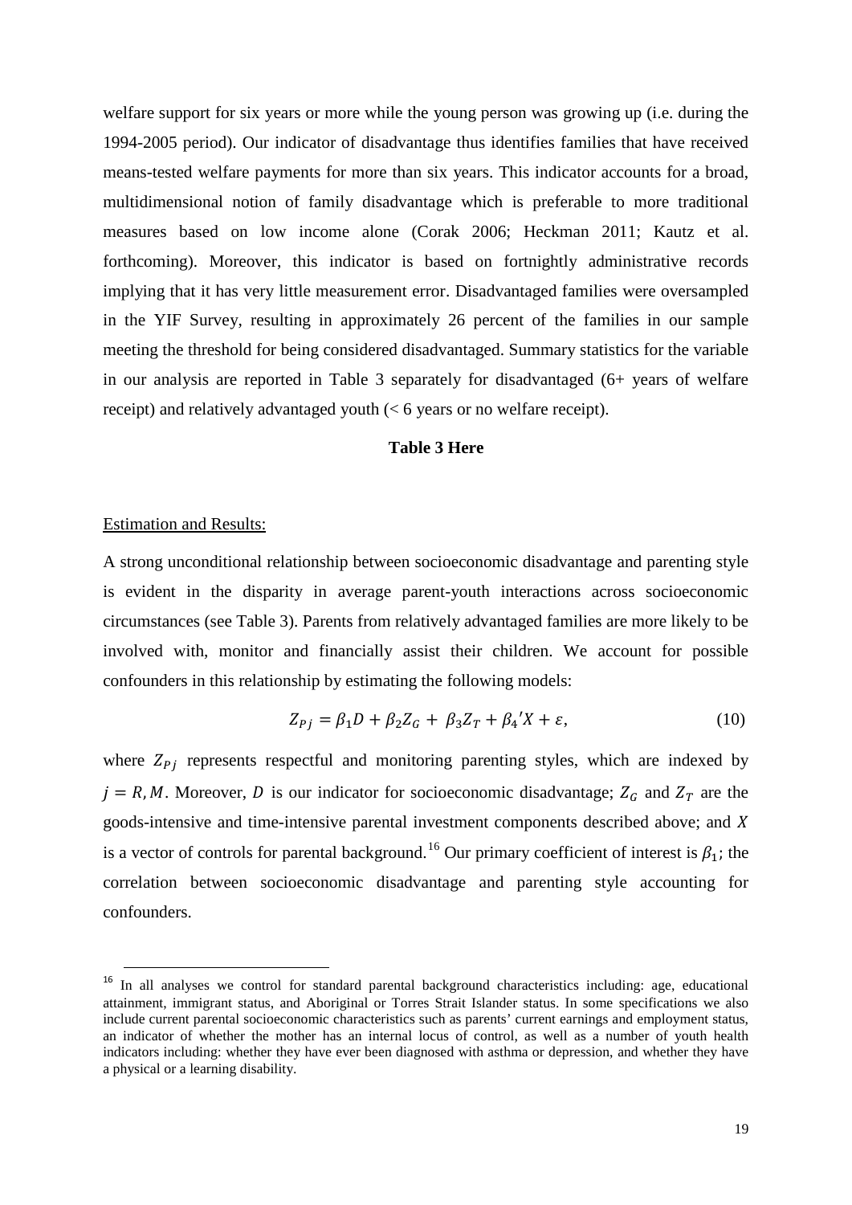welfare support for six years or more while the young person was growing up (i.e. during the 1994-2005 period). Our indicator of disadvantage thus identifies families that have received means-tested welfare payments for more than six years. This indicator accounts for a broad, multidimensional notion of family disadvantage which is preferable to more traditional measures based on low income alone (Corak 2006; Heckman 2011; Kautz et al. forthcoming). Moreover, this indicator is based on fortnightly administrative records implying that it has very little measurement error. Disadvantaged families were oversampled in the YIF Survey, resulting in approximately 26 percent of the families in our sample meeting the threshold for being considered disadvantaged. Summary statistics for the variable in our analysis are reported in Table 3 separately for disadvantaged (6+ years of welfare receipt) and relatively advantaged youth (< 6 years or no welfare receipt).

**Table 3 Here**

Estimation and Results:

A strong unconditional relationship between socioeconomic disadvantage and parenting style is evident in the disparity in average parent-youth interactions across socioeconomic circumstances (see Table 3). Parents from relatively advantaged families are more likely to be involved with, monitor and financially assist their children. We account for possible confounders in this relationship by estimating the following models:

$$Z_{Pj} = \beta_1 D + \beta_2 Z_G + \beta_3 Z_T + \beta_4{}' X + \varepsilon, \qquad (10)$$

where $Z_{Pj}$ represents respectful and monitoring parenting styles, which are indexed by $j = R, M$. Moreover, $D$ is our indicator for socioeconomic disadvantage; $Z_G$ and $Z_T$ are the goods-intensive and time-intensive parental investment components described above; and $X$ is a vector of controls for parental background.[16] Our primary coefficient of interest is $\beta_1$; the correlation between socioeconomic disadvantage and parenting style accounting for confounders.

[16] In all analyses we control for standard parental background characteristics including: age, educational attainment, immigrant status, and Aboriginal or Torres Strait Islander status. In some specifications we also include current parental socioeconomic characteristics such as parents' current earnings and employment status, an indicator of whether the mother has an internal locus of control, as well as a number of youth health indicators including: whether they have ever been diagnosed with asthma or depression, and whether they have a physical or a learning disability.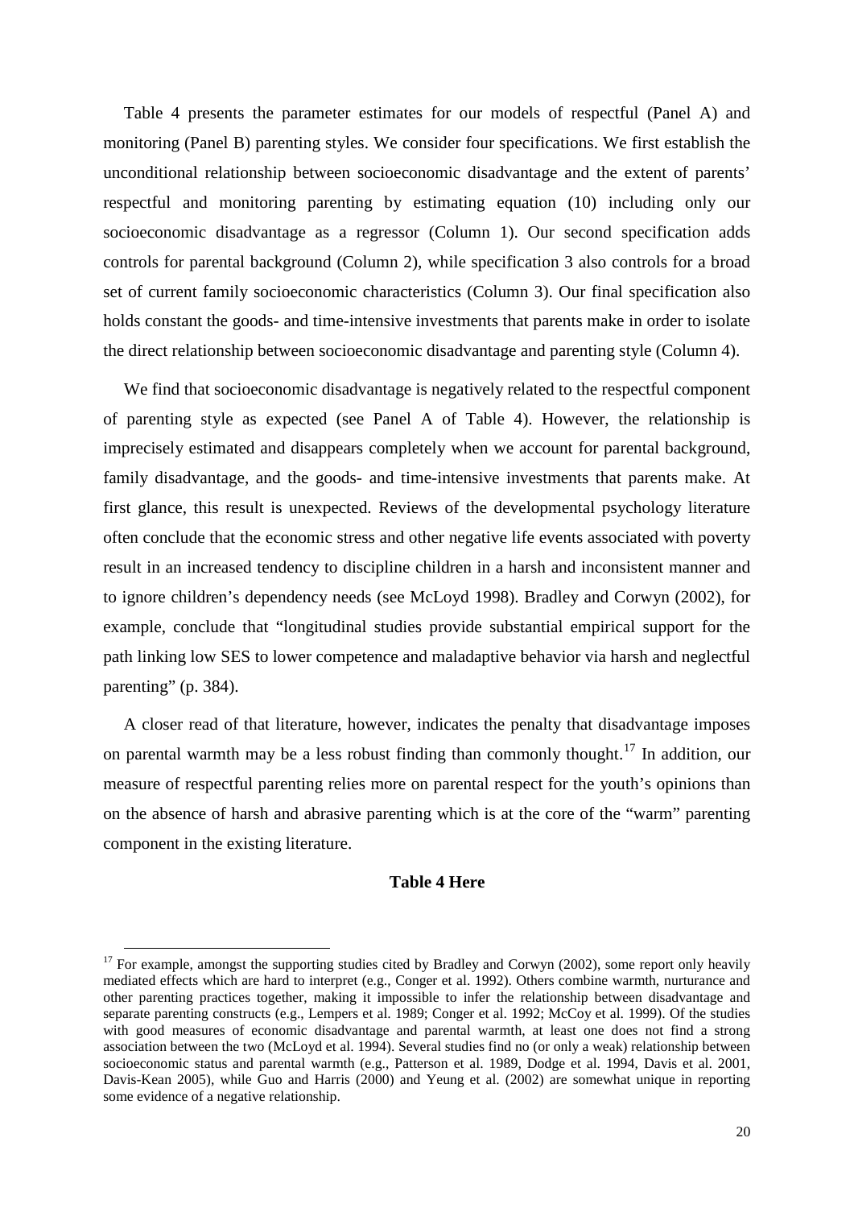Table 4 presents the parameter estimates for our models of respectful (Panel A) and monitoring (Panel B) parenting styles. We consider four specifications. We first establish the unconditional relationship between socioeconomic disadvantage and the extent of parents' respectful and monitoring parenting by estimating equation (10) including only our socioeconomic disadvantage as a regressor (Column 1). Our second specification adds controls for parental background (Column 2), while specification 3 also controls for a broad set of current family socioeconomic characteristics (Column 3). Our final specification also holds constant the goods- and time-intensive investments that parents make in order to isolate the direct relationship between socioeconomic disadvantage and parenting style (Column 4).

We find that socioeconomic disadvantage is negatively related to the respectful component of parenting style as expected (see Panel A of Table 4). However, the relationship is imprecisely estimated and disappears completely when we account for parental background, family disadvantage, and the goods- and time-intensive investments that parents make. At first glance, this result is unexpected. Reviews of the developmental psychology literature often conclude that the economic stress and other negative life events associated with poverty result in an increased tendency to discipline children in a harsh and inconsistent manner and to ignore children's dependency needs (see McLoyd 1998). Bradley and Corwyn (2002), for example, conclude that "longitudinal studies provide substantial empirical support for the path linking low SES to lower competence and maladaptive behavior via harsh and neglectful parenting" (p. 384).

A closer read of that literature, however, indicates the penalty that disadvantage imposes on parental warmth may be a less robust finding than commonly thought.[17] In addition, our measure of respectful parenting relies more on parental respect for the youth's opinions than on the absence of harsh and abrasive parenting which is at the core of the "warm" parenting component in the existing literature.

**Table 4 Here**

[17] For example, amongst the supporting studies cited by Bradley and Corwyn (2002), some report only heavily mediated effects which are hard to interpret (e.g., Conger et al. 1992). Others combine warmth, nurturance and other parenting practices together, making it impossible to infer the relationship between disadvantage and separate parenting constructs (e.g., Lempers et al. 1989; Conger et al. 1992; McCoy et al. 1999). Of the studies with good measures of economic disadvantage and parental warmth, at least one does not find a strong association between the two (McLoyd et al. 1994). Several studies find no (or only a weak) relationship between socioeconomic status and parental warmth (e.g., Patterson et al. 1989, Dodge et al. 1994, Davis et al. 2001, Davis-Kean 2005), while Guo and Harris (2000) and Yeung et al. (2002) are somewhat unique in reporting some evidence of a negative relationship.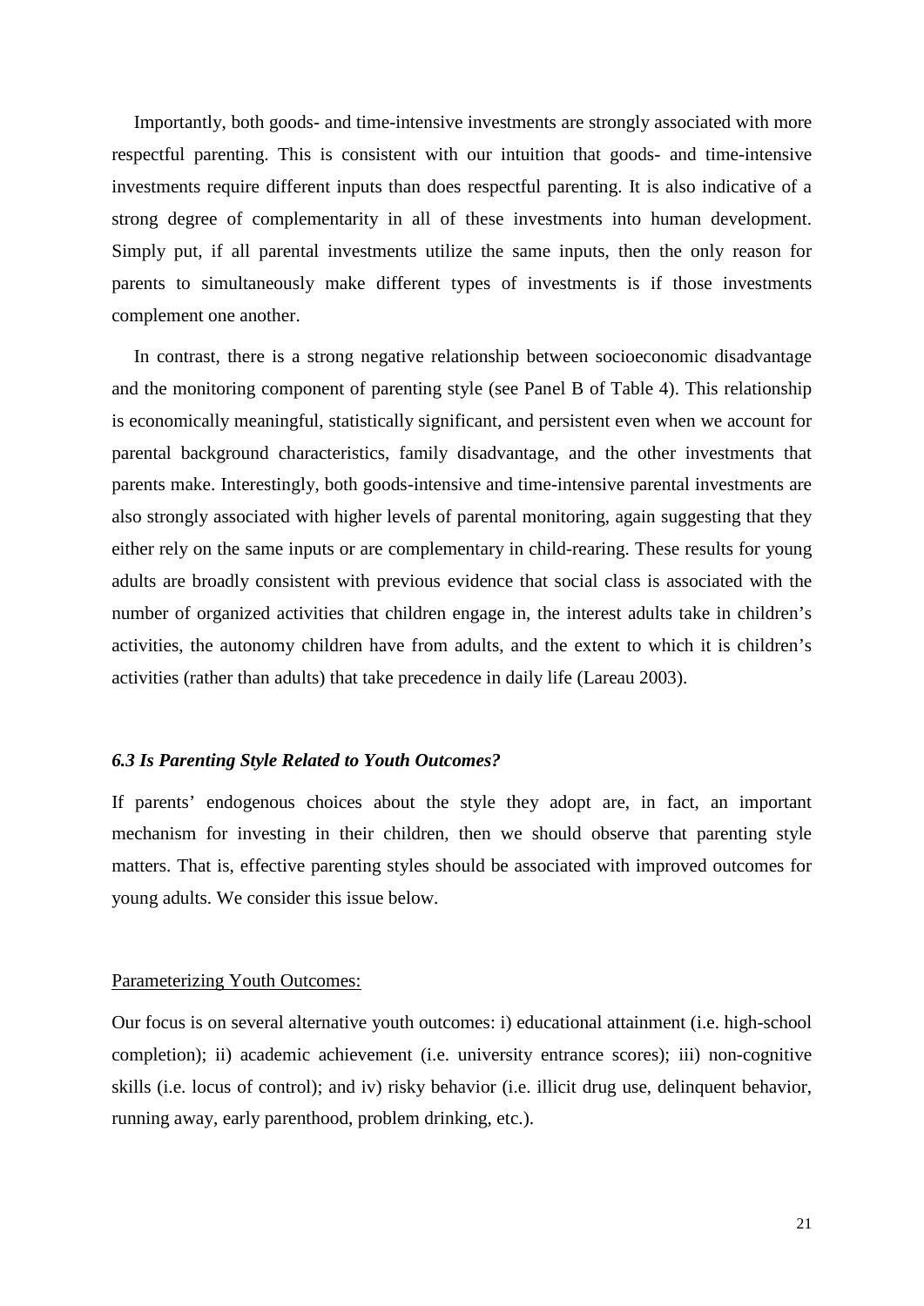Importantly, both goods- and time-intensive investments are strongly associated with more respectful parenting. This is consistent with our intuition that goods- and time-intensive investments require different inputs than does respectful parenting. It is also indicative of a strong degree of complementarity in all of these investments into human development. Simply put, if all parental investments utilize the same inputs, then the only reason for parents to simultaneously make different types of investments is if those investments complement one another.

In contrast, there is a strong negative relationship between socioeconomic disadvantage and the monitoring component of parenting style (see Panel B of Table 4). This relationship is economically meaningful, statistically significant, and persistent even when we account for parental background characteristics, family disadvantage, and the other investments that parents make. Interestingly, both goods-intensive and time-intensive parental investments are also strongly associated with higher levels of parental monitoring, again suggesting that they either rely on the same inputs or are complementary in child-rearing. These results for young adults are broadly consistent with previous evidence that social class is associated with the number of organized activities that children engage in, the interest adults take in children's activities, the autonomy children have from adults, and the extent to which it is children's activities (rather than adults) that take precedence in daily life (Lareau 2003).

### *6.3 Is Parenting Style Related to Youth Outcomes?*

If parents' endogenous choices about the style they adopt are, in fact, an important mechanism for investing in their children, then we should observe that parenting style matters. That is, effective parenting styles should be associated with improved outcomes for young adults. We consider this issue below.

<u>Parameterizing Youth Outcomes:</u>

Our focus is on several alternative youth outcomes: i) educational attainment (i.e. high-school completion); ii) academic achievement (i.e. university entrance scores); iii) non-cognitive skills (i.e. locus of control); and iv) risky behavior (i.e. illicit drug use, delinquent behavior, running away, early parenthood, problem drinking, etc.).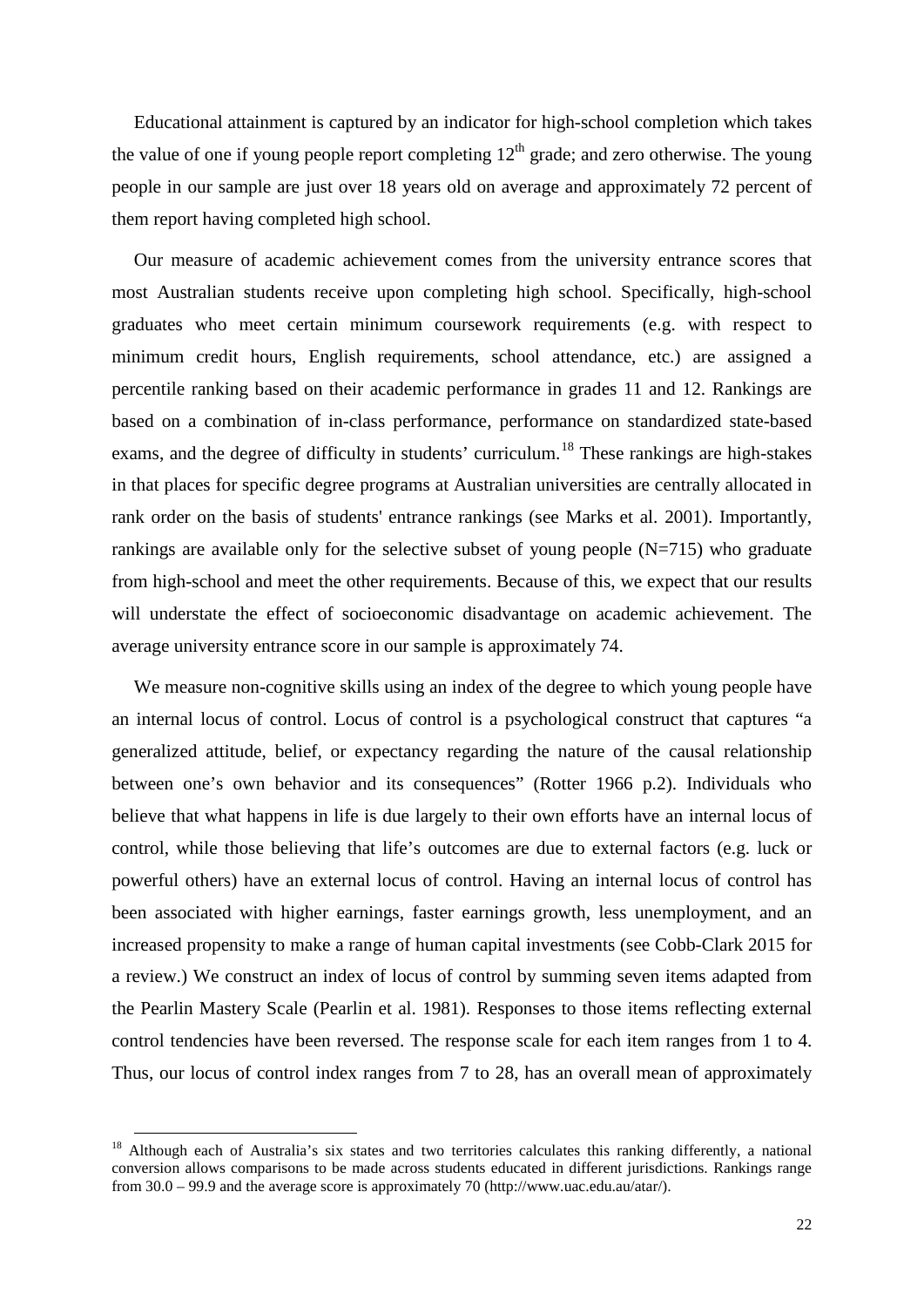Educational attainment is captured by an indicator for high-school completion which takes the value of one if young people report completing 12th grade; and zero otherwise. The young people in our sample are just over 18 years old on average and approximately 72 percent of them report having completed high school.

Our measure of academic achievement comes from the university entrance scores that most Australian students receive upon completing high school. Specifically, high-school graduates who meet certain minimum coursework requirements (e.g. with respect to minimum credit hours, English requirements, school attendance, etc.) are assigned a percentile ranking based on their academic performance in grades 11 and 12. Rankings are based on a combination of in-class performance, performance on standardized state-based exams, and the degree of difficulty in students' curriculum.[18] These rankings are high-stakes in that places for specific degree programs at Australian universities are centrally allocated in rank order on the basis of students' entrance rankings (see Marks et al. 2001). Importantly, rankings are available only for the selective subset of young people (N=715) who graduate from high-school and meet the other requirements. Because of this, we expect that our results will understate the effect of socioeconomic disadvantage on academic achievement. The average university entrance score in our sample is approximately 74.

We measure non-cognitive skills using an index of the degree to which young people have an internal locus of control. Locus of control is a psychological construct that captures "a generalized attitude, belief, or expectancy regarding the nature of the causal relationship between one's own behavior and its consequences" (Rotter 1966 p.2). Individuals who believe that what happens in life is due largely to their own efforts have an internal locus of control, while those believing that life's outcomes are due to external factors (e.g. luck or powerful others) have an external locus of control. Having an internal locus of control has been associated with higher earnings, faster earnings growth, less unemployment, and an increased propensity to make a range of human capital investments (see Cobb-Clark 2015 for a review.) We construct an index of locus of control by summing seven items adapted from the Pearlin Mastery Scale (Pearlin et al. 1981). Responses to those items reflecting external control tendencies have been reversed. The response scale for each item ranges from 1 to 4. Thus, our locus of control index ranges from 7 to 28, has an overall mean of approximately

[18] Although each of Australia's six states and two territories calculates this ranking differently, a national conversion allows comparisons to be made across students educated in different jurisdictions. Rankings range from 30.0 – 99.9 and the average score is approximately 70 (http://www.uac.edu.au/atar/).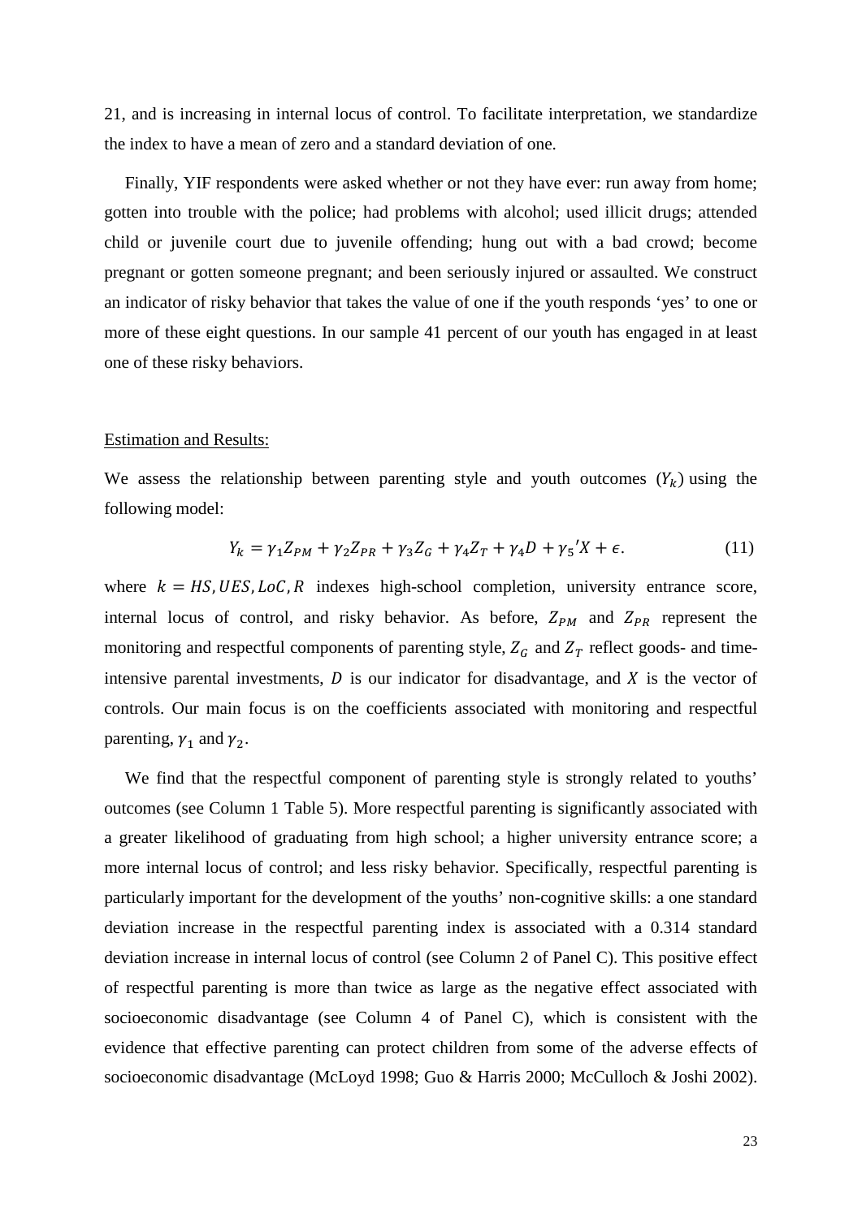21, and is increasing in internal locus of control. To facilitate interpretation, we standardize the index to have a mean of zero and a standard deviation of one.

Finally, YIF respondents were asked whether or not they have ever: run away from home; gotten into trouble with the police; had problems with alcohol; used illicit drugs; attended child or juvenile court due to juvenile offending; hung out with a bad crowd; become pregnant or gotten someone pregnant; and been seriously injured or assaulted. We construct an indicator of risky behavior that takes the value of one if the youth responds 'yes' to one or more of these eight questions. In our sample 41 percent of our youth has engaged in at least one of these risky behaviors.

Estimation and Results:

We assess the relationship between parenting style and youth outcomes ($Y_k$) using the following model:

$$Y_k = \gamma_1 Z_{PM} + \gamma_2 Z_{PR} + \gamma_3 Z_G + \gamma_4 Z_T + \gamma_4 D + \gamma_5{}' X + \epsilon. \tag{11}$$

where $k = HS, UES, LoC, R$ indexes high-school completion, university entrance score, internal locus of control, and risky behavior. As before, $Z_{PM}$ and $Z_{PR}$ represent the monitoring and respectful components of parenting style, $Z_G$ and $Z_T$ reflect goods- and time-intensive parental investments, $D$ is our indicator for disadvantage, and $X$ is the vector of controls. Our main focus is on the coefficients associated with monitoring and respectful parenting, $\gamma_1$ and $\gamma_2$.

We find that the respectful component of parenting style is strongly related to youths' outcomes (see Column 1 Table 5). More respectful parenting is significantly associated with a greater likelihood of graduating from high school; a higher university entrance score; a more internal locus of control; and less risky behavior. Specifically, respectful parenting is particularly important for the development of the youths' non-cognitive skills: a one standard deviation increase in the respectful parenting index is associated with a 0.314 standard deviation increase in internal locus of control (see Column 2 of Panel C). This positive effect of respectful parenting is more than twice as large as the negative effect associated with socioeconomic disadvantage (see Column 4 of Panel C), which is consistent with the evidence that effective parenting can protect children from some of the adverse effects of socioeconomic disadvantage (McLoyd 1998; Guo & Harris 2000; McCulloch & Joshi 2002).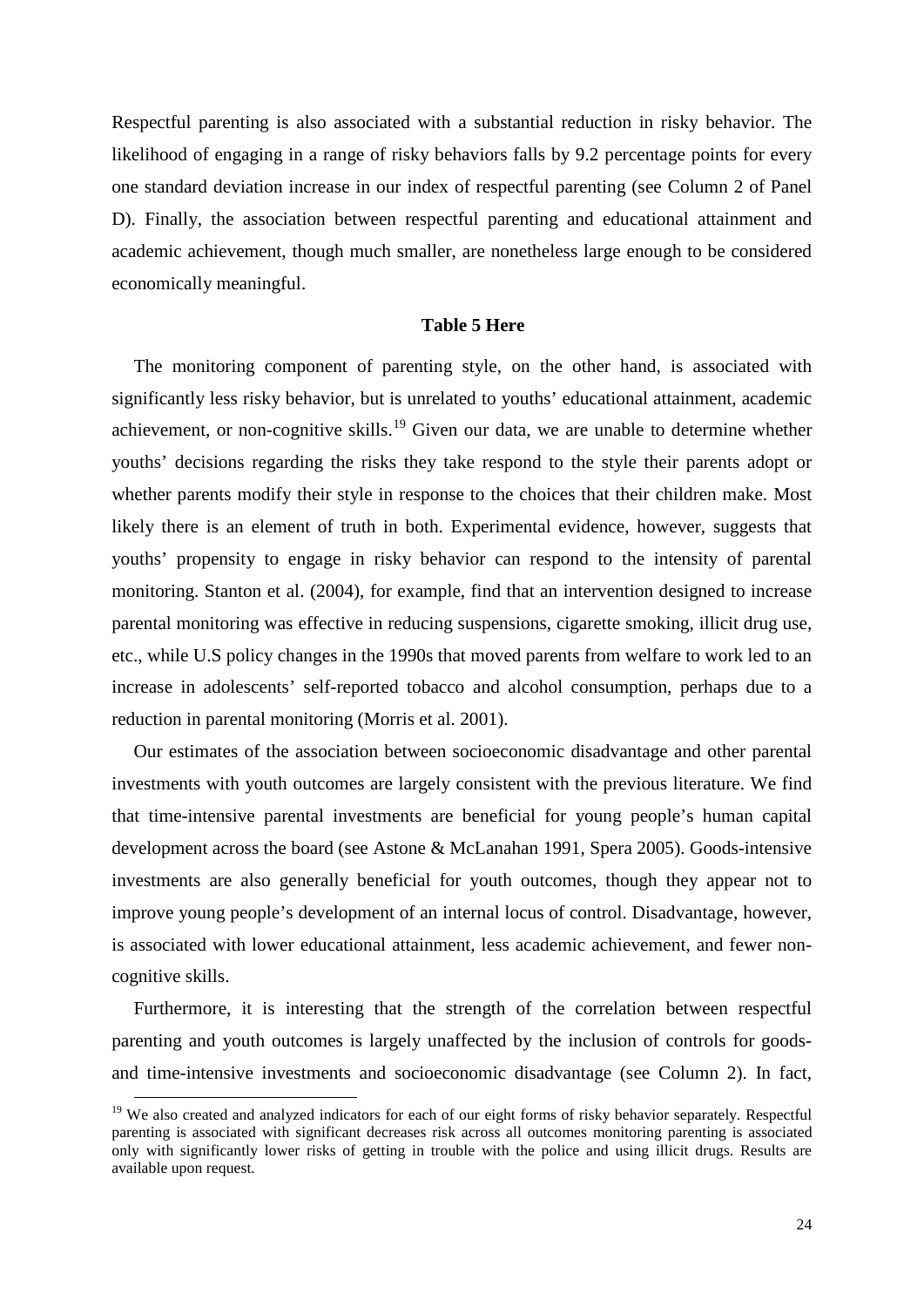Respectful parenting is also associated with a substantial reduction in risky behavior. The likelihood of engaging in a range of risky behaviors falls by 9.2 percentage points for every one standard deviation increase in our index of respectful parenting (see Column 2 of Panel D). Finally, the association between respectful parenting and educational attainment and academic achievement, though much smaller, are nonetheless large enough to be considered economically meaningful.

**Table 5 Here**

The monitoring component of parenting style, on the other hand, is associated with significantly less risky behavior, but is unrelated to youths' educational attainment, academic achievement, or non-cognitive skills.[19] Given our data, we are unable to determine whether youths' decisions regarding the risks they take respond to the style their parents adopt or whether parents modify their style in response to the choices that their children make. Most likely there is an element of truth in both. Experimental evidence, however, suggests that youths' propensity to engage in risky behavior can respond to the intensity of parental monitoring. Stanton et al. (2004), for example, find that an intervention designed to increase parental monitoring was effective in reducing suspensions, cigarette smoking, illicit drug use, etc., while U.S policy changes in the 1990s that moved parents from welfare to work led to an increase in adolescents' self-reported tobacco and alcohol consumption, perhaps due to a reduction in parental monitoring (Morris et al. 2001).

Our estimates of the association between socioeconomic disadvantage and other parental investments with youth outcomes are largely consistent with the previous literature. We find that time-intensive parental investments are beneficial for young people's human capital development across the board (see Astone & McLanahan 1991, Spera 2005). Goods-intensive investments are also generally beneficial for youth outcomes, though they appear not to improve young people's development of an internal locus of control. Disadvantage, however, is associated with lower educational attainment, less academic achievement, and fewer non-cognitive skills.

Furthermore, it is interesting that the strength of the correlation between respectful parenting and youth outcomes is largely unaffected by the inclusion of controls for goods- and time-intensive investments and socioeconomic disadvantage (see Column 2). In fact,

[19] We also created and analyzed indicators for each of our eight forms of risky behavior separately. Respectful parenting is associated with significant decreases risk across all outcomes monitoring parenting is associated only with significantly lower risks of getting in trouble with the police and using illicit drugs. Results are available upon request.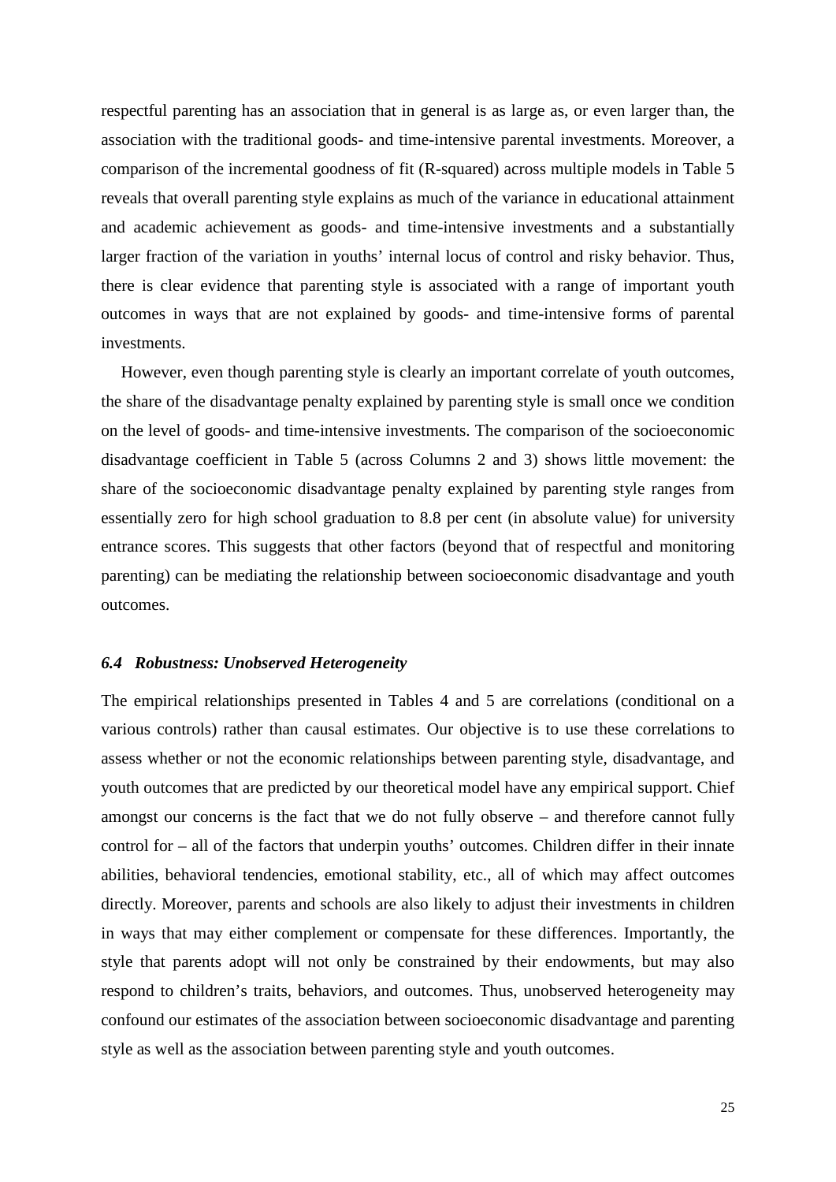respectful parenting has an association that in general is as large as, or even larger than, the association with the traditional goods- and time-intensive parental investments. Moreover, a comparison of the incremental goodness of fit (R-squared) across multiple models in Table 5 reveals that overall parenting style explains as much of the variance in educational attainment and academic achievement as goods- and time-intensive investments and a substantially larger fraction of the variation in youths' internal locus of control and risky behavior. Thus, there is clear evidence that parenting style is associated with a range of important youth outcomes in ways that are not explained by goods- and time-intensive forms of parental investments.

However, even though parenting style is clearly an important correlate of youth outcomes, the share of the disadvantage penalty explained by parenting style is small once we condition on the level of goods- and time-intensive investments. The comparison of the socioeconomic disadvantage coefficient in Table 5 (across Columns 2 and 3) shows little movement: the share of the socioeconomic disadvantage penalty explained by parenting style ranges from essentially zero for high school graduation to 8.8 per cent (in absolute value) for university entrance scores. This suggests that other factors (beyond that of respectful and monitoring parenting) can be mediating the relationship between socioeconomic disadvantage and youth outcomes.

### *6.4 Robustness: Unobserved Heterogeneity*

The empirical relationships presented in Tables 4 and 5 are correlations (conditional on a various controls) rather than causal estimates. Our objective is to use these correlations to assess whether or not the economic relationships between parenting style, disadvantage, and youth outcomes that are predicted by our theoretical model have any empirical support. Chief amongst our concerns is the fact that we do not fully observe – and therefore cannot fully control for – all of the factors that underpin youths' outcomes. Children differ in their innate abilities, behavioral tendencies, emotional stability, etc., all of which may affect outcomes directly. Moreover, parents and schools are also likely to adjust their investments in children in ways that may either complement or compensate for these differences. Importantly, the style that parents adopt will not only be constrained by their endowments, but may also respond to children's traits, behaviors, and outcomes. Thus, unobserved heterogeneity may confound our estimates of the association between socioeconomic disadvantage and parenting style as well as the association between parenting style and youth outcomes.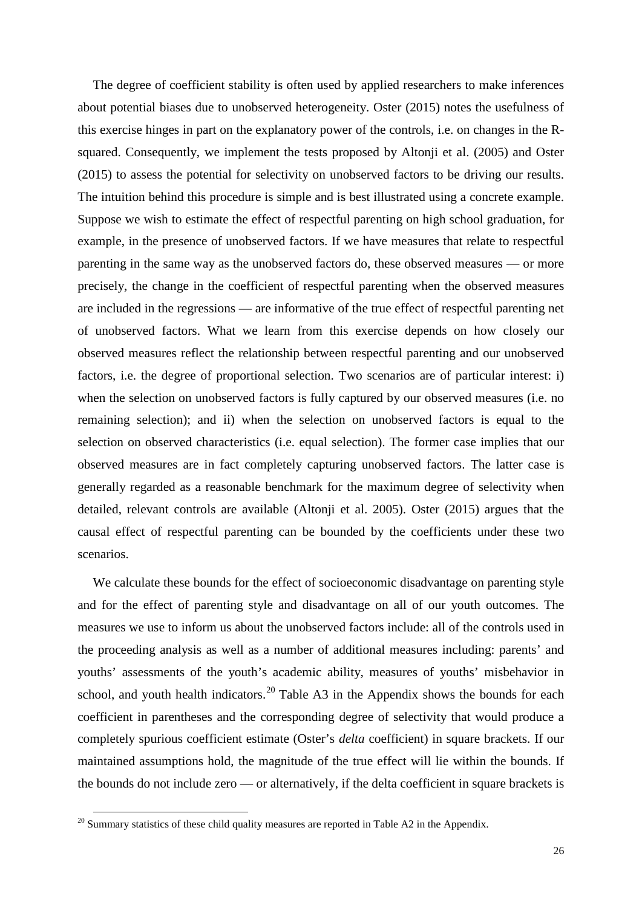The degree of coefficient stability is often used by applied researchers to make inferences about potential biases due to unobserved heterogeneity. Oster (2015) notes the usefulness of this exercise hinges in part on the explanatory power of the controls, i.e. on changes in the R-squared. Consequently, we implement the tests proposed by Altonji et al. (2005) and Oster (2015) to assess the potential for selectivity on unobserved factors to be driving our results. The intuition behind this procedure is simple and is best illustrated using a concrete example. Suppose we wish to estimate the effect of respectful parenting on high school graduation, for example, in the presence of unobserved factors. If we have measures that relate to respectful parenting in the same way as the unobserved factors do, these observed measures — or more precisely, the change in the coefficient of respectful parenting when the observed measures are included in the regressions — are informative of the true effect of respectful parenting net of unobserved factors. What we learn from this exercise depends on how closely our observed measures reflect the relationship between respectful parenting and our unobserved factors, i.e. the degree of proportional selection. Two scenarios are of particular interest: i) when the selection on unobserved factors is fully captured by our observed measures (i.e. no remaining selection); and ii) when the selection on unobserved factors is equal to the selection on observed characteristics (i.e. equal selection). The former case implies that our observed measures are in fact completely capturing unobserved factors. The latter case is generally regarded as a reasonable benchmark for the maximum degree of selectivity when detailed, relevant controls are available (Altonji et al. 2005). Oster (2015) argues that the causal effect of respectful parenting can be bounded by the coefficients under these two scenarios.

We calculate these bounds for the effect of socioeconomic disadvantage on parenting style and for the effect of parenting style and disadvantage on all of our youth outcomes. The measures we use to inform us about the unobserved factors include: all of the controls used in the proceeding analysis as well as a number of additional measures including: parents' and youths' assessments of the youth's academic ability, measures of youths' misbehavior in school, and youth health indicators.[20] Table A3 in the Appendix shows the bounds for each coefficient in parentheses and the corresponding degree of selectivity that would produce a completely spurious coefficient estimate (Oster's *delta* coefficient) in square brackets. If our maintained assumptions hold, the magnitude of the true effect will lie within the bounds. If the bounds do not include zero — or alternatively, if the delta coefficient in square brackets is

[20] Summary statistics of these child quality measures are reported in Table A2 in the Appendix.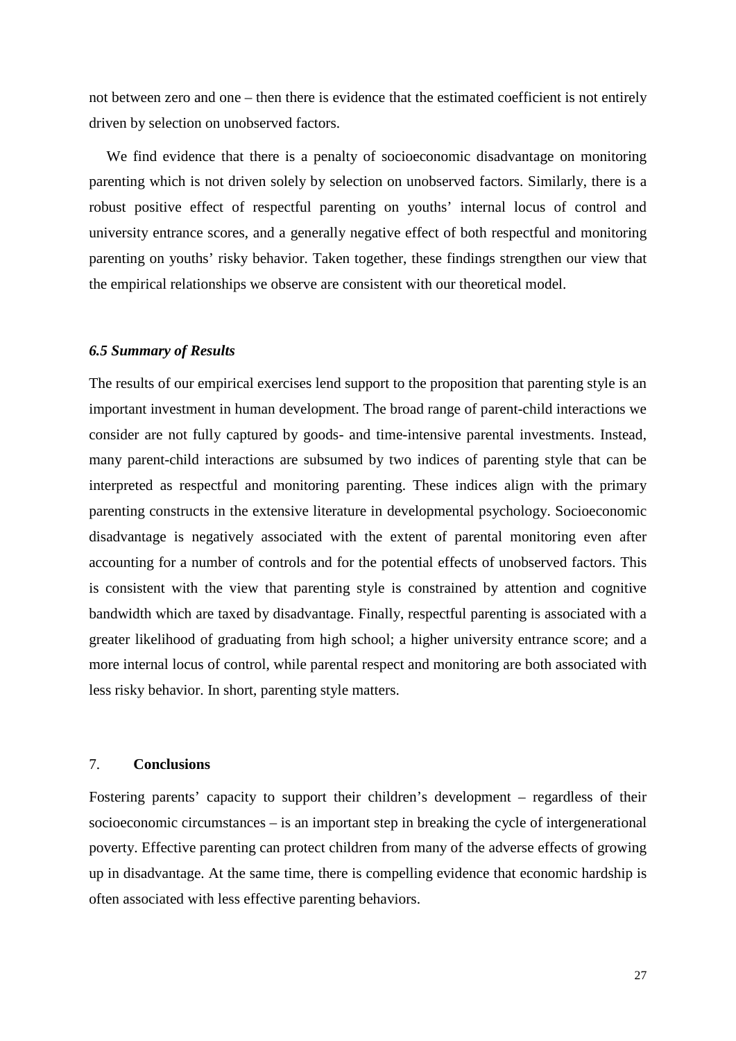not between zero and one – then there is evidence that the estimated coefficient is not entirely driven by selection on unobserved factors.

We find evidence that there is a penalty of socioeconomic disadvantage on monitoring parenting which is not driven solely by selection on unobserved factors. Similarly, there is a robust positive effect of respectful parenting on youths' internal locus of control and university entrance scores, and a generally negative effect of both respectful and monitoring parenting on youths' risky behavior. Taken together, these findings strengthen our view that the empirical relationships we observe are consistent with our theoretical model.

### *6.5 Summary of Results*

The results of our empirical exercises lend support to the proposition that parenting style is an important investment in human development. The broad range of parent-child interactions we consider are not fully captured by goods- and time-intensive parental investments. Instead, many parent-child interactions are subsumed by two indices of parenting style that can be interpreted as respectful and monitoring parenting. These indices align with the primary parenting constructs in the extensive literature in developmental psychology. Socioeconomic disadvantage is negatively associated with the extent of parental monitoring even after accounting for a number of controls and for the potential effects of unobserved factors. This is consistent with the view that parenting style is constrained by attention and cognitive bandwidth which are taxed by disadvantage. Finally, respectful parenting is associated with a greater likelihood of graduating from high school; a higher university entrance score; and a more internal locus of control, while parental respect and monitoring are both associated with less risky behavior. In short, parenting style matters.

## 7. **Conclusions**

Fostering parents' capacity to support their children's development – regardless of their socioeconomic circumstances – is an important step in breaking the cycle of intergenerational poverty. Effective parenting can protect children from many of the adverse effects of growing up in disadvantage. At the same time, there is compelling evidence that economic hardship is often associated with less effective parenting behaviors.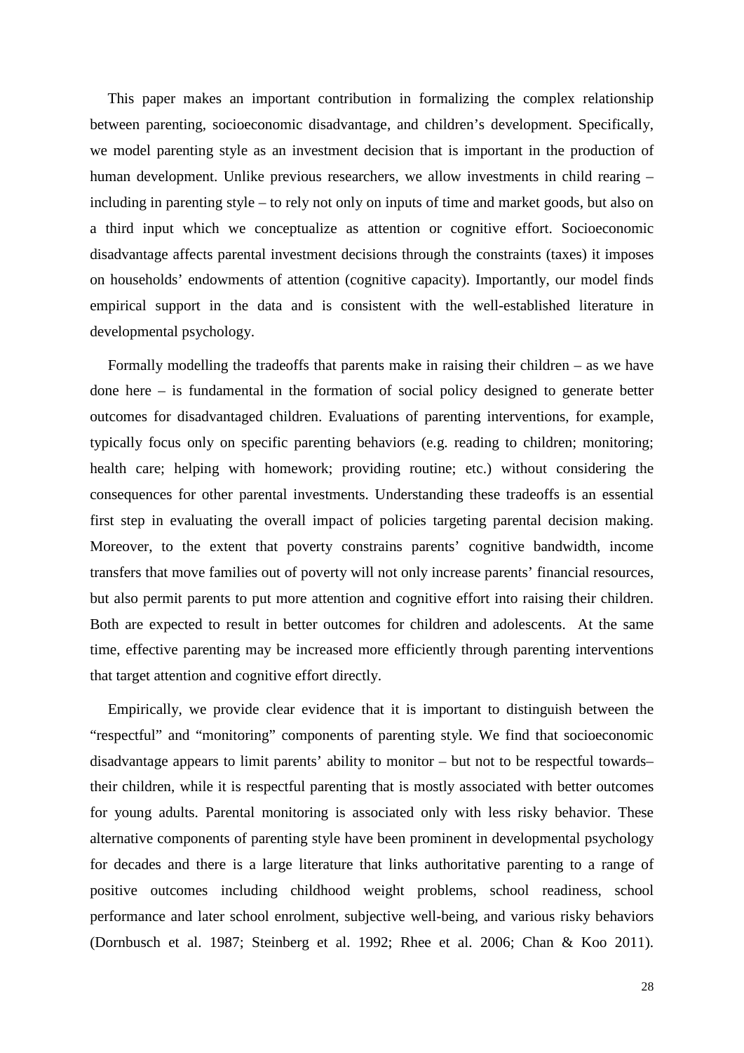This paper makes an important contribution in formalizing the complex relationship between parenting, socioeconomic disadvantage, and children's development. Specifically, we model parenting style as an investment decision that is important in the production of human development. Unlike previous researchers, we allow investments in child rearing – including in parenting style – to rely not only on inputs of time and market goods, but also on a third input which we conceptualize as attention or cognitive effort. Socioeconomic disadvantage affects parental investment decisions through the constraints (taxes) it imposes on households' endowments of attention (cognitive capacity). Importantly, our model finds empirical support in the data and is consistent with the well-established literature in developmental psychology.

Formally modelling the tradeoffs that parents make in raising their children – as we have done here – is fundamental in the formation of social policy designed to generate better outcomes for disadvantaged children. Evaluations of parenting interventions, for example, typically focus only on specific parenting behaviors (e.g. reading to children; monitoring; health care; helping with homework; providing routine; etc.) without considering the consequences for other parental investments. Understanding these tradeoffs is an essential first step in evaluating the overall impact of policies targeting parental decision making. Moreover, to the extent that poverty constrains parents' cognitive bandwidth, income transfers that move families out of poverty will not only increase parents' financial resources, but also permit parents to put more attention and cognitive effort into raising their children. Both are expected to result in better outcomes for children and adolescents. At the same time, effective parenting may be increased more efficiently through parenting interventions that target attention and cognitive effort directly.

Empirically, we provide clear evidence that it is important to distinguish between the "respectful" and "monitoring" components of parenting style. We find that socioeconomic disadvantage appears to limit parents' ability to monitor – but not to be respectful towards– their children, while it is respectful parenting that is mostly associated with better outcomes for young adults. Parental monitoring is associated only with less risky behavior. These alternative components of parenting style have been prominent in developmental psychology for decades and there is a large literature that links authoritative parenting to a range of positive outcomes including childhood weight problems, school readiness, school performance and later school enrolment, subjective well-being, and various risky behaviors (Dornbusch et al. 1987; Steinberg et al. 1992; Rhee et al. 2006; Chan & Koo 2011).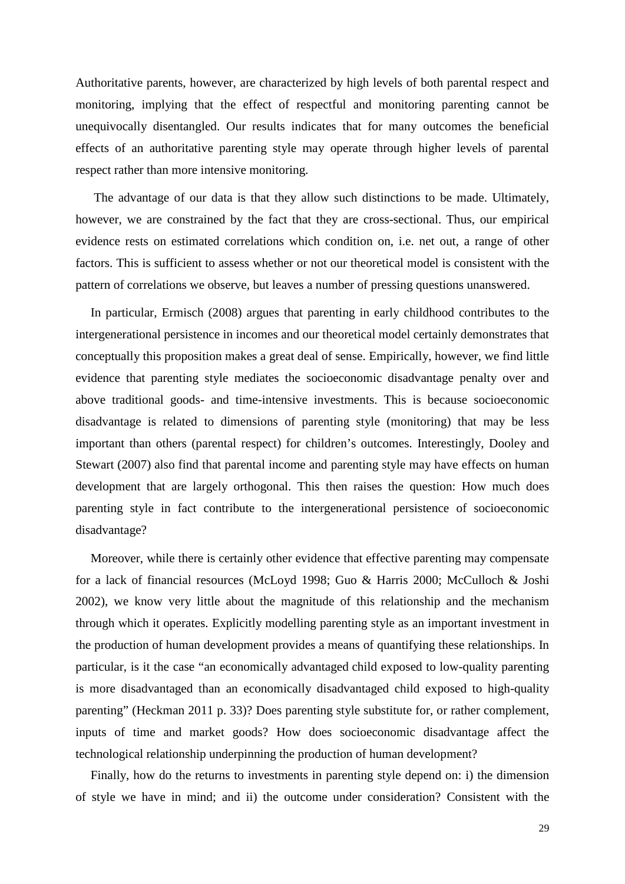Authoritative parents, however, are characterized by high levels of both parental respect and monitoring, implying that the effect of respectful and monitoring parenting cannot be unequivocally disentangled. Our results indicates that for many outcomes the beneficial effects of an authoritative parenting style may operate through higher levels of parental respect rather than more intensive monitoring.

The advantage of our data is that they allow such distinctions to be made. Ultimately, however, we are constrained by the fact that they are cross-sectional. Thus, our empirical evidence rests on estimated correlations which condition on, i.e. net out, a range of other factors. This is sufficient to assess whether or not our theoretical model is consistent with the pattern of correlations we observe, but leaves a number of pressing questions unanswered.

In particular, Ermisch (2008) argues that parenting in early childhood contributes to the intergenerational persistence in incomes and our theoretical model certainly demonstrates that conceptually this proposition makes a great deal of sense. Empirically, however, we find little evidence that parenting style mediates the socioeconomic disadvantage penalty over and above traditional goods- and time-intensive investments. This is because socioeconomic disadvantage is related to dimensions of parenting style (monitoring) that may be less important than others (parental respect) for children's outcomes. Interestingly, Dooley and Stewart (2007) also find that parental income and parenting style may have effects on human development that are largely orthogonal. This then raises the question: How much does parenting style in fact contribute to the intergenerational persistence of socioeconomic disadvantage?

Moreover, while there is certainly other evidence that effective parenting may compensate for a lack of financial resources (McLoyd 1998; Guo & Harris 2000; McCulloch & Joshi 2002), we know very little about the magnitude of this relationship and the mechanism through which it operates. Explicitly modelling parenting style as an important investment in the production of human development provides a means of quantifying these relationships. In particular, is it the case "an economically advantaged child exposed to low-quality parenting is more disadvantaged than an economically disadvantaged child exposed to high-quality parenting" (Heckman 2011 p. 33)? Does parenting style substitute for, or rather complement, inputs of time and market goods? How does socioeconomic disadvantage affect the technological relationship underpinning the production of human development?

Finally, how do the returns to investments in parenting style depend on: i) the dimension of style we have in mind; and ii) the outcome under consideration? Consistent with the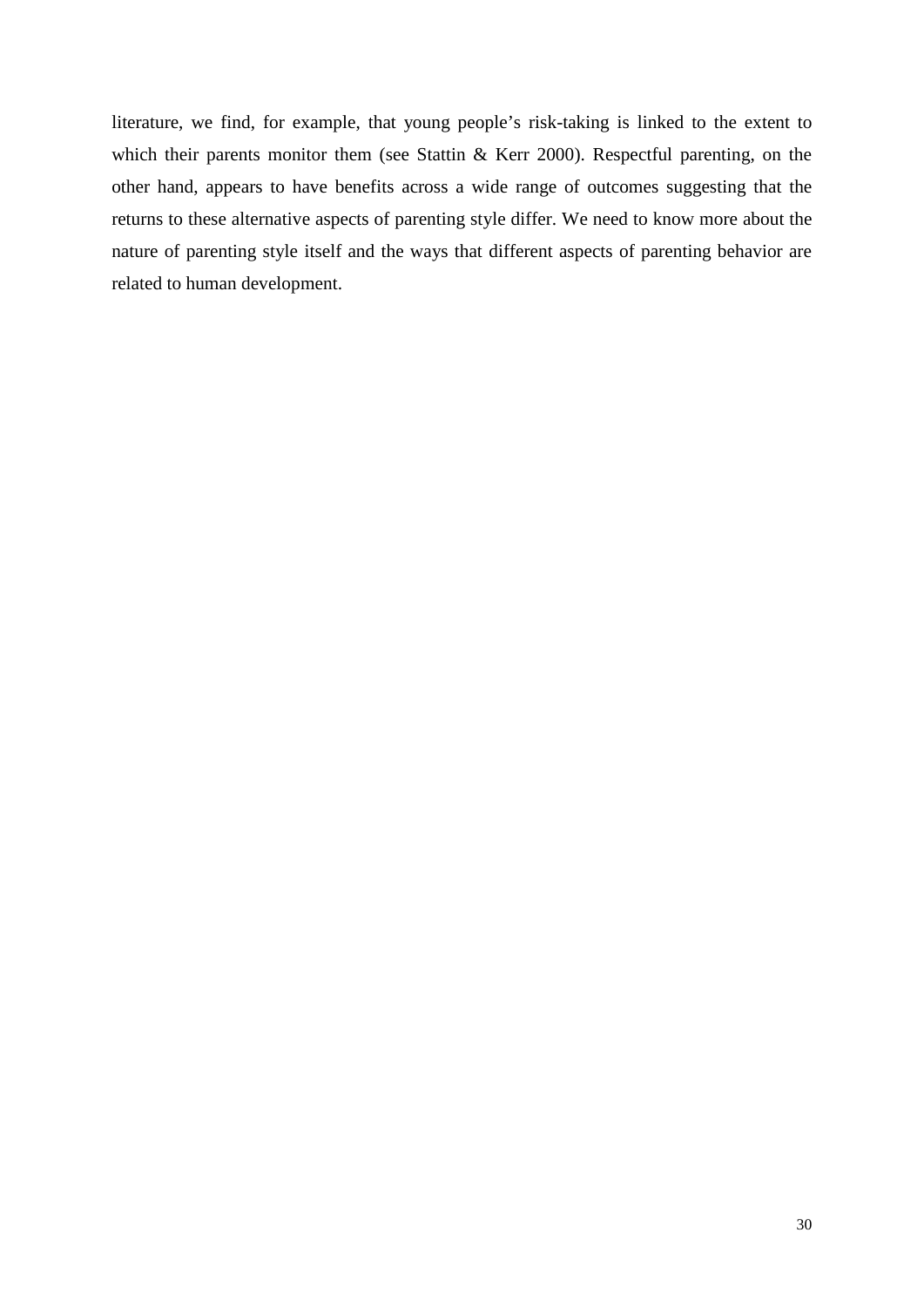literature, we find, for example, that young people's risk-taking is linked to the extent to which their parents monitor them (see Stattin & Kerr 2000). Respectful parenting, on the other hand, appears to have benefits across a wide range of outcomes suggesting that the returns to these alternative aspects of parenting style differ. We need to know more about the nature of parenting style itself and the ways that different aspects of parenting behavior are related to human development.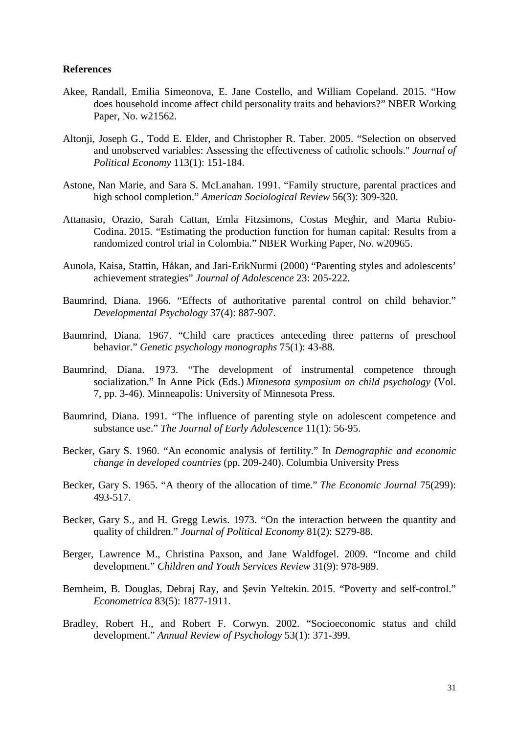**References**

Akee, Randall, Emilia Simeonova, E. Jane Costello, and William Copeland. 2015. "How does household income affect child personality traits and behaviors?" NBER Working Paper, No. w21562.

Altonji, Joseph G., Todd E. Elder, and Christopher R. Taber. 2005. "Selection on observed and unobserved variables: Assessing the effectiveness of catholic schools." *Journal of Political Economy* 113(1): 151-184.

Astone, Nan Marie, and Sara S. McLanahan. 1991. "Family structure, parental practices and high school completion." *American Sociological Review* 56(3): 309-320.

Attanasio, Orazio, Sarah Cattan, Emla Fitzsimons, Costas Meghir, and Marta Rubio-Codina. 2015. "Estimating the production function for human capital: Results from a randomized control trial in Colombia." NBER Working Paper, No. w20965.

Aunola, Kaisa, Stattin, Håkan, and Jari-ErikNurmi (2000) "Parenting styles and adolescents' achievement strategies" *Journal of Adolescence* 23: 205-222.

Baumrind, Diana. 1966. "Effects of authoritative parental control on child behavior." *Developmental Psychology* 37(4): 887-907.

Baumrind, Diana. 1967. "Child care practices anteceding three patterns of preschool behavior." *Genetic psychology monographs* 75(1): 43-88.

Baumrind, Diana. 1973. "The development of instrumental competence through socialization." In Anne Pick (Eds.) *Minnesota symposium on child psychology* (Vol. 7, pp. 3-46). Minneapolis: University of Minnesota Press.

Baumrind, Diana. 1991. "The influence of parenting style on adolescent competence and substance use." *The Journal of Early Adolescence* 11(1): 56-95.

Becker, Gary S. 1960. "An economic analysis of fertility." In *Demographic and economic change in developed countries* (pp. 209-240). Columbia University Press

Becker, Gary S. 1965. "A theory of the allocation of time." *The Economic Journal* 75(299): 493-517.

Becker, Gary S., and H. Gregg Lewis. 1973. "On the interaction between the quantity and quality of children." *Journal of Political Economy* 81(2): S279-88.

Berger, Lawrence M., Christina Paxson, and Jane Waldfogel. 2009. "Income and child development." *Children and Youth Services Review* 31(9): 978-989.

Bernheim, B. Douglas, Debraj Ray, and Şevin Yeltekin. 2015. "Poverty and self-control." *Econometrica* 83(5): 1877-1911.

Bradley, Robert H., and Robert F. Corwyn. 2002. "Socioeconomic status and child development." *Annual Review of Psychology* 53(1): 371-399.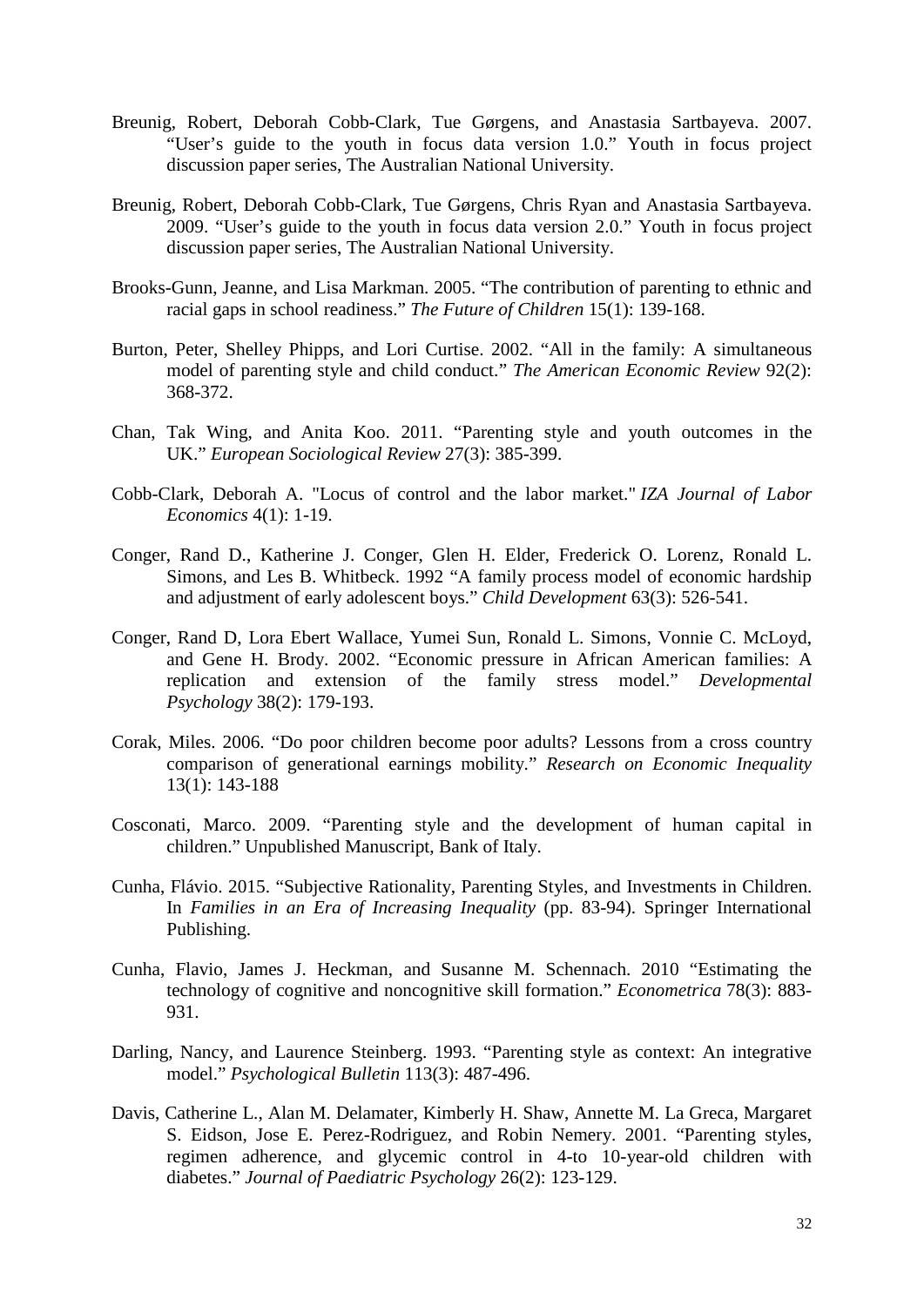Breunig, Robert, Deborah Cobb-Clark, Tue Gørgens, and Anastasia Sartbayeva. 2007. "User's guide to the youth in focus data version 1.0." Youth in focus project discussion paper series, The Australian National University.

Breunig, Robert, Deborah Cobb-Clark, Tue Gørgens, Chris Ryan and Anastasia Sartbayeva. 2009. "User's guide to the youth in focus data version 2.0." Youth in focus project discussion paper series, The Australian National University.

Brooks-Gunn, Jeanne, and Lisa Markman. 2005. "The contribution of parenting to ethnic and racial gaps in school readiness." *The Future of Children* 15(1): 139-168.

Burton, Peter, Shelley Phipps, and Lori Curtise. 2002. "All in the family: A simultaneous model of parenting style and child conduct." *The American Economic Review* 92(2): 368-372.

Chan, Tak Wing, and Anita Koo. 2011. "Parenting style and youth outcomes in the UK." *European Sociological Review* 27(3): 385-399.

Cobb-Clark, Deborah A. "Locus of control and the labor market." *IZA Journal of Labor Economics* 4(1): 1-19.

Conger, Rand D., Katherine J. Conger, Glen H. Elder, Frederick O. Lorenz, Ronald L. Simons, and Les B. Whitbeck. 1992 "A family process model of economic hardship and adjustment of early adolescent boys." *Child Development* 63(3): 526-541.

Conger, Rand D, Lora Ebert Wallace, Yumei Sun, Ronald L. Simons, Vonnie C. McLoyd, and Gene H. Brody. 2002. "Economic pressure in African American families: A replication and extension of the family stress model." *Developmental Psychology* 38(2): 179-193.

Corak, Miles. 2006. "Do poor children become poor adults? Lessons from a cross country comparison of generational earnings mobility." *Research on Economic Inequality* 13(1): 143-188

Cosconati, Marco. 2009. "Parenting style and the development of human capital in children." Unpublished Manuscript, Bank of Italy.

Cunha, Flávio. 2015. "Subjective Rationality, Parenting Styles, and Investments in Children. In *Families in an Era of Increasing Inequality* (pp. 83-94). Springer International Publishing.

Cunha, Flavio, James J. Heckman, and Susanne M. Schennach. 2010 "Estimating the technology of cognitive and noncognitive skill formation." *Econometrica* 78(3): 883-931.

Darling, Nancy, and Laurence Steinberg. 1993. "Parenting style as context: An integrative model." *Psychological Bulletin* 113(3): 487-496.

Davis, Catherine L., Alan M. Delamater, Kimberly H. Shaw, Annette M. La Greca, Margaret S. Eidson, Jose E. Perez-Rodriguez, and Robin Nemery. 2001. "Parenting styles, regimen adherence, and glycemic control in 4-to 10-year-old children with diabetes." *Journal of Paediatric Psychology* 26(2): 123-129.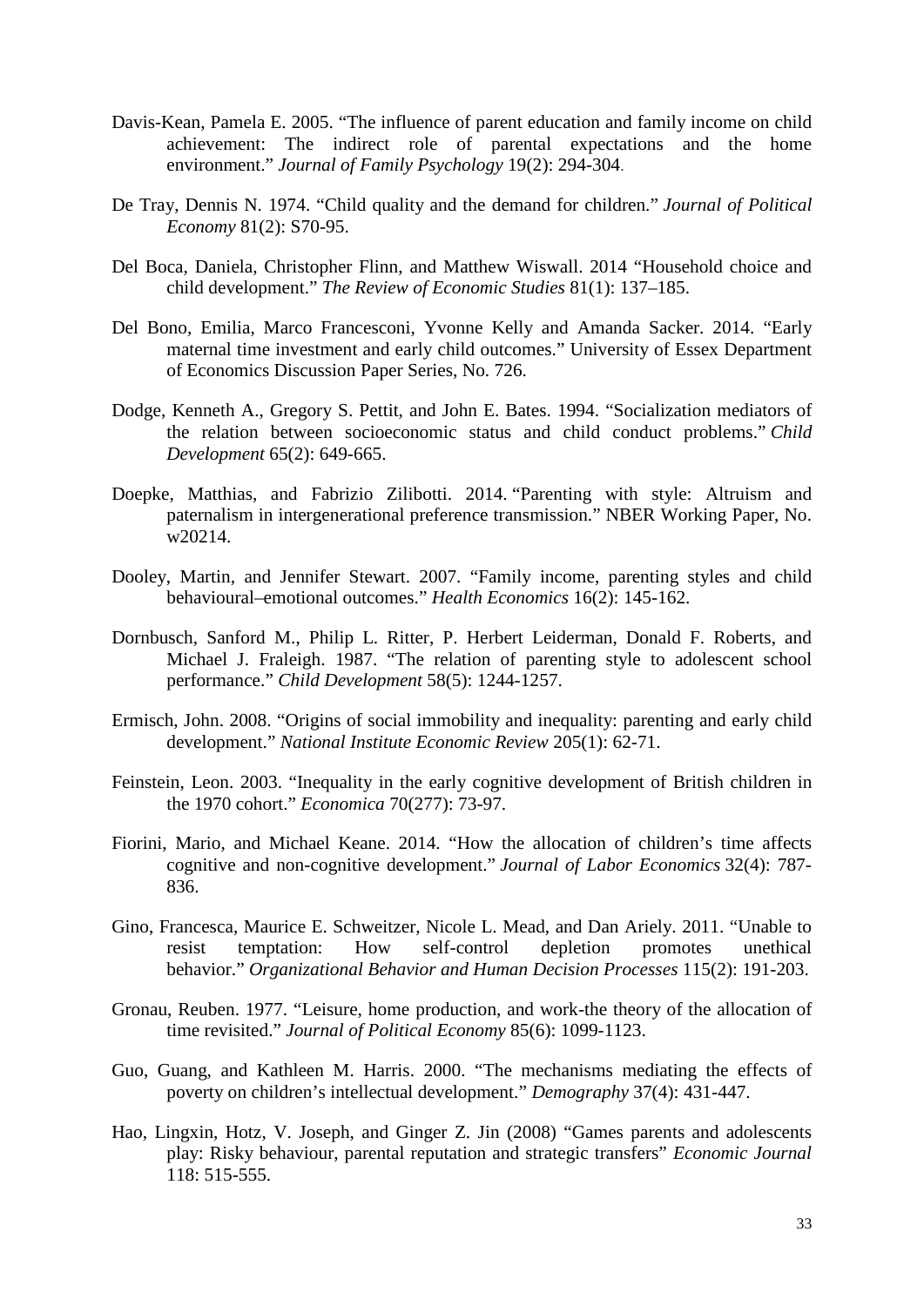Davis-Kean, Pamela E. 2005. "The influence of parent education and family income on child achievement: The indirect role of parental expectations and the home environment." *Journal of Family Psychology* 19(2): 294-304.

De Tray, Dennis N. 1974. "Child quality and the demand for children." *Journal of Political Economy* 81(2): S70-95.

Del Boca, Daniela, Christopher Flinn, and Matthew Wiswall. 2014 "Household choice and child development." *The Review of Economic Studies* 81(1): 137–185.

Del Bono, Emilia, Marco Francesconi, Yvonne Kelly and Amanda Sacker. 2014. "Early maternal time investment and early child outcomes." University of Essex Department of Economics Discussion Paper Series, No. 726.

Dodge, Kenneth A., Gregory S. Pettit, and John E. Bates. 1994. "Socialization mediators of the relation between socioeconomic status and child conduct problems." *Child Development* 65(2): 649-665.

Doepke, Matthias, and Fabrizio Zilibotti. 2014. "Parenting with style: Altruism and paternalism in intergenerational preference transmission." NBER Working Paper, No. w20214.

Dooley, Martin, and Jennifer Stewart. 2007. "Family income, parenting styles and child behavioural–emotional outcomes." *Health Economics* 16(2): 145-162.

Dornbusch, Sanford M., Philip L. Ritter, P. Herbert Leiderman, Donald F. Roberts, and Michael J. Fraleigh. 1987. "The relation of parenting style to adolescent school performance." *Child Development* 58(5): 1244-1257.

Ermisch, John. 2008. "Origins of social immobility and inequality: parenting and early child development." *National Institute Economic Review* 205(1): 62-71.

Feinstein, Leon. 2003. "Inequality in the early cognitive development of British children in the 1970 cohort." *Economica* 70(277): 73-97.

Fiorini, Mario, and Michael Keane. 2014. "How the allocation of children's time affects cognitive and non-cognitive development." *Journal of Labor Economics* 32(4): 787-836.

Gino, Francesca, Maurice E. Schweitzer, Nicole L. Mead, and Dan Ariely. 2011. "Unable to resist temptation: How self-control depletion promotes unethical behavior." *Organizational Behavior and Human Decision Processes* 115(2): 191-203.

Gronau, Reuben. 1977. "Leisure, home production, and work-the theory of the allocation of time revisited." *Journal of Political Economy* 85(6): 1099-1123.

Guo, Guang, and Kathleen M. Harris. 2000. "The mechanisms mediating the effects of poverty on children's intellectual development." *Demography* 37(4): 431-447.

Hao, Lingxin, Hotz, V. Joseph, and Ginger Z. Jin (2008) "Games parents and adolescents play: Risky behaviour, parental reputation and strategic transfers" *Economic Journal* 118: 515-555.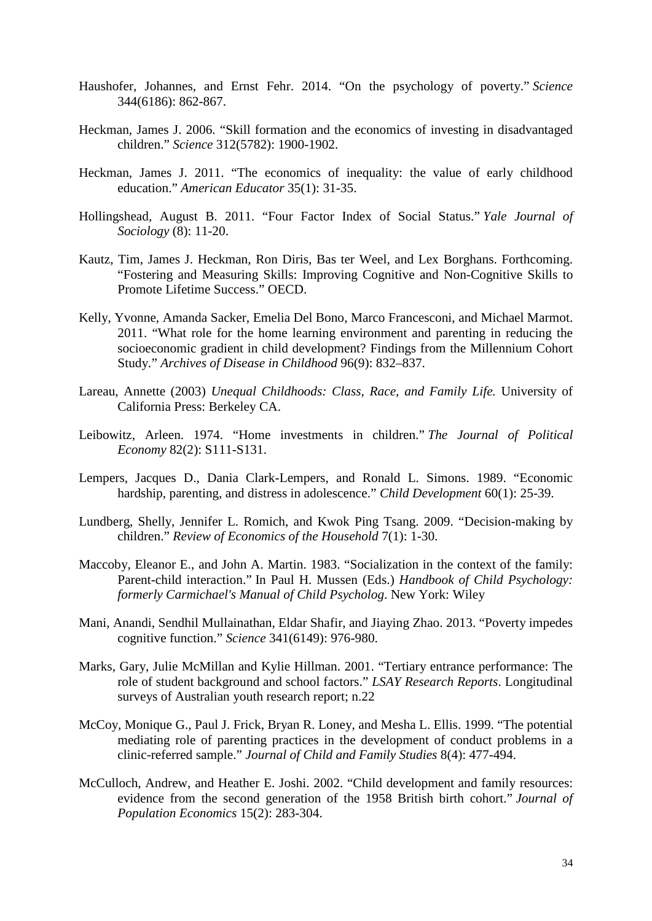Haushofer, Johannes, and Ernst Fehr. 2014. "On the psychology of poverty." *Science* 344(6186): 862-867.

Heckman, James J. 2006. "Skill formation and the economics of investing in disadvantaged children." *Science* 312(5782): 1900-1902.

Heckman, James J. 2011. "The economics of inequality: the value of early childhood education." *American Educator* 35(1): 31-35.

Hollingshead, August B. 2011. "Four Factor Index of Social Status." *Yale Journal of Sociology* (8): 11-20.

Kautz, Tim, James J. Heckman, Ron Diris, Bas ter Weel, and Lex Borghans. Forthcoming. "Fostering and Measuring Skills: Improving Cognitive and Non-Cognitive Skills to Promote Lifetime Success." OECD.

Kelly, Yvonne, Amanda Sacker, Emelia Del Bono, Marco Francesconi, and Michael Marmot. 2011. "What role for the home learning environment and parenting in reducing the socioeconomic gradient in child development? Findings from the Millennium Cohort Study." *Archives of Disease in Childhood* 96(9): 832–837.

Lareau, Annette (2003) *Unequal Childhoods: Class, Race, and Family Life.* University of California Press: Berkeley CA.

Leibowitz, Arleen. 1974. "Home investments in children." *The Journal of Political Economy* 82(2): S111-S131.

Lempers, Jacques D., Dania Clark-Lempers, and Ronald L. Simons. 1989. "Economic hardship, parenting, and distress in adolescence." *Child Development* 60(1): 25-39.

Lundberg, Shelly, Jennifer L. Romich, and Kwok Ping Tsang. 2009. "Decision-making by children." *Review of Economics of the Household* 7(1): 1-30.

Maccoby, Eleanor E., and John A. Martin. 1983. "Socialization in the context of the family: Parent-child interaction." In Paul H. Mussen (Eds.) *Handbook of Child Psychology: formerly Carmichael's Manual of Child Psycholog*. New York: Wiley

Mani, Anandi, Sendhil Mullainathan, Eldar Shafir, and Jiaying Zhao. 2013. "Poverty impedes cognitive function." *Science* 341(6149): 976-980.

Marks, Gary, Julie McMillan and Kylie Hillman. 2001. "Tertiary entrance performance: The role of student background and school factors." *LSAY Research Reports*. Longitudinal surveys of Australian youth research report; n.22

McCoy, Monique G., Paul J. Frick, Bryan R. Loney, and Mesha L. Ellis. 1999. "The potential mediating role of parenting practices in the development of conduct problems in a clinic-referred sample." *Journal of Child and Family Studies* 8(4): 477-494.

McCulloch, Andrew, and Heather E. Joshi. 2002. "Child development and family resources: evidence from the second generation of the 1958 British birth cohort." *Journal of Population Economics* 15(2): 283-304.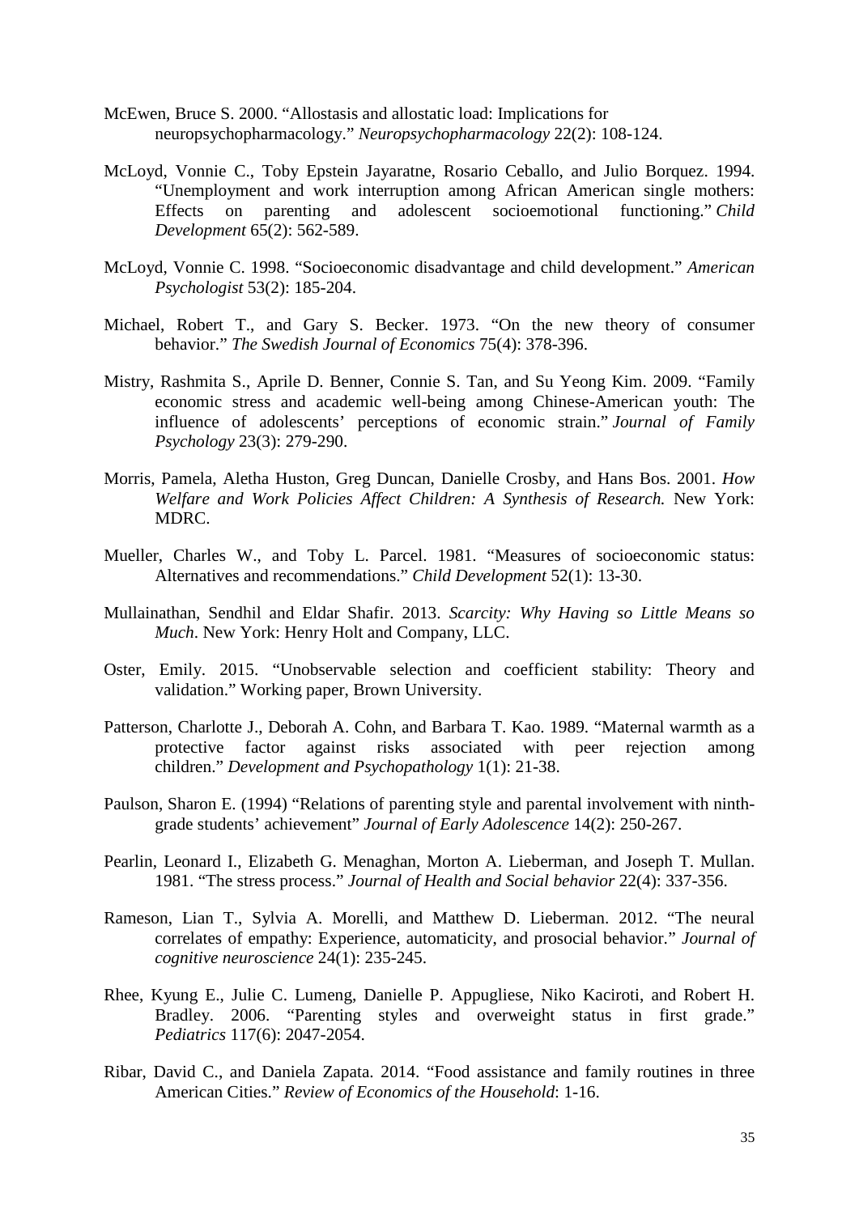McEwen, Bruce S. 2000. "Allostasis and allostatic load: Implications for neuropsychopharmacology." *Neuropsychopharmacology* 22(2): 108-124.

McLoyd, Vonnie C., Toby Epstein Jayaratne, Rosario Ceballo, and Julio Borquez. 1994. "Unemployment and work interruption among African American single mothers: Effects on parenting and adolescent socioemotional functioning." *Child Development* 65(2): 562-589.

McLoyd, Vonnie C. 1998. "Socioeconomic disadvantage and child development." *American Psychologist* 53(2): 185-204.

Michael, Robert T., and Gary S. Becker. 1973. "On the new theory of consumer behavior." *The Swedish Journal of Economics* 75(4): 378-396.

Mistry, Rashmita S., Aprile D. Benner, Connie S. Tan, and Su Yeong Kim. 2009. "Family economic stress and academic well-being among Chinese-American youth: The influence of adolescents' perceptions of economic strain." *Journal of Family Psychology* 23(3): 279-290.

Morris, Pamela, Aletha Huston, Greg Duncan, Danielle Crosby, and Hans Bos. 2001. *How Welfare and Work Policies Affect Children: A Synthesis of Research.* New York: MDRC.

Mueller, Charles W., and Toby L. Parcel. 1981. "Measures of socioeconomic status: Alternatives and recommendations." *Child Development* 52(1): 13-30.

Mullainathan, Sendhil and Eldar Shafir. 2013. *Scarcity: Why Having so Little Means so Much*. New York: Henry Holt and Company, LLC.

Oster, Emily. 2015. "Unobservable selection and coefficient stability: Theory and validation." Working paper, Brown University.

Patterson, Charlotte J., Deborah A. Cohn, and Barbara T. Kao. 1989. "Maternal warmth as a protective factor against risks associated with peer rejection among children." *Development and Psychopathology* 1(1): 21-38.

Paulson, Sharon E. (1994) "Relations of parenting style and parental involvement with ninth-grade students' achievement" *Journal of Early Adolescence* 14(2): 250-267.

Pearlin, Leonard I., Elizabeth G. Menaghan, Morton A. Lieberman, and Joseph T. Mullan. 1981. "The stress process." *Journal of Health and Social behavior* 22(4): 337-356.

Rameson, Lian T., Sylvia A. Morelli, and Matthew D. Lieberman. 2012. "The neural correlates of empathy: Experience, automaticity, and prosocial behavior." *Journal of cognitive neuroscience* 24(1): 235-245.

Rhee, Kyung E., Julie C. Lumeng, Danielle P. Appugliese, Niko Kaciroti, and Robert H. Bradley. 2006. "Parenting styles and overweight status in first grade." *Pediatrics* 117(6): 2047-2054.

Ribar, David C., and Daniela Zapata. 2014. "Food assistance and family routines in three American Cities." *Review of Economics of the Household*: 1-16.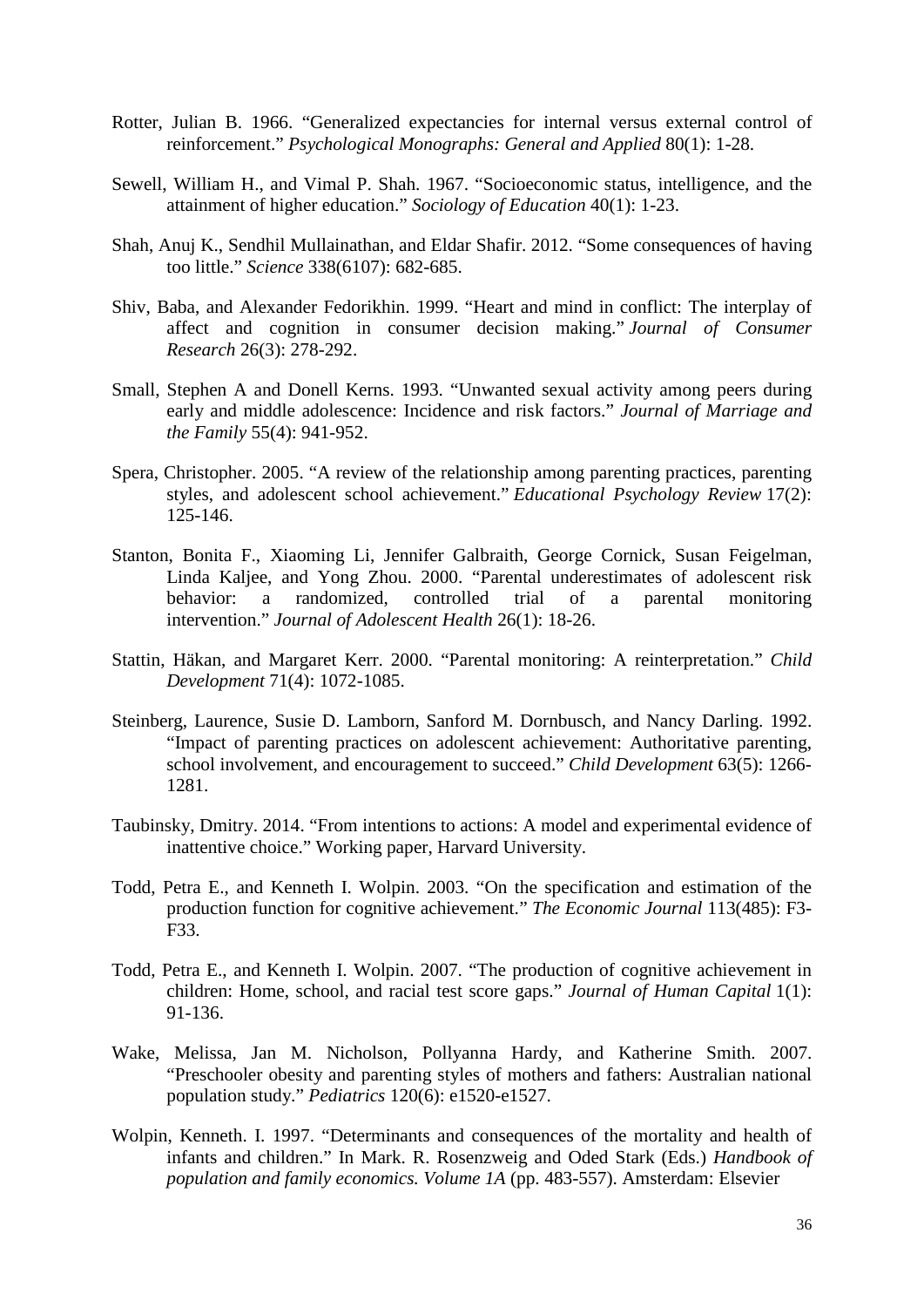Rotter, Julian B. 1966. "Generalized expectancies for internal versus external control of reinforcement." *Psychological Monographs: General and Applied* 80(1): 1-28.

Sewell, William H., and Vimal P. Shah. 1967. "Socioeconomic status, intelligence, and the attainment of higher education." *Sociology of Education* 40(1): 1-23.

Shah, Anuj K., Sendhil Mullainathan, and Eldar Shafir. 2012. "Some consequences of having too little." *Science* 338(6107): 682-685.

Shiv, Baba, and Alexander Fedorikhin. 1999. "Heart and mind in conflict: The interplay of affect and cognition in consumer decision making." *Journal of Consumer Research* 26(3): 278-292.

Small, Stephen A and Donell Kerns. 1993. "Unwanted sexual activity among peers during early and middle adolescence: Incidence and risk factors." *Journal of Marriage and the Family* 55(4): 941-952.

Spera, Christopher. 2005. "A review of the relationship among parenting practices, parenting styles, and adolescent school achievement." *Educational Psychology Review* 17(2): 125-146.

Stanton, Bonita F., Xiaoming Li, Jennifer Galbraith, George Cornick, Susan Feigelman, Linda Kaljee, and Yong Zhou. 2000. "Parental underestimates of adolescent risk behavior: a randomized, controlled trial of a parental monitoring intervention." *Journal of Adolescent Health* 26(1): 18-26.

Stattin, Häkan, and Margaret Kerr. 2000. "Parental monitoring: A reinterpretation." *Child Development* 71(4): 1072-1085.

Steinberg, Laurence, Susie D. Lamborn, Sanford M. Dornbusch, and Nancy Darling. 1992. "Impact of parenting practices on adolescent achievement: Authoritative parenting, school involvement, and encouragement to succeed." *Child Development* 63(5): 1266-1281.

Taubinsky, Dmitry. 2014. "From intentions to actions: A model and experimental evidence of inattentive choice." Working paper, Harvard University.

Todd, Petra E., and Kenneth I. Wolpin. 2003. "On the specification and estimation of the production function for cognitive achievement." *The Economic Journal* 113(485): F3-F33.

Todd, Petra E., and Kenneth I. Wolpin. 2007. "The production of cognitive achievement in children: Home, school, and racial test score gaps." *Journal of Human Capital* 1(1): 91-136.

Wake, Melissa, Jan M. Nicholson, Pollyanna Hardy, and Katherine Smith. 2007. "Preschooler obesity and parenting styles of mothers and fathers: Australian national population study." *Pediatrics* 120(6): e1520-e1527.

Wolpin, Kenneth. I. 1997. "Determinants and consequences of the mortality and health of infants and children." In Mark. R. Rosenzweig and Oded Stark (Eds.) *Handbook of population and family economics. Volume 1A* (pp. 483-557). Amsterdam: Elsevier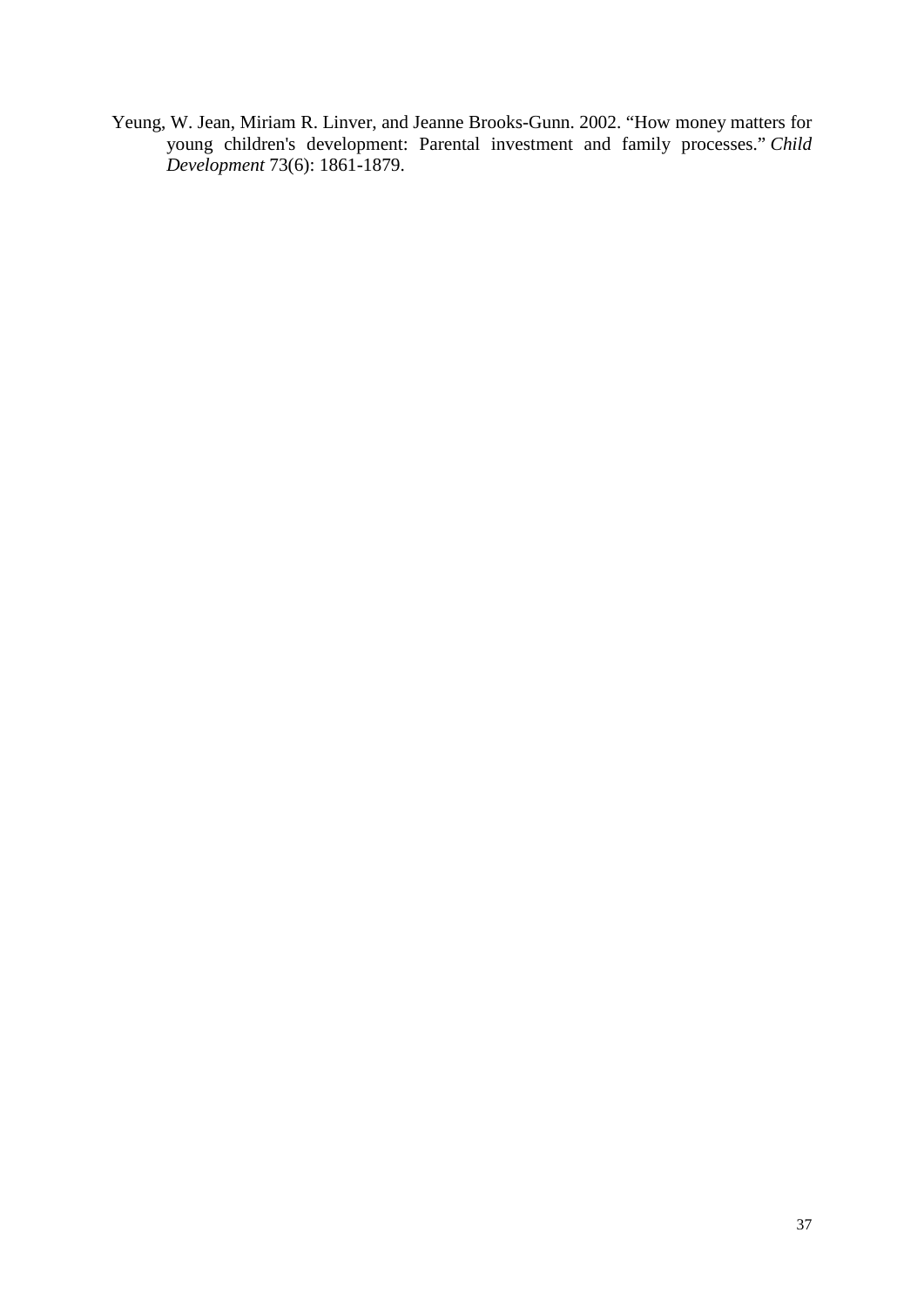Yeung, W. Jean, Miriam R. Linver, and Jeanne Brooks-Gunn. 2002. "How money matters for young children's development: Parental investment and family processes." *Child Development* 73(6): 1861-1879.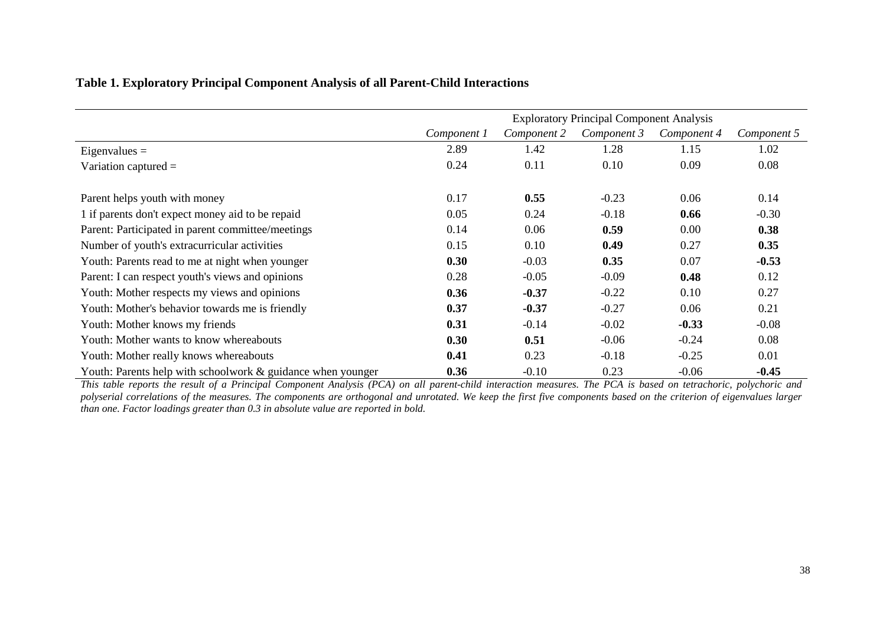**Table 1. Exploratory Principal Component Analysis of all Parent-Child Interactions**

| | Exploratory Principal Component Analysis | | | | |
|---|---|---|---|---|---|
| | *Component 1* | *Component 2* | *Component 3* | *Component 4* | *Component 5* |
| Eigenvalues = | 2.89 | 1.42 | 1.28 | 1.15 | 1.02 |
| Variation captured = | 0.24 | 0.11 | 0.10 | 0.09 | 0.08 |
| | | | | | |
| Parent helps youth with money | 0.17 | **0.55** | -0.23 | 0.06 | 0.14 |
| 1 if parents don't expect money aid to be repaid | 0.05 | 0.24 | -0.18 | **0.66** | -0.30 |
| Parent: Participated in parent committee/meetings | 0.14 | 0.06 | **0.59** | 0.00 | **0.38** |
| Number of youth's extracurricular activities | 0.15 | 0.10 | **0.49** | 0.27 | **0.35** |
| Youth: Parents read to me at night when younger | **0.30** | -0.03 | **0.35** | 0.07 | **-0.53** |
| Parent: I can respect youth's views and opinions | 0.28 | -0.05 | -0.09 | **0.48** | 0.12 |
| Youth: Mother respects my views and opinions | **0.36** | **-0.37** | -0.22 | 0.10 | 0.27 |
| Youth: Mother's behavior towards me is friendly | **0.37** | **-0.37** | -0.27 | 0.06 | 0.21 |
| Youth: Mother knows my friends | **0.31** | -0.14 | -0.02 | **-0.33** | -0.08 |
| Youth: Mother wants to know whereabouts | **0.30** | **0.51** | -0.06 | -0.24 | 0.08 |
| Youth: Mother really knows whereabouts | **0.41** | 0.23 | -0.18 | -0.25 | 0.01 |
| Youth: Parents help with schoolwork & guidance when younger | **0.36** | -0.10 | 0.23 | -0.06 | **-0.45** |

*This table reports the result of a Principal Component Analysis (PCA) on all parent-child interaction measures. The PCA is based on tetrachoric, polychoric and polyserial correlations of the measures. The components are orthogonal and unrotated. We keep the first five components based on the criterion of eigenvalues larger than one. Factor loadings greater than 0.3 in absolute value are reported in bold.*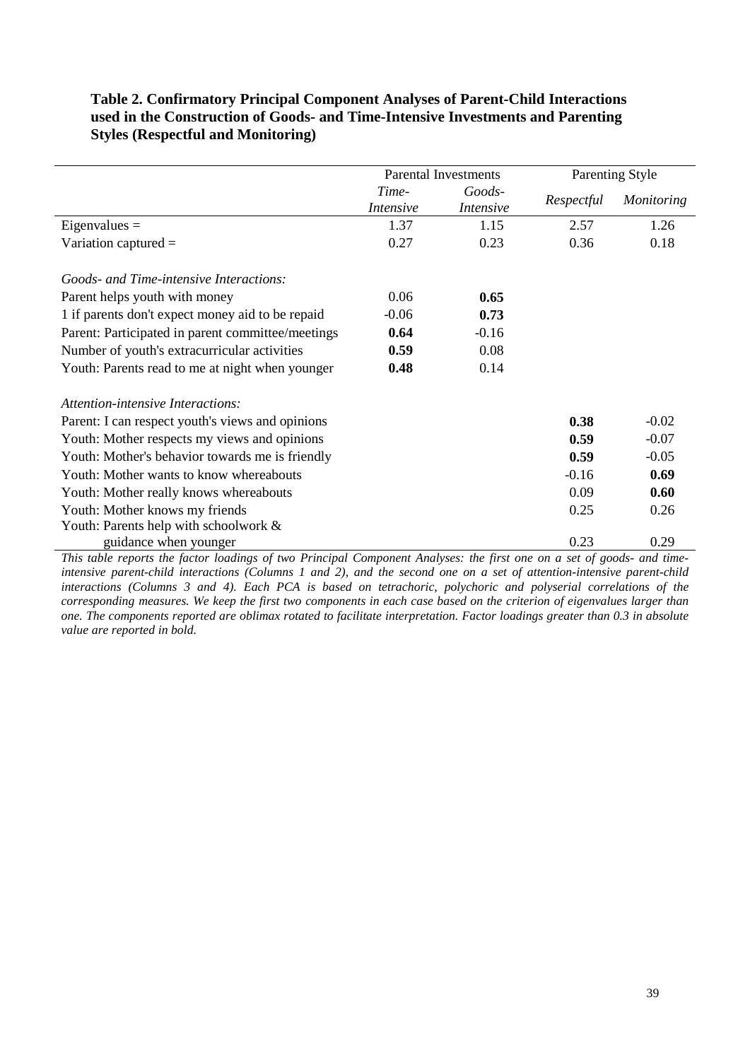**Table 2. Confirmatory Principal Component Analyses of Parent-Child Interactions used in the Construction of Goods- and Time-Intensive Investments and Parenting Styles (Respectful and Monitoring)**

| | Parental Investments | | Parenting Style | |
|---|---|---|---|---|
| | *Time-Intensive* | *Goods-Intensive* | *Respectful* | *Monitoring* |
| Eigenvalues = | 1.37 | 1.15 | 2.57 | 1.26 |
| Variation captured = | 0.27 | 0.23 | 0.36 | 0.18 |
| *Goods- and Time-intensive Interactions:* | | | | |
| Parent helps youth with money | 0.06 | **0.65** | | |
| 1 if parents don't expect money aid to be repaid | -0.06 | **0.73** | | |
| Parent: Participated in parent committee/meetings | **0.64** | -0.16 | | |
| Number of youth's extracurricular activities | **0.59** | 0.08 | | |
| Youth: Parents read to me at night when younger | **0.48** | 0.14 | | |
| *Attention-intensive Interactions:* | | | | |
| Parent: I can respect youth's views and opinions | | | **0.38** | -0.02 |
| Youth: Mother respects my views and opinions | | | **0.59** | -0.07 |
| Youth: Mother's behavior towards me is friendly | | | **0.59** | -0.05 |
| Youth: Mother wants to know whereabouts | | | -0.16 | **0.69** |
| Youth: Mother really knows whereabouts | | | 0.09 | **0.60** |
| Youth: Mother knows my friends | | | 0.25 | 0.26 |
| Youth: Parents help with schoolwork & guidance when younger | | | 0.23 | 0.29 |

*This table reports the factor loadings of two Principal Component Analyses: the first one on a set of goods- and time-intensive parent-child interactions (Columns 1 and 2), and the second one on a set of attention-intensive parent-child interactions (Columns 3 and 4). Each PCA is based on tetrachoric, polychoric and polyserial correlations of the corresponding measures. We keep the first two components in each case based on the criterion of eigenvalues larger than one. The components reported are oblimax rotated to facilitate interpretation. Factor loadings greater than 0.3 in absolute value are reported in bold.*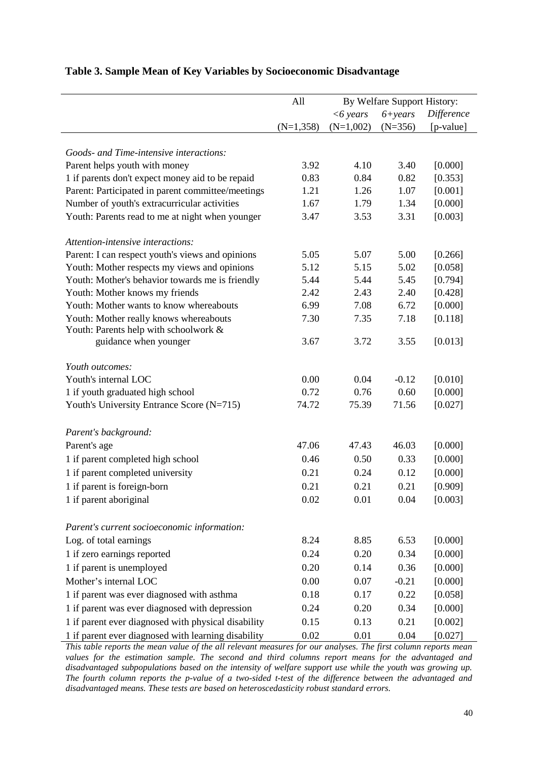**Table 3. Sample Mean of Key Variables by Socioeconomic Disadvantage**

| | All | By Welfare Support History: | | |
|---|---|---|---|---|
| | | *<6 years* | *6+years* | *Difference* |
| | (N=1,358) | (N=1,002) | (N=356) | [p-value] |
| *Goods- and Time-intensive interactions:* | | | | |
| Parent helps youth with money | 3.92 | 4.10 | 3.40 | [0.000] |
| 1 if parents don't expect money aid to be repaid | 0.83 | 0.84 | 0.82 | [0.353] |
| Parent: Participated in parent committee/meetings | 1.21 | 1.26 | 1.07 | [0.001] |
| Number of youth's extracurricular activities | 1.67 | 1.79 | 1.34 | [0.000] |
| Youth: Parents read to me at night when younger | 3.47 | 3.53 | 3.31 | [0.003] |
| *Attention-intensive interactions:* | | | | |
| Parent: I can respect youth's views and opinions | 5.05 | 5.07 | 5.00 | [0.266] |
| Youth: Mother respects my views and opinions | 5.12 | 5.15 | 5.02 | [0.058] |
| Youth: Mother's behavior towards me is friendly | 5.44 | 5.44 | 5.45 | [0.794] |
| Youth: Mother knows my friends | 2.42 | 2.43 | 2.40 | [0.428] |
| Youth: Mother wants to know whereabouts | 6.99 | 7.08 | 6.72 | [0.000] |
| Youth: Mother really knows whereabouts | 7.30 | 7.35 | 7.18 | [0.118] |
| Youth: Parents help with schoolwork & guidance when younger | 3.67 | 3.72 | 3.55 | [0.013] |
| *Youth outcomes:* | | | | |
| Youth's internal LOC | 0.00 | 0.04 | -0.12 | [0.010] |
| 1 if youth graduated high school | 0.72 | 0.76 | 0.60 | [0.000] |
| Youth's University Entrance Score (N=715) | 74.72 | 75.39 | 71.56 | [0.027] |
| *Parent's background:* | | | | |
| Parent's age | 47.06 | 47.43 | 46.03 | [0.000] |
| 1 if parent completed high school | 0.46 | 0.50 | 0.33 | [0.000] |
| 1 if parent completed university | 0.21 | 0.24 | 0.12 | [0.000] |
| 1 if parent is foreign-born | 0.21 | 0.21 | 0.21 | [0.909] |
| 1 if parent aboriginal | 0.02 | 0.01 | 0.04 | [0.003] |
| *Parent's current socioeconomic information:* | | | | |
| Log. of total earnings | 8.24 | 8.85 | 6.53 | [0.000] |
| 1 if zero earnings reported | 0.24 | 0.20 | 0.34 | [0.000] |
| 1 if parent is unemployed | 0.20 | 0.14 | 0.36 | [0.000] |
| Mother's internal LOC | 0.00 | 0.07 | -0.21 | [0.000] |
| 1 if parent was ever diagnosed with asthma | 0.18 | 0.17 | 0.22 | [0.058] |
| 1 if parent was ever diagnosed with depression | 0.24 | 0.20 | 0.34 | [0.000] |
| 1 if parent ever diagnosed with physical disability | 0.15 | 0.13 | 0.21 | [0.002] |
| 1 if parent ever diagnosed with learning disability | 0.02 | 0.01 | 0.04 | [0.027] |

*This table reports the mean value of the all relevant measures for our analyses. The first column reports mean values for the estimation sample. The second and third columns report means for the advantaged and disadvantaged subpopulations based on the intensity of welfare support use while the youth was growing up. The fourth column reports the p-value of a two-sided t-test of the difference between the advantaged and disadvantaged means. These tests are based on heteroscedasticity robust standard errors.*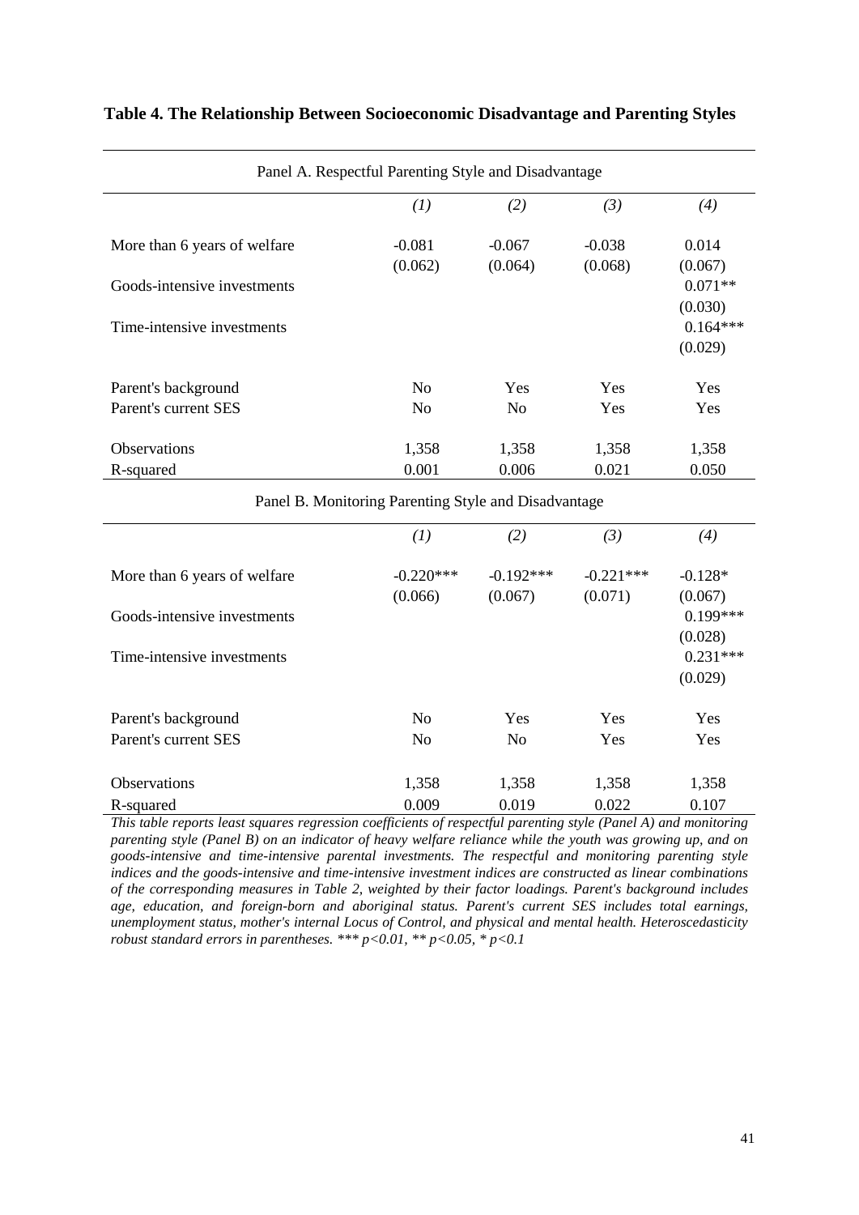**Table 4. The Relationship Between Socioeconomic Disadvantage and Parenting Styles**

| Panel A. Respectful Parenting Style and Disadvantage | | | | |
|---|---|---|---|---|
| | *(1)* | *(2)* | *(3)* | *(4)* |
| More than 6 years of welfare | -0.081 | -0.067 | -0.038 | 0.014 |
| | (0.062) | (0.064) | (0.068) | (0.067) |
| Goods-intensive investments | | | | 0.071** |
| | | | | (0.030) |
| Time-intensive investments | | | | 0.164*** |
| | | | | (0.029) |
| Parent's background | No | Yes | Yes | Yes |
| Parent's current SES | No | No | Yes | Yes |
| Observations | 1,358 | 1,358 | 1,358 | 1,358 |
| R-squared | 0.001 | 0.006 | 0.021 | 0.050 |

| Panel B. Monitoring Parenting Style and Disadvantage | | | | |
|---|---|---|---|---|
| | *(1)* | *(2)* | *(3)* | *(4)* |
| More than 6 years of welfare | -0.220*** | -0.192*** | -0.221*** | -0.128* |
| | (0.066) | (0.067) | (0.071) | (0.067) |
| Goods-intensive investments | | | | 0.199*** |
| | | | | (0.028) |
| Time-intensive investments | | | | 0.231*** |
| | | | | (0.029) |
| Parent's background | No | Yes | Yes | Yes |
| Parent's current SES | No | No | Yes | Yes |
| Observations | 1,358 | 1,358 | 1,358 | 1,358 |
| R-squared | 0.009 | 0.019 | 0.022 | 0.107 |

*This table reports least squares regression coefficients of respectful parenting style (Panel A) and monitoring parenting style (Panel B) on an indicator of heavy welfare reliance while the youth was growing up, and on goods-intensive and time-intensive parental investments. The respectful and monitoring parenting style indices and the goods-intensive and time-intensive investment indices are constructed as linear combinations of the corresponding measures in Table 2, weighted by their factor loadings. Parent's background includes age, education, and foreign-born and aboriginal status. Parent's current SES includes total earnings, unemployment status, mother's internal Locus of Control, and physical and mental health. Heteroscedasticity robust standard errors in parentheses. *** p<0.01, ** p<0.05, * p<0.1*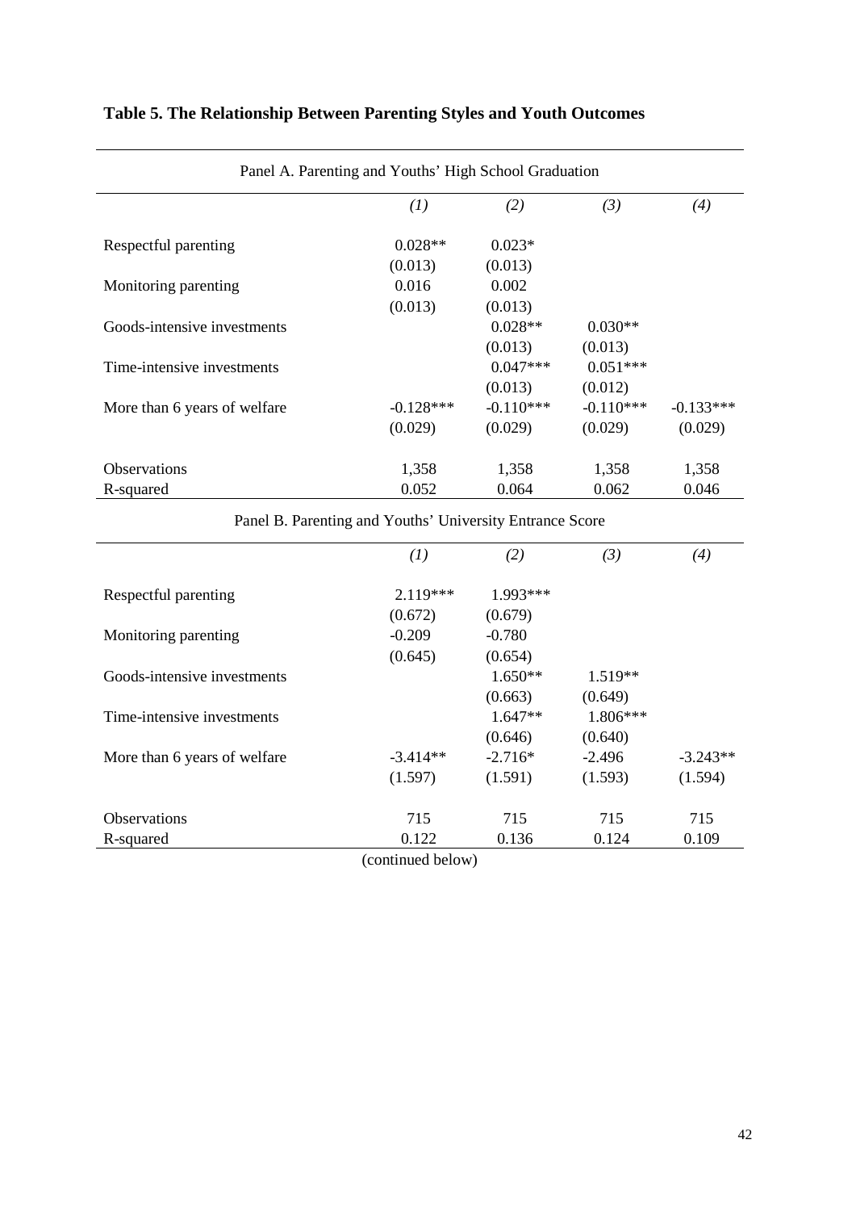**Table 5. The Relationship Between Parenting Styles and Youth Outcomes**

| Panel A. Parenting and Youths' High School Graduation | | | | |
|---|---|---|---|---|
| | *(1)* | *(2)* | *(3)* | *(4)* |
| Respectful parenting | 0.028** | 0.023* | | |
| | (0.013) | (0.013) | | |
| Monitoring parenting | 0.016 | 0.002 | | |
| | (0.013) | (0.013) | | |
| Goods-intensive investments | | 0.028** | 0.030** | |
| | | (0.013) | (0.013) | |
| Time-intensive investments | | 0.047*** | 0.051*** | |
| | | (0.013) | (0.012) | |
| More than 6 years of welfare | -0.128*** | -0.110*** | -0.110*** | -0.133*** |
| | (0.029) | (0.029) | (0.029) | (0.029) |
| Observations | 1,358 | 1,358 | 1,358 | 1,358 |
| R-squared | 0.052 | 0.064 | 0.062 | 0.046 |

| Panel B. Parenting and Youths' University Entrance Score | | | | |
|---|---|---|---|---|
| | *(1)* | *(2)* | *(3)* | *(4)* |
| Respectful parenting | 2.119*** | 1.993*** | | |
| | (0.672) | (0.679) | | |
| Monitoring parenting | -0.209 | -0.780 | | |
| | (0.645) | (0.654) | | |
| Goods-intensive investments | | 1.650** | 1.519** | |
| | | (0.663) | (0.649) | |
| Time-intensive investments | | 1.647** | 1.806*** | |
| | | (0.646) | (0.640) | |
| More than 6 years of welfare | -3.414** | -2.716* | -2.496 | -3.243** |
| | (1.597) | (1.591) | (1.593) | (1.594) |
| Observations | 715 | 715 | 715 | 715 |
| R-squared | 0.122 | 0.136 | 0.124 | 0.109 |

(continued below)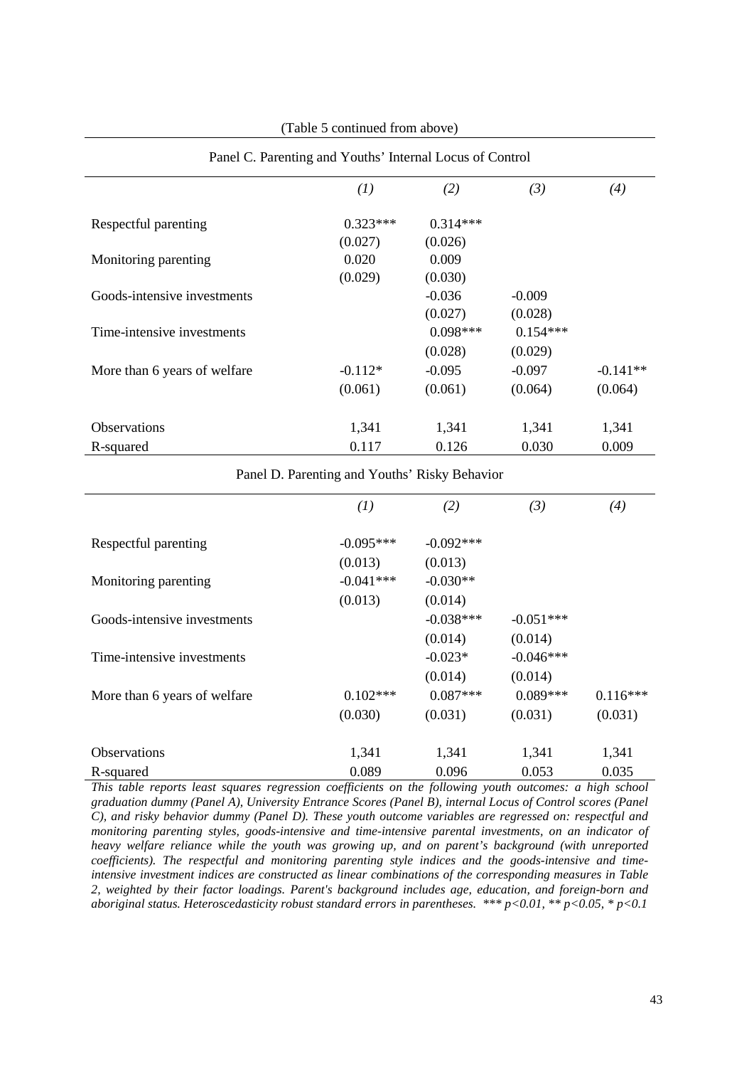(Table 5 continued from above)

Panel C. Parenting and Youths' Internal Locus of Control

| | *(1)* | *(2)* | *(3)* | *(4)* |
|---|---|---|---|---|
| Respectful parenting | 0.323*** | 0.314*** | | |
| | (0.027) | (0.026) | | |
| Monitoring parenting | 0.020 | 0.009 | | |
| | (0.029) | (0.030) | | |
| Goods-intensive investments | | -0.036 | -0.009 | |
| | | (0.027) | (0.028) | |
| Time-intensive investments | | 0.098*** | 0.154*** | |
| | | (0.028) | (0.029) | |
| More than 6 years of welfare | -0.112* | -0.095 | -0.097 | -0.141** |
| | (0.061) | (0.061) | (0.064) | (0.064) |
| Observations | 1,341 | 1,341 | 1,341 | 1,341 |
| R-squared | 0.117 | 0.126 | 0.030 | 0.009 |

Panel D. Parenting and Youths' Risky Behavior

| | *(1)* | *(2)* | *(3)* | *(4)* |
|---|---|---|---|---|
| Respectful parenting | -0.095*** | -0.092*** | | |
| | (0.013) | (0.013) | | |
| Monitoring parenting | -0.041*** | -0.030** | | |
| | (0.013) | (0.014) | | |
| Goods-intensive investments | | -0.038*** | -0.051*** | |
| | | (0.014) | (0.014) | |
| Time-intensive investments | | -0.023* | -0.046*** | |
| | | (0.014) | (0.014) | |
| More than 6 years of welfare | 0.102*** | 0.087*** | 0.089*** | 0.116*** |
| | (0.030) | (0.031) | (0.031) | (0.031) |
| Observations | 1,341 | 1,341 | 1,341 | 1,341 |
| R-squared | 0.089 | 0.096 | 0.053 | 0.035 |

*This table reports least squares regression coefficients on the following youth outcomes: a high school graduation dummy (Panel A), University Entrance Scores (Panel B), internal Locus of Control scores (Panel C), and risky behavior dummy (Panel D). These youth outcome variables are regressed on: respectful and monitoring parenting styles, goods-intensive and time-intensive parental investments, on an indicator of heavy welfare reliance while the youth was growing up, and on parent's background (with unreported coefficients). The respectful and monitoring parenting style indices and the goods-intensive and time-intensive investment indices are constructed as linear combinations of the corresponding measures in Table 2, weighted by their factor loadings. Parent's background includes age, education, and foreign-born and aboriginal status. Heteroscedasticity robust standard errors in parentheses. *** p<0.01, ** p<0.05, * p<0.1*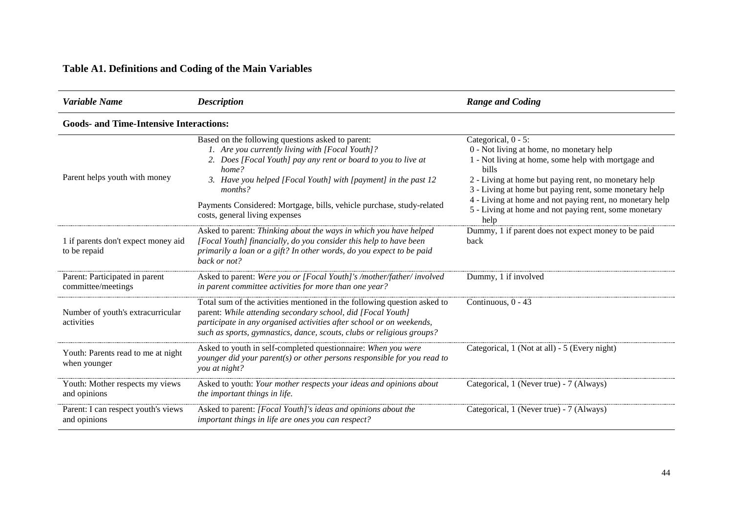## Table A1. Definitions and Coding of the Main Variables

| *Variable Name* | *Description* | *Range and Coding* |
|---|---|---|
| **Goods- and Time-Intensive Interactions:** | | |
| Parent helps youth with money | Based on the following questions asked to parent:<br>1. *Are you currently living with [Focal Youth]?*<br>2. *Does [Focal Youth] pay any rent or board to you to live at home?*<br>3. *Have you helped [Focal Youth] with [payment] in the past 12 months?*<br><br>Payments Considered: Mortgage, bills, vehicle purchase, study-related costs, general living expenses | Categorical, 0 - 5:<br>0 - Not living at home, no monetary help<br>1 - Not living at home, some help with mortgage and bills<br>2 - Living at home but paying rent, no monetary help<br>3 - Living at home but paying rent, some monetary help<br>4 - Living at home and not paying rent, no monetary help<br>5 - Living at home and not paying rent, some monetary help |
| 1 if parents don't expect money aid to be repaid | Asked to parent: *Thinking about the ways in which you have helped [Focal Youth] financially, do you consider this help to have been primarily a loan or a gift? In other words, do you expect to be paid back or not?* | Dummy, 1 if parent does not expect money to be paid back |
| Parent: Participated in parent committee/meetings | Asked to parent: *Were you or [Focal Youth]'s /mother/father/ involved in parent committee activities for more than one year?* | Dummy, 1 if involved |
| Number of youth's extracurricular activities | Total sum of the activities mentioned in the following question asked to parent: *While attending secondary school, did [Focal Youth] participate in any organised activities after school or on weekends, such as sports, gymnastics, dance, scouts, clubs or religious groups?* | Continuous, 0 - 43 |
| Youth: Parents read to me at night when younger | Asked to youth in self-completed questionnaire: *When you were younger did your parent(s) or other persons responsible for you read to you at night?* | Categorical, 1 (Not at all) - 5 (Every night) |
| Youth: Mother respects my views and opinions | Asked to youth: *Your mother respects your ideas and opinions about the important things in life.* | Categorical, 1 (Never true) - 7 (Always) |
| Parent: I can respect youth's views and opinions | Asked to parent: *[Focal Youth]'s ideas and opinions about the important things in life are ones you can respect?* | Categorical, 1 (Never true) - 7 (Always) |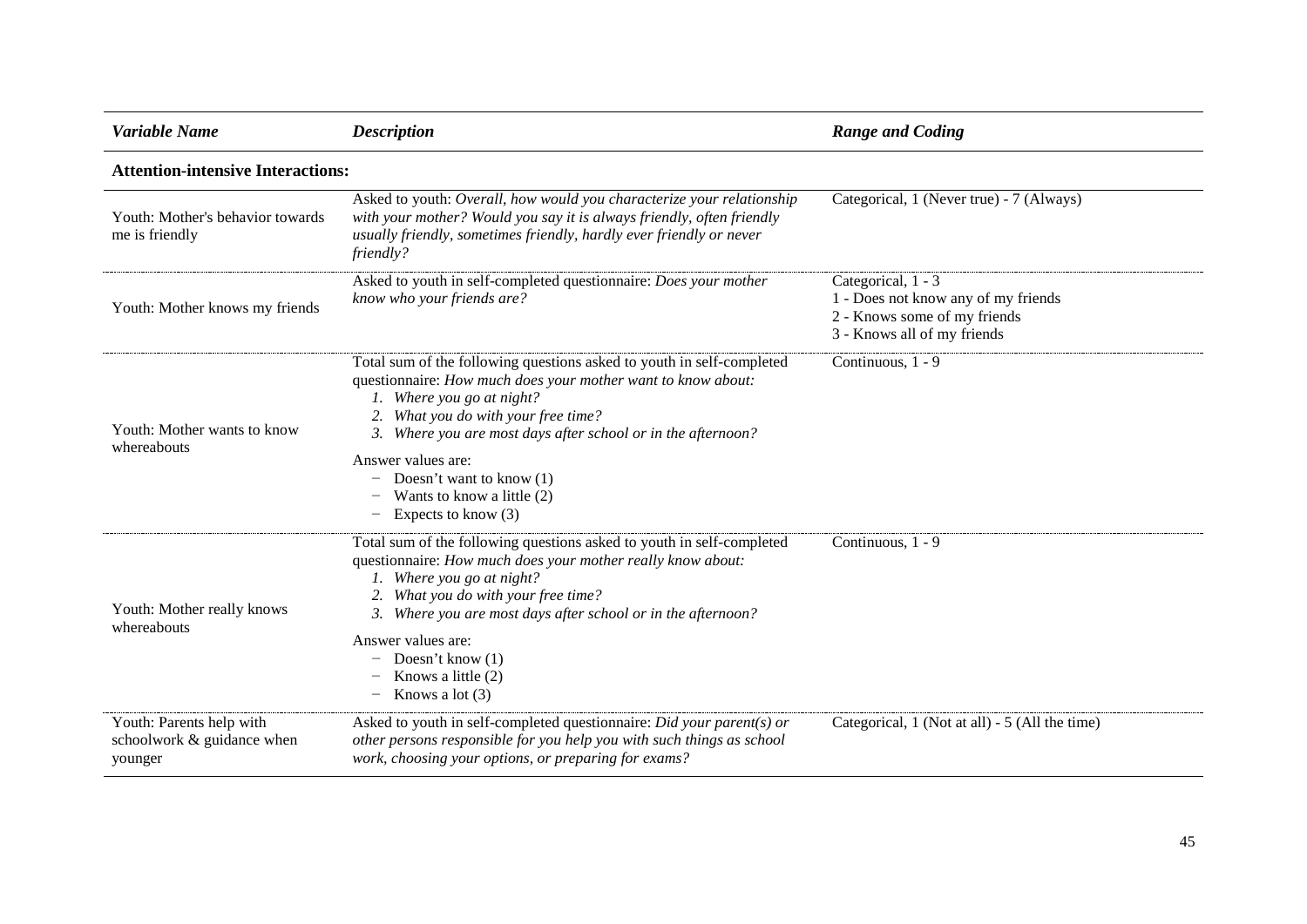| *Variable Name* | *Description* | *Range and Coding* |
|---|---|---|
| **Attention-intensive Interactions:** | | |
| Youth: Mother's behavior towards me is friendly | Asked to youth: *Overall, how would you characterize your relationship with your mother? Would you say it is always friendly, often friendly usually friendly, sometimes friendly, hardly ever friendly or never friendly?* | Categorical, 1 (Never true) - 7 (Always) |
| Youth: Mother knows my friends | Asked to youth in self-completed questionnaire: *Does your mother know who your friends are?* | Categorical, 1 - 3<br>1 - Does not know any of my friends<br>2 - Knows some of my friends<br>3 - Knows all of my friends |
| Youth: Mother wants to know whereabouts | Total sum of the following questions asked to youth in self-completed questionnaire: *How much does your mother want to know about:*<br>*1. Where you go at night?*<br>*2. What you do with your free time?*<br>*3. Where you are most days after school or in the afternoon?*<br>Answer values are:<br>− Doesn't want to know (1)<br>− Wants to know a little (2)<br>− Expects to know (3) | Continuous, 1 - 9 |
| Youth: Mother really knows whereabouts | Total sum of the following questions asked to youth in self-completed questionnaire: *How much does your mother really know about:*<br>*1. Where you go at night?*<br>*2. What you do with your free time?*<br>*3. Where you are most days after school or in the afternoon?*<br>Answer values are:<br>− Doesn't know (1)<br>− Knows a little (2)<br>− Knows a lot (3) | Continuous, 1 - 9 |
| Youth: Parents help with schoolwork & guidance when younger | Asked to youth in self-completed questionnaire: *Did your parent(s) or other persons responsible for you help you with such things as school work, choosing your options, or preparing for exams?* | Categorical, 1 (Not at all) - 5 (All the time) |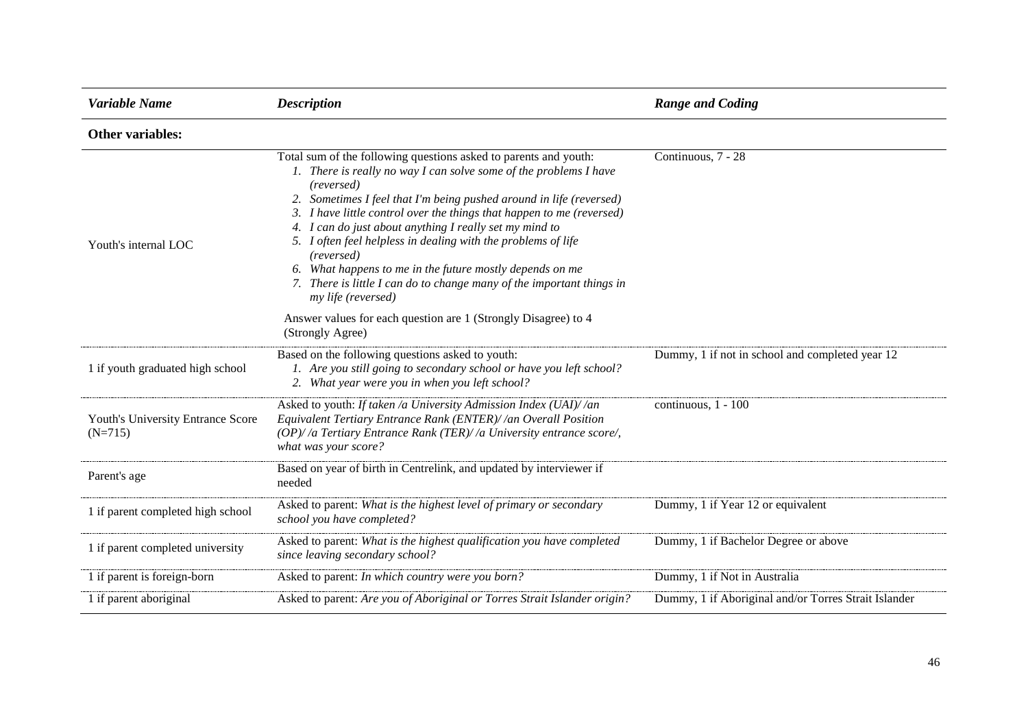| *Variable Name* | *Description* | *Range and Coding* |
|---|---|---|
| **Other variables:** | | |
| Youth's internal LOC | Total sum of the following questions asked to parents and youth:<br>1. *There is really no way I can solve some of the problems I have (reversed)*<br>2. *Sometimes I feel that I'm being pushed around in life (reversed)*<br>3. *I have little control over the things that happen to me (reversed)*<br>4. *I can do just about anything I really set my mind to*<br>5. *I often feel helpless in dealing with the problems of life (reversed)*<br>6. *What happens to me in the future mostly depends on me*<br>7. *There is little I can do to change many of the important things in my life (reversed)*<br><br>Answer values for each question are 1 (Strongly Disagree) to 4 (Strongly Agree) | Continuous, 7 - 28 |
| 1 if youth graduated high school | Based on the following questions asked to youth:<br>1. *Are you still going to secondary school or have you left school?*<br>2. *What year were you in when you left school?* | Dummy, 1 if not in school and completed year 12 |
| Youth's University Entrance Score (N=715) | Asked to youth: *If taken /a University Admission Index (UAI)/ /an Equivalent Tertiary Entrance Rank (ENTER)/ /an Overall Position (OP)/ /a Tertiary Entrance Rank (TER)/ /a University entrance score/, what was your score?* | continuous, 1 - 100 |
| Parent's age | Based on year of birth in Centrelink, and updated by interviewer if needed | |
| 1 if parent completed high school | Asked to parent: *What is the highest level of primary or secondary school you have completed?* | Dummy, 1 if Year 12 or equivalent |
| 1 if parent completed university | Asked to parent: *What is the highest qualification you have completed since leaving secondary school?* | Dummy, 1 if Bachelor Degree or above |
| 1 if parent is foreign-born | Asked to parent: *In which country were you born?* | Dummy, 1 if Not in Australia |
| 1 if parent aboriginal | Asked to parent: *Are you of Aboriginal or Torres Strait Islander origin?* | Dummy, 1 if Aboriginal and/or Torres Strait Islander |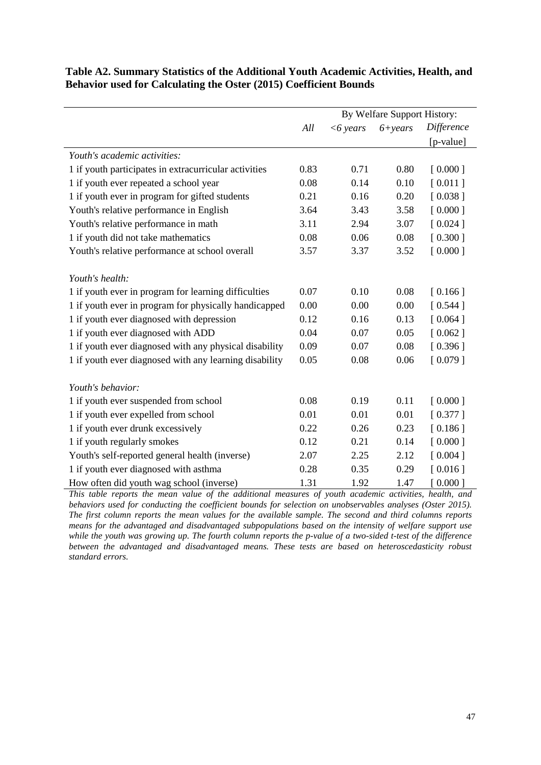**Table A2. Summary Statistics of the Additional Youth Academic Activities, Health, and Behavior used for Calculating the Oster (2015) Coefficient Bounds**

| | | By Welfare Support History: | | |
|---|---|---|---|---|
| | *All* | *<6 years* | *6+years* | *Difference* [p-value] |
| *Youth's academic activities:* | | | | |
| 1 if youth participates in extracurricular activities | 0.83 | 0.71 | 0.80 | [ 0.000 ] |
| 1 if youth ever repeated a school year | 0.08 | 0.14 | 0.10 | [ 0.011 ] |
| 1 if youth ever in program for gifted students | 0.21 | 0.16 | 0.20 | [ 0.038 ] |
| Youth's relative performance in English | 3.64 | 3.43 | 3.58 | [ 0.000 ] |
| Youth's relative performance in math | 3.11 | 2.94 | 3.07 | [ 0.024 ] |
| 1 if youth did not take mathematics | 0.08 | 0.06 | 0.08 | [ 0.300 ] |
| Youth's relative performance at school overall | 3.57 | 3.37 | 3.52 | [ 0.000 ] |
| *Youth's health:* | | | | |
| 1 if youth ever in program for learning difficulties | 0.07 | 0.10 | 0.08 | [ 0.166 ] |
| 1 if youth ever in program for physically handicapped | 0.00 | 0.00 | 0.00 | [ 0.544 ] |
| 1 if youth ever diagnosed with depression | 0.12 | 0.16 | 0.13 | [ 0.064 ] |
| 1 if youth ever diagnosed with ADD | 0.04 | 0.07 | 0.05 | [ 0.062 ] |
| 1 if youth ever diagnosed with any physical disability | 0.09 | 0.07 | 0.08 | [ 0.396 ] |
| 1 if youth ever diagnosed with any learning disability | 0.05 | 0.08 | 0.06 | [ 0.079 ] |
| *Youth's behavior:* | | | | |
| 1 if youth ever suspended from school | 0.08 | 0.19 | 0.11 | [ 0.000 ] |
| 1 if youth ever expelled from school | 0.01 | 0.01 | 0.01 | [ 0.377 ] |
| 1 if youth ever drunk excessively | 0.22 | 0.26 | 0.23 | [ 0.186 ] |
| 1 if youth regularly smokes | 0.12 | 0.21 | 0.14 | [ 0.000 ] |
| Youth's self-reported general health (inverse) | 2.07 | 2.25 | 2.12 | [ 0.004 ] |
| 1 if youth ever diagnosed with asthma | 0.28 | 0.35 | 0.29 | [ 0.016 ] |
| How often did youth wag school (inverse) | 1.31 | 1.92 | 1.47 | [ 0.000 ] |

*This table reports the mean value of the additional measures of youth academic activities, health, and behaviors used for conducting the coefficient bounds for selection on unobservables analyses (Oster 2015). The first column reports the mean values for the available sample. The second and third columns reports means for the advantaged and disadvantaged subpopulations based on the intensity of welfare support use while the youth was growing up. The fourth column reports the p-value of a two-sided t-test of the difference between the advantaged and disadvantaged means. These tests are based on heteroscedasticity robust standard errors.*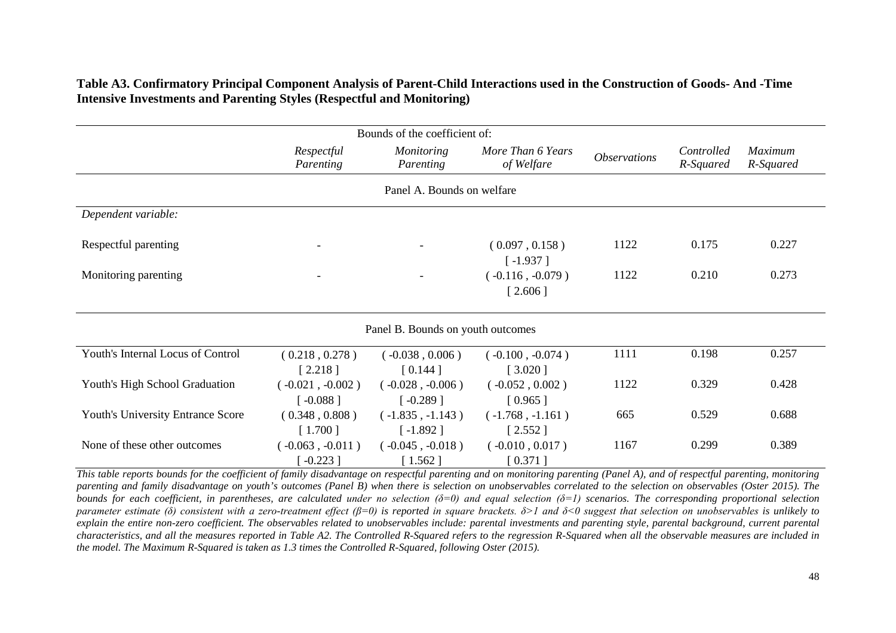**Table A3. Confirmatory Principal Component Analysis of Parent-Child Interactions used in the Construction of Goods- And -Time Intensive Investments and Parenting Styles (Respectful and Monitoring)**

| | Bounds of the coefficient of: | | | | | |
|---|---|---|---|---|---|---|
| | *Respectful Parenting* | *Monitoring Parenting* | *More Than 6 Years of Welfare* | *Observations* | *Controlled R-Squared* | *Maximum R-Squared* |
| **Panel A. Bounds on welfare** | | | | | | |
| *Dependent variable:* | | | | | | |
| Respectful parenting | - | - | ( 0.097 , 0.158 ) [ -1.937 ] | 1122 | 0.175 | 0.227 |
| Monitoring parenting | - | - | ( -0.116 , -0.079 ) [ 2.606 ] | 1122 | 0.210 | 0.273 |
| **Panel B. Bounds on youth outcomes** | | | | | | |
| Youth's Internal Locus of Control | ( 0.218 , 0.278 ) [ 2.218 ] | ( -0.038 , 0.006 ) [ 0.144 ] | ( -0.100 , -0.074 ) [ 3.020 ] | 1111 | 0.198 | 0.257 |
| Youth's High School Graduation | ( -0.021 , -0.002 ) [ -0.088 ] | ( -0.028 , -0.006 ) [ -0.289 ] | ( -0.052 , 0.002 ) [ 0.965 ] | 1122 | 0.329 | 0.428 |
| Youth's University Entrance Score | ( 0.348 , 0.808 ) [ 1.700 ] | ( -1.835 , -1.143 ) [ -1.892 ] | ( -1.768 , -1.161 ) [ 2.552 ] | 665 | 0.529 | 0.688 |
| None of these other outcomes | ( -0.063 , -0.011 ) [ -0.223 ] | ( -0.045 , -0.018 ) [ 1.562 ] | ( -0.010 , 0.017 ) [ 0.371 ] | 1167 | 0.299 | 0.389 |

*This table reports bounds for the coefficient of family disadvantage on respectful parenting and on monitoring parenting (Panel A), and of respectful parenting, monitoring parenting and family disadvantage on youth's outcomes (Panel B) when there is selection on unobservables correlated to the selection on observables (Oster 2015). The bounds for each coefficient, in parentheses, are calculated under no selection ($\delta=0$) and equal selection ($\delta=1$) scenarios. The corresponding proportional selection parameter estimate ($\delta$) consistent with a zero-treatment effect ($\beta=0$) is reported in square brackets. $\delta>1$ and $\delta<0$ suggest that selection on unobservables is unlikely to explain the entire non-zero coefficient. The observables related to unobservables include: parental investments and parenting style, parental background, current parental characteristics, and all the measures reported in Table A2. The Controlled R-Squared refers to the regression R-Squared when all the observable measures are included in the model. The Maximum R-Squared is taken as 1.3 times the Controlled R-Squared, following Oster (2015).*